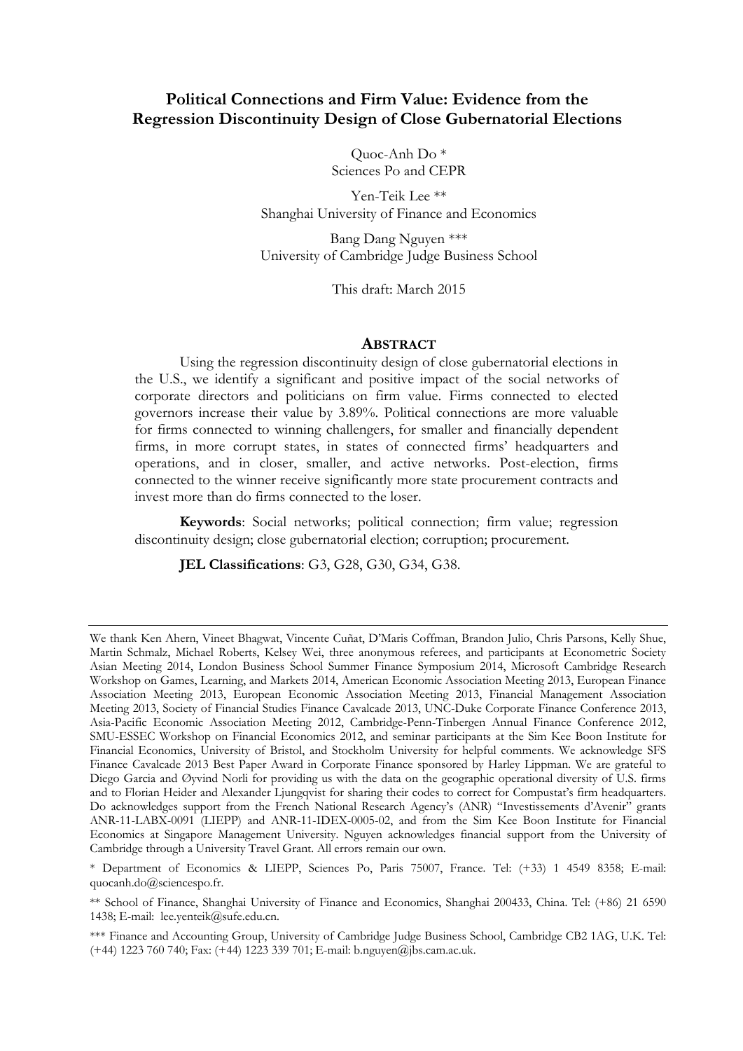# Political Connections and Firm Value: Evidence from the Regression Discontinuity Design of Close Gubernatorial Elections

Quoc-Anh Do *
Sciences Po and CEPR

Yen-Teik Lee **
Shanghai University of Finance and Economics

Bang Dang Nguyen ***
University of Cambridge Judge Business School

This draft: March 2015

## ABSTRACT

Using the regression discontinuity design of close gubernatorial elections in the U.S., we identify a significant and positive impact of the social networks of corporate directors and politicians on firm value. Firms connected to elected governors increase their value by 3.89%. Political connections are more valuable for firms connected to winning challengers, for smaller and financially dependent firms, in more corrupt states, in states of connected firms' headquarters and operations, and in closer, smaller, and active networks. Post-election, firms connected to the winner receive significantly more state procurement contracts and invest more than do firms connected to the loser.

**Keywords**: Social networks; political connection; firm value; regression discontinuity design; close gubernatorial election; corruption; procurement.

**JEL Classifications**: G3, G28, G30, G34, G38.

---

We thank Ken Ahern, Vineet Bhagwat, Vincente Cuñat, D'Maris Coffman, Brandon Julio, Chris Parsons, Kelly Shue, Martin Schmalz, Michael Roberts, Kelsey Wei, three anonymous referees, and participants at Econometric Society Asian Meeting 2014, London Business School Summer Finance Symposium 2014, Microsoft Cambridge Research Workshop on Games, Learning, and Markets 2014, American Economic Association Meeting 2013, European Finance Association Meeting 2013, European Economic Association Meeting 2013, Financial Management Association Meeting 2013, Society of Financial Studies Finance Cavalcade 2013, UNC-Duke Corporate Finance Conference 2013, Asia-Pacific Economic Association Meeting 2012, Cambridge-Penn-Tinbergen Annual Finance Conference 2012, SMU-ESSEC Workshop on Financial Economics 2012, and seminar participants at the Sim Kee Boon Institute for Financial Economics, University of Bristol, and Stockholm University for helpful comments. We acknowledge SFS Finance Cavalcade 2013 Best Paper Award in Corporate Finance sponsored by Harley Lippman. We are grateful to Diego Garcia and Øyvind Norli for providing us with the data on the geographic operational diversity of U.S. firms and to Florian Heider and Alexander Ljungqvist for sharing their codes to correct for Compustat's firm headquarters. Do acknowledges support from the French National Research Agency's (ANR) "Investissements d'Avenir" grants ANR-11-LABX-0091 (LIEPP) and ANR-11-IDEX-0005-02, and from the Sim Kee Boon Institute for Financial Economics at Singapore Management University. Nguyen acknowledges financial support from the University of Cambridge through a University Travel Grant. All errors remain our own.

\* Department of Economics & LIEPP, Sciences Po, Paris 75007, France. Tel: (+33) 1 4549 8358; E-mail: quocanh.do@sciencespo.fr.

\** School of Finance, Shanghai University of Finance and Economics, Shanghai 200433, China. Tel: (+86) 21 6590 1438; E-mail: lee.yenteik@sufe.edu.cn.

\*** Finance and Accounting Group, University of Cambridge Judge Business School, Cambridge CB2 1AG, U.K. Tel: (+44) 1223 760 740; Fax: (+44) 1223 339 701; E-mail: b.nguyen@jbs.cam.ac.uk.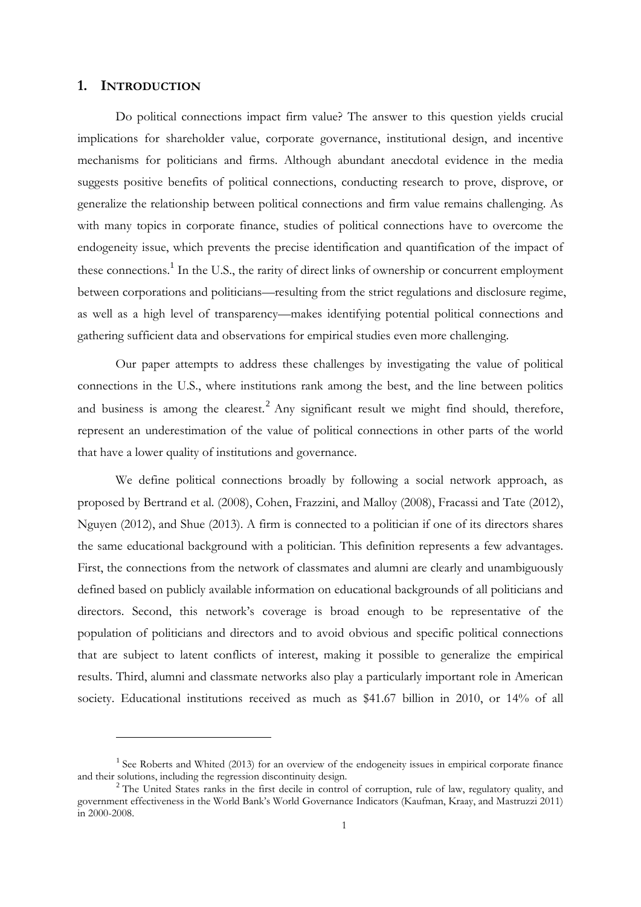## 1. INTRODUCTION

Do political connections impact firm value? The answer to this question yields crucial implications for shareholder value, corporate governance, institutional design, and incentive mechanisms for politicians and firms. Although abundant anecdotal evidence in the media suggests positive benefits of political connections, conducting research to prove, disprove, or generalize the relationship between political connections and firm value remains challenging. As with many topics in corporate finance, studies of political connections have to overcome the endogeneity issue, which prevents the precise identification and quantification of the impact of these connections.[1] In the U.S., the rarity of direct links of ownership or concurrent employment between corporations and politicians—resulting from the strict regulations and disclosure regime, as well as a high level of transparency—makes identifying potential political connections and gathering sufficient data and observations for empirical studies even more challenging.

Our paper attempts to address these challenges by investigating the value of political connections in the U.S., where institutions rank among the best, and the line between politics and business is among the clearest.[2] Any significant result we might find should, therefore, represent an underestimation of the value of political connections in other parts of the world that have a lower quality of institutions and governance.

We define political connections broadly by following a social network approach, as proposed by Bertrand et al. (2008), Cohen, Frazzini, and Malloy (2008), Fracassi and Tate (2012), Nguyen (2012), and Shue (2013). A firm is connected to a politician if one of its directors shares the same educational background with a politician. This definition represents a few advantages. First, the connections from the network of classmates and alumni are clearly and unambiguously defined based on publicly available information on educational backgrounds of all politicians and directors. Second, this network's coverage is broad enough to be representative of the population of politicians and directors and to avoid obvious and specific political connections that are subject to latent conflicts of interest, making it possible to generalize the empirical results. Third, alumni and classmate networks also play a particularly important role in American society. Educational institutions received as much as $41.67 billion in 2010, or 14% of all

---

[1] See Roberts and Whited (2013) for an overview of the endogeneity issues in empirical corporate finance and their solutions, including the regression discontinuity design.

[2] The United States ranks in the first decile in control of corruption, rule of law, regulatory quality, and government effectiveness in the World Bank's World Governance Indicators (Kaufman, Kraay, and Mastruzzi 2011) in 2000-2008.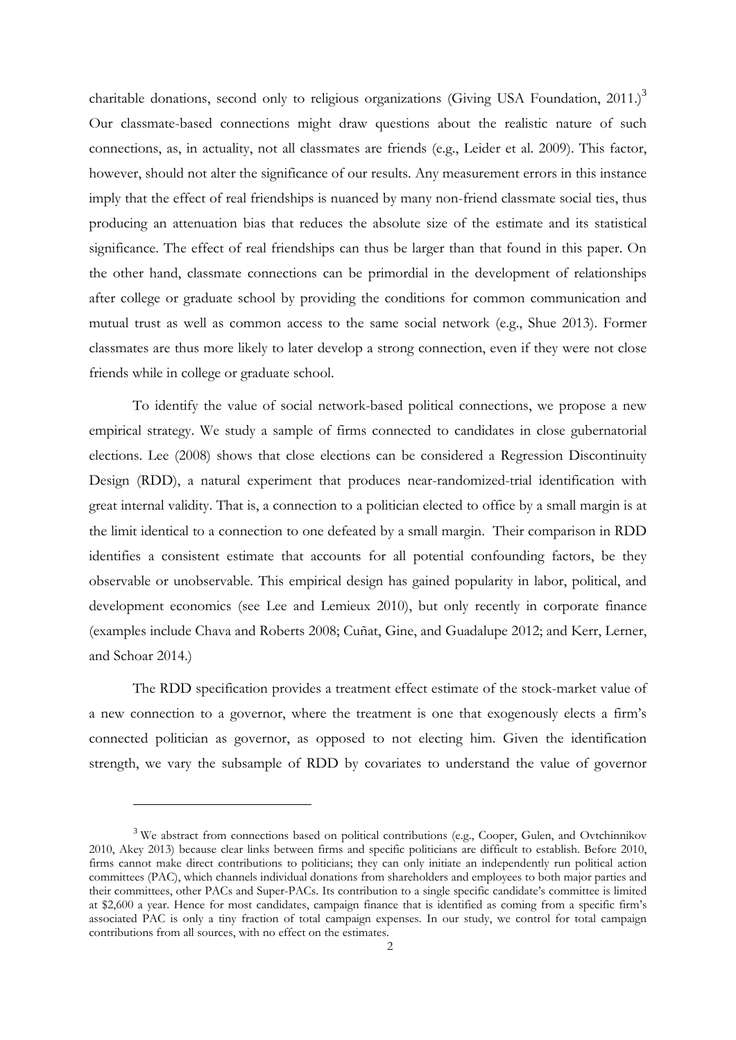charitable donations, second only to religious organizations (Giving USA Foundation, 2011.)[3] Our classmate-based connections might draw questions about the realistic nature of such connections, as, in actuality, not all classmates are friends (e.g., Leider et al. 2009). This factor, however, should not alter the significance of our results. Any measurement errors in this instance imply that the effect of real friendships is nuanced by many non-friend classmate social ties, thus producing an attenuation bias that reduces the absolute size of the estimate and its statistical significance. The effect of real friendships can thus be larger than that found in this paper. On the other hand, classmate connections can be primordial in the development of relationships after college or graduate school by providing the conditions for common communication and mutual trust as well as common access to the same social network (e.g., Shue 2013). Former classmates are thus more likely to later develop a strong connection, even if they were not close friends while in college or graduate school.

To identify the value of social network-based political connections, we propose a new empirical strategy. We study a sample of firms connected to candidates in close gubernatorial elections. Lee (2008) shows that close elections can be considered a Regression Discontinuity Design (RDD), a natural experiment that produces near-randomized-trial identification with great internal validity. That is, a connection to a politician elected to office by a small margin is at the limit identical to a connection to one defeated by a small margin. Their comparison in RDD identifies a consistent estimate that accounts for all potential confounding factors, be they observable or unobservable. This empirical design has gained popularity in labor, political, and development economics (see Lee and Lemieux 2010), but only recently in corporate finance (examples include Chava and Roberts 2008; Cuñat, Gine, and Guadalupe 2012; and Kerr, Lerner, and Schoar 2014.)

The RDD specification provides a treatment effect estimate of the stock-market value of a new connection to a governor, where the treatment is one that exogenously elects a firm's connected politician as governor, as opposed to not electing him. Given the identification strength, we vary the subsample of RDD by covariates to understand the value of governor

---

[3] We abstract from connections based on political contributions (e.g., Cooper, Gulen, and Ovtchinnikov 2010, Akey 2013) because clear links between firms and specific politicians are difficult to establish. Before 2010, firms cannot make direct contributions to politicians; they can only initiate an independently run political action committees (PAC), which channels individual donations from shareholders and employees to both major parties and their committees, other PACs and Super-PACs. Its contribution to a single specific candidate's committee is limited at $2,600 a year. Hence for most candidates, campaign finance that is identified as coming from a specific firm's associated PAC is only a tiny fraction of total campaign expenses. In our study, we control for total campaign contributions from all sources, with no effect on the estimates.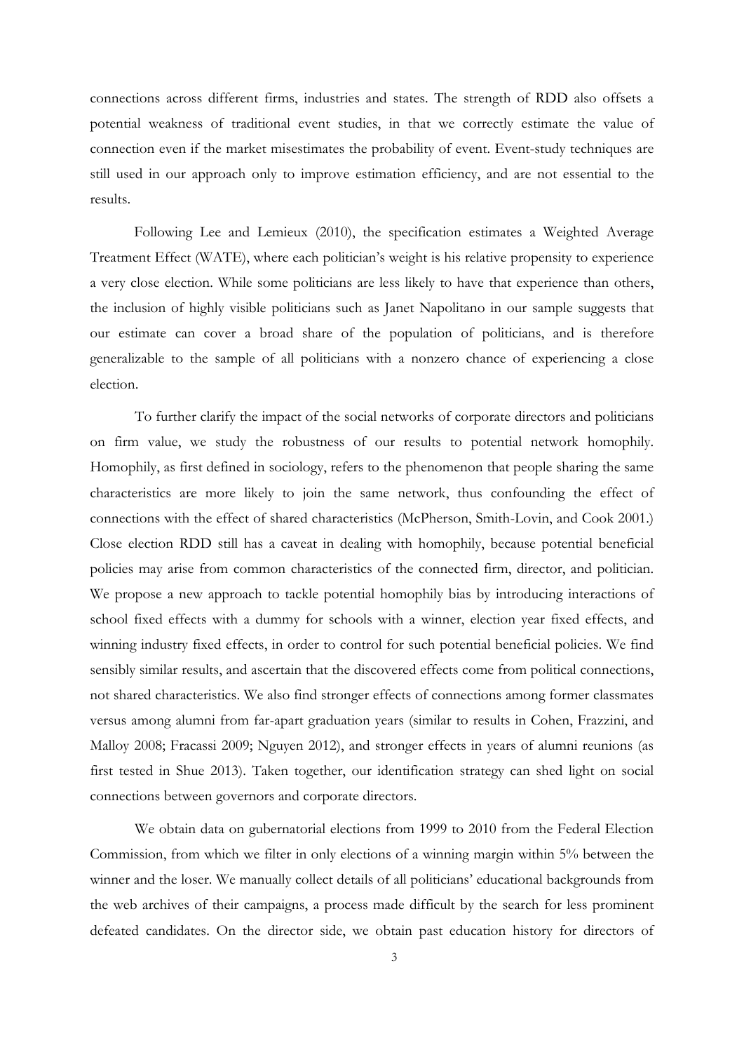connections across different firms, industries and states. The strength of RDD also offsets a potential weakness of traditional event studies, in that we correctly estimate the value of connection even if the market misestimates the probability of event. Event-study techniques are still used in our approach only to improve estimation efficiency, and are not essential to the results.

Following Lee and Lemieux (2010), the specification estimates a Weighted Average Treatment Effect (WATE), where each politician's weight is his relative propensity to experience a very close election. While some politicians are less likely to have that experience than others, the inclusion of highly visible politicians such as Janet Napolitano in our sample suggests that our estimate can cover a broad share of the population of politicians, and is therefore generalizable to the sample of all politicians with a nonzero chance of experiencing a close election.

To further clarify the impact of the social networks of corporate directors and politicians on firm value, we study the robustness of our results to potential network homophily. Homophily, as first defined in sociology, refers to the phenomenon that people sharing the same characteristics are more likely to join the same network, thus confounding the effect of connections with the effect of shared characteristics (McPherson, Smith-Lovin, and Cook 2001.) Close election RDD still has a caveat in dealing with homophily, because potential beneficial policies may arise from common characteristics of the connected firm, director, and politician. We propose a new approach to tackle potential homophily bias by introducing interactions of school fixed effects with a dummy for schools with a winner, election year fixed effects, and winning industry fixed effects, in order to control for such potential beneficial policies. We find sensibly similar results, and ascertain that the discovered effects come from political connections, not shared characteristics. We also find stronger effects of connections among former classmates versus among alumni from far-apart graduation years (similar to results in Cohen, Frazzini, and Malloy 2008; Fracassi 2009; Nguyen 2012), and stronger effects in years of alumni reunions (as first tested in Shue 2013). Taken together, our identification strategy can shed light on social connections between governors and corporate directors.

We obtain data on gubernatorial elections from 1999 to 2010 from the Federal Election Commission, from which we filter in only elections of a winning margin within 5% between the winner and the loser. We manually collect details of all politicians' educational backgrounds from the web archives of their campaigns, a process made difficult by the search for less prominent defeated candidates. On the director side, we obtain past education history for directors of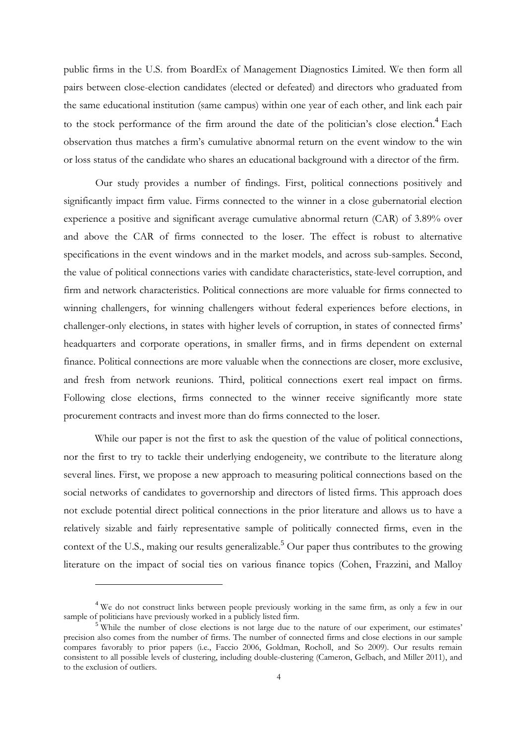public firms in the U.S. from BoardEx of Management Diagnostics Limited. We then form all pairs between close-election candidates (elected or defeated) and directors who graduated from the same educational institution (same campus) within one year of each other, and link each pair to the stock performance of the firm around the date of the politician's close election.[4] Each observation thus matches a firm's cumulative abnormal return on the event window to the win or loss status of the candidate who shares an educational background with a director of the firm.

Our study provides a number of findings. First, political connections positively and significantly impact firm value. Firms connected to the winner in a close gubernatorial election experience a positive and significant average cumulative abnormal return (CAR) of 3.89% over and above the CAR of firms connected to the loser. The effect is robust to alternative specifications in the event windows and in the market models, and across sub-samples. Second, the value of political connections varies with candidate characteristics, state-level corruption, and firm and network characteristics. Political connections are more valuable for firms connected to winning challengers, for winning challengers without federal experiences before elections, in challenger-only elections, in states with higher levels of corruption, in states of connected firms' headquarters and corporate operations, in smaller firms, and in firms dependent on external finance. Political connections are more valuable when the connections are closer, more exclusive, and fresh from network reunions. Third, political connections exert real impact on firms. Following close elections, firms connected to the winner receive significantly more state procurement contracts and invest more than do firms connected to the loser.

While our paper is not the first to ask the question of the value of political connections, nor the first to try to tackle their underlying endogeneity, we contribute to the literature along several lines. First, we propose a new approach to measuring political connections based on the social networks of candidates to governorship and directors of listed firms. This approach does not exclude potential direct political connections in the prior literature and allows us to have a relatively sizable and fairly representative sample of politically connected firms, even in the context of the U.S., making our results generalizable.[5] Our paper thus contributes to the growing literature on the impact of social ties on various finance topics (Cohen, Frazzini, and Malloy

---

[4] We do not construct links between people previously working in the same firm, as only a few in our sample of politicians have previously worked in a publicly listed firm.

[5] While the number of close elections is not large due to the nature of our experiment, our estimates' precision also comes from the number of firms. The number of connected firms and close elections in our sample compares favorably to prior papers (i.e., Faccio 2006, Goldman, Rocholl, and So 2009). Our results remain consistent to all possible levels of clustering, including double-clustering (Cameron, Gelbach, and Miller 2011), and to the exclusion of outliers.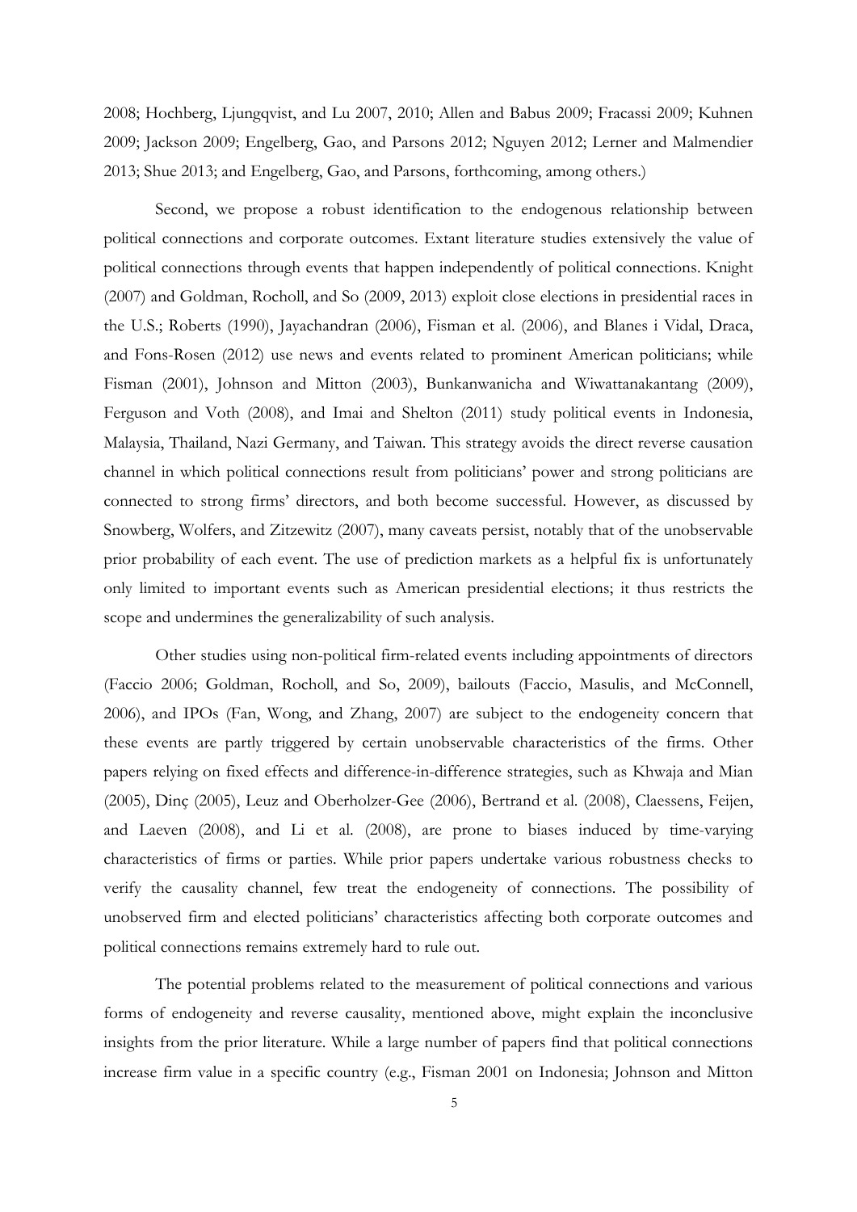2008; Hochberg, Ljungqvist, and Lu 2007, 2010; Allen and Babus 2009; Fracassi 2009; Kuhnen 2009; Jackson 2009; Engelberg, Gao, and Parsons 2012; Nguyen 2012; Lerner and Malmendier 2013; Shue 2013; and Engelberg, Gao, and Parsons, forthcoming, among others.)

Second, we propose a robust identification to the endogenous relationship between political connections and corporate outcomes. Extant literature studies extensively the value of political connections through events that happen independently of political connections. Knight (2007) and Goldman, Rocholl, and So (2009, 2013) exploit close elections in presidential races in the U.S.; Roberts (1990), Jayachandran (2006), Fisman et al. (2006), and Blanes i Vidal, Draca, and Fons-Rosen (2012) use news and events related to prominent American politicians; while Fisman (2001), Johnson and Mitton (2003), Bunkanwanicha and Wiwattanakantang (2009), Ferguson and Voth (2008), and Imai and Shelton (2011) study political events in Indonesia, Malaysia, Thailand, Nazi Germany, and Taiwan. This strategy avoids the direct reverse causation channel in which political connections result from politicians' power and strong politicians are connected to strong firms' directors, and both become successful. However, as discussed by Snowberg, Wolfers, and Zitzewitz (2007), many caveats persist, notably that of the unobservable prior probability of each event. The use of prediction markets as a helpful fix is unfortunately only limited to important events such as American presidential elections; it thus restricts the scope and undermines the generalizability of such analysis.

Other studies using non-political firm-related events including appointments of directors (Faccio 2006; Goldman, Rocholl, and So, 2009), bailouts (Faccio, Masulis, and McConnell, 2006), and IPOs (Fan, Wong, and Zhang, 2007) are subject to the endogeneity concern that these events are partly triggered by certain unobservable characteristics of the firms. Other papers relying on fixed effects and difference-in-difference strategies, such as Khwaja and Mian (2005), Dinç (2005), Leuz and Oberholzer-Gee (2006), Bertrand et al. (2008), Claessens, Feijen, and Laeven (2008), and Li et al. (2008), are prone to biases induced by time-varying characteristics of firms or parties. While prior papers undertake various robustness checks to verify the causality channel, few treat the endogeneity of connections. The possibility of unobserved firm and elected politicians' characteristics affecting both corporate outcomes and political connections remains extremely hard to rule out.

The potential problems related to the measurement of political connections and various forms of endogeneity and reverse causality, mentioned above, might explain the inconclusive insights from the prior literature. While a large number of papers find that political connections increase firm value in a specific country (e.g., Fisman 2001 on Indonesia; Johnson and Mitton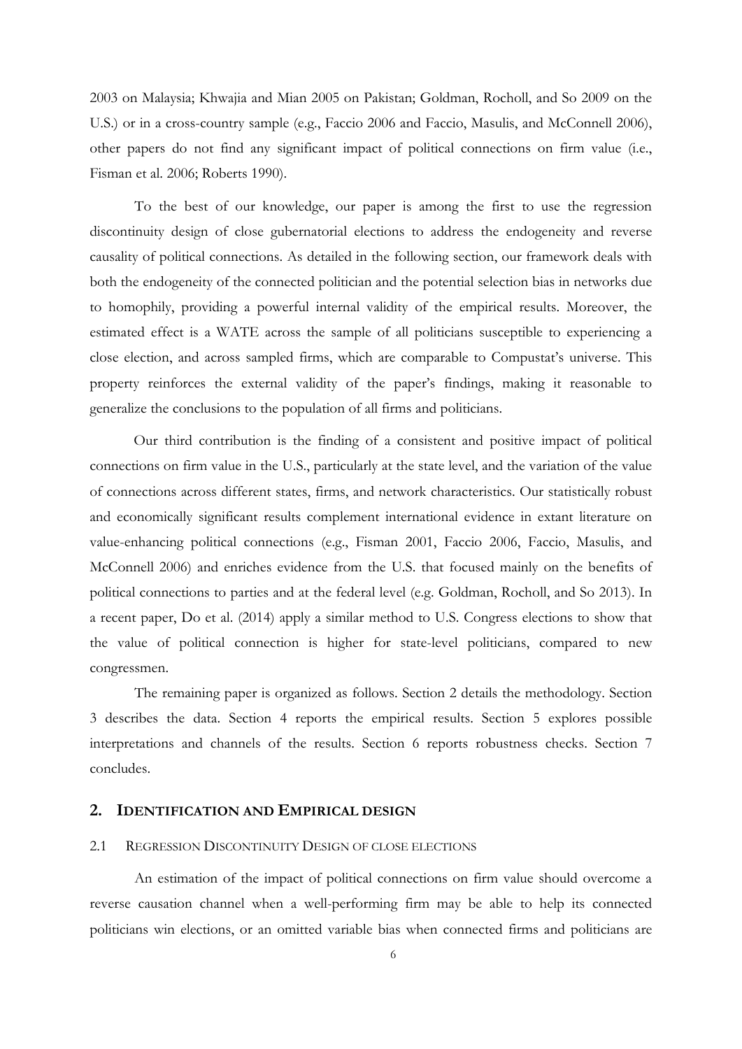2003 on Malaysia; Khwajia and Mian 2005 on Pakistan; Goldman, Rocholl, and So 2009 on the U.S.) or in a cross-country sample (e.g., Faccio 2006 and Faccio, Masulis, and McConnell 2006), other papers do not find any significant impact of political connections on firm value (i.e., Fisman et al. 2006; Roberts 1990).

To the best of our knowledge, our paper is among the first to use the regression discontinuity design of close gubernatorial elections to address the endogeneity and reverse causality of political connections. As detailed in the following section, our framework deals with both the endogeneity of the connected politician and the potential selection bias in networks due to homophily, providing a powerful internal validity of the empirical results. Moreover, the estimated effect is a WATE across the sample of all politicians susceptible to experiencing a close election, and across sampled firms, which are comparable to Compustat's universe. This property reinforces the external validity of the paper's findings, making it reasonable to generalize the conclusions to the population of all firms and politicians.

Our third contribution is the finding of a consistent and positive impact of political connections on firm value in the U.S., particularly at the state level, and the variation of the value of connections across different states, firms, and network characteristics. Our statistically robust and economically significant results complement international evidence in extant literature on value-enhancing political connections (e.g., Fisman 2001, Faccio 2006, Faccio, Masulis, and McConnell 2006) and enriches evidence from the U.S. that focused mainly on the benefits of political connections to parties and at the federal level (e.g. Goldman, Rocholl, and So 2013). In a recent paper, Do et al. (2014) apply a similar method to U.S. Congress elections to show that the value of political connection is higher for state-level politicians, compared to new congressmen.

The remaining paper is organized as follows. Section 2 details the methodology. Section 3 describes the data. Section 4 reports the empirical results. Section 5 explores possible interpretations and channels of the results. Section 6 reports robustness checks. Section 7 concludes.

## 2. IDENTIFICATION AND EMPIRICAL DESIGN

### 2.1 REGRESSION DISCONTINUITY DESIGN OF CLOSE ELECTIONS

An estimation of the impact of political connections on firm value should overcome a reverse causation channel when a well-performing firm may be able to help its connected politicians win elections, or an omitted variable bias when connected firms and politicians are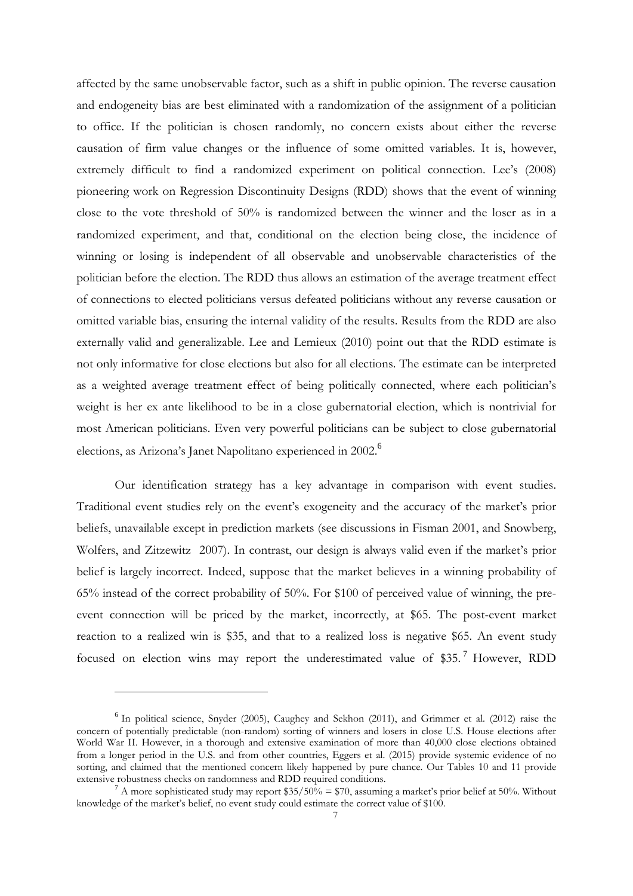affected by the same unobservable factor, such as a shift in public opinion. The reverse causation and endogeneity bias are best eliminated with a randomization of the assignment of a politician to office. If the politician is chosen randomly, no concern exists about either the reverse causation of firm value changes or the influence of some omitted variables. It is, however, extremely difficult to find a randomized experiment on political connection. Lee's (2008) pioneering work on Regression Discontinuity Designs (RDD) shows that the event of winning close to the vote threshold of 50% is randomized between the winner and the loser as in a randomized experiment, and that, conditional on the election being close, the incidence of winning or losing is independent of all observable and unobservable characteristics of the politician before the election. The RDD thus allows an estimation of the average treatment effect of connections to elected politicians versus defeated politicians without any reverse causation or omitted variable bias, ensuring the internal validity of the results. Results from the RDD are also externally valid and generalizable. Lee and Lemieux (2010) point out that the RDD estimate is not only informative for close elections but also for all elections. The estimate can be interpreted as a weighted average treatment effect of being politically connected, where each politician's weight is her ex ante likelihood to be in a close gubernatorial election, which is nontrivial for most American politicians. Even very powerful politicians can be subject to close gubernatorial elections, as Arizona's Janet Napolitano experienced in 2002.[6]

Our identification strategy has a key advantage in comparison with event studies. Traditional event studies rely on the event's exogeneity and the accuracy of the market's prior beliefs, unavailable except in prediction markets (see discussions in Fisman 2001, and Snowberg, Wolfers, and Zitzewitz 2007). In contrast, our design is always valid even if the market's prior belief is largely incorrect. Indeed, suppose that the market believes in a winning probability of 65% instead of the correct probability of 50%. For $100 of perceived value of winning, the pre-event connection will be priced by the market, incorrectly, at $65. The post-event market reaction to a realized win is $35, and that to a realized loss is negative $65. An event study focused on election wins may report the underestimated value of $35.[7] However, RDD

---

[6] In political science, Snyder (2005), Caughey and Sekhon (2011), and Grimmer et al. (2012) raise the concern of potentially predictable (non-random) sorting of winners and losers in close U.S. House elections after World War II. However, in a thorough and extensive examination of more than 40,000 close elections obtained from a longer period in the U.S. and from other countries, Eggers et al. (2015) provide systemic evidence of no sorting, and claimed that the mentioned concern likely happened by pure chance. Our Tables 10 and 11 provide extensive robustness checks on randomness and RDD required conditions.

[7] A more sophisticated study may report $35/50% = $70, assuming a market's prior belief at 50%. Without knowledge of the market's belief, no event study could estimate the correct value of $100.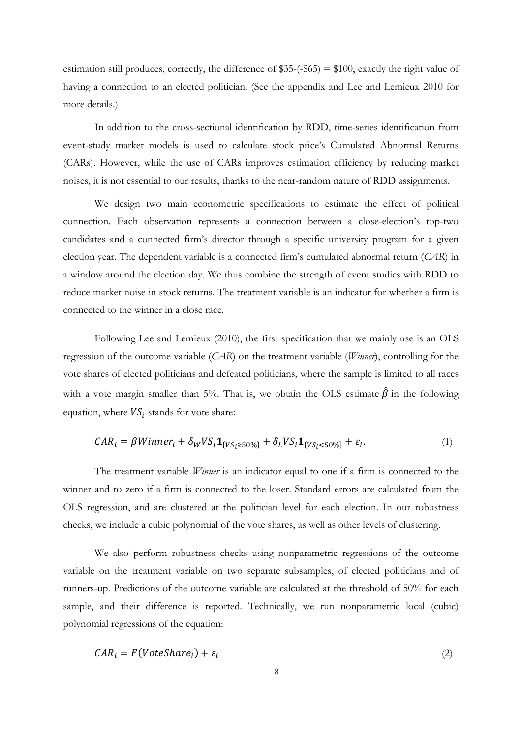estimation still produces, correctly, the difference of $35-(-$65) = $100, exactly the right value of having a connection to an elected politician. (See the appendix and Lee and Lemieux 2010 for more details.)

In addition to the cross-sectional identification by RDD, time-series identification from event-study market models is used to calculate stock price's Cumulated Abnormal Returns (CARs). However, while the use of CARs improves estimation efficiency by reducing market noises, it is not essential to our results, thanks to the near-random nature of RDD assignments.

We design two main econometric specifications to estimate the effect of political connection. Each observation represents a connection between a close-election's top-two candidates and a connected firm's director through a specific university program for a given election year. The dependent variable is a connected firm's cumulated abnormal return (*CAR*) in a window around the election day. We thus combine the strength of event studies with RDD to reduce market noise in stock returns. The treatment variable is an indicator for whether a firm is connected to the winner in a close race.

Following Lee and Lemieux (2010), the first specification that we mainly use is an OLS regression of the outcome variable (*CAR*) on the treatment variable (*Winner*), controlling for the vote shares of elected politicians and defeated politicians, where the sample is limited to all races with a vote margin smaller than 5%. That is, we obtain the OLS estimate $\hat{\beta}$ in the following equation, where $VS_i$ stands for vote share:

$$CAR_i = \beta Winner_i + \delta_W VS_i \mathbf{1}_{\{VS_i \geq 50\%\}} + \delta_L VS_i \mathbf{1}_{\{VS_i < 50\%\}} + \varepsilon_i. \tag{1}$$

The treatment variable *Winner* is an indicator equal to one if a firm is connected to the winner and to zero if a firm is connected to the loser. Standard errors are calculated from the OLS regression, and are clustered at the politician level for each election. In our robustness checks, we include a cubic polynomial of the vote shares, as well as other levels of clustering.

We also perform robustness checks using nonparametric regressions of the outcome variable on the treatment variable on two separate subsamples, of elected politicians and of runners-up. Predictions of the outcome variable are calculated at the threshold of 50% for each sample, and their difference is reported. Technically, we run nonparametric local (cubic) polynomial regressions of the equation:

$$CAR_i = F(VoteShare_i) + \varepsilon_i \tag{2}$$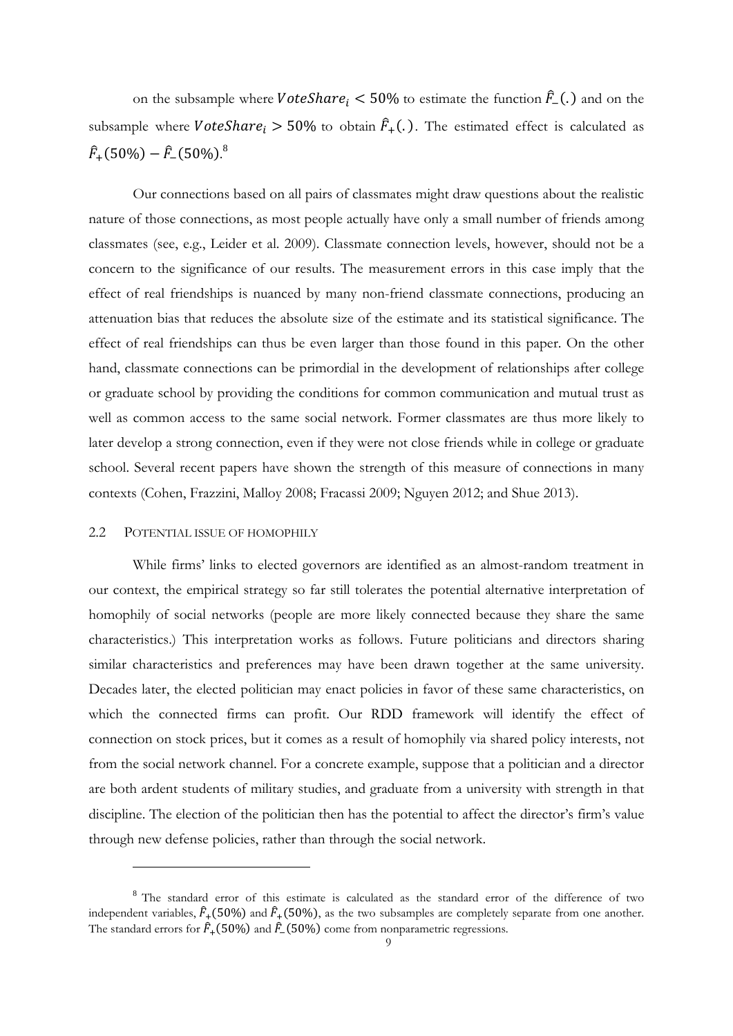on the subsample where $VoteShare_i < 50\%$ to estimate the function $\hat{F}_{-}(.)$ and on the subsample where $VoteShare_i > 50\%$ to obtain $\hat{F}_{+}(.)$. The estimated effect is calculated as $\hat{F}_{+}(50\%) - \hat{F}_{-}(50\%)$.[8]

Our connections based on all pairs of classmates might draw questions about the realistic nature of those connections, as most people actually have only a small number of friends among classmates (see, e.g., Leider et al. 2009). Classmate connection levels, however, should not be a concern to the significance of our results. The measurement errors in this case imply that the effect of real friendships is nuanced by many non-friend classmate connections, producing an attenuation bias that reduces the absolute size of the estimate and its statistical significance. The effect of real friendships can thus be even larger than those found in this paper. On the other hand, classmate connections can be primordial in the development of relationships after college or graduate school by providing the conditions for common communication and mutual trust as well as common access to the same social network. Former classmates are thus more likely to later develop a strong connection, even if they were not close friends while in college or graduate school. Several recent papers have shown the strength of this measure of connections in many contexts (Cohen, Frazzini, Malloy 2008; Fracassi 2009; Nguyen 2012; and Shue 2013).

## 2.2 POTENTIAL ISSUE OF HOMOPHILY

While firms' links to elected governors are identified as an almost-random treatment in our context, the empirical strategy so far still tolerates the potential alternative interpretation of homophily of social networks (people are more likely connected because they share the same characteristics.) This interpretation works as follows. Future politicians and directors sharing similar characteristics and preferences may have been drawn together at the same university. Decades later, the elected politician may enact policies in favor of these same characteristics, on which the connected firms can profit. Our RDD framework will identify the effect of connection on stock prices, but it comes as a result of homophily via shared policy interests, not from the social network channel. For a concrete example, suppose that a politician and a director are both ardent students of military studies, and graduate from a university with strength in that discipline. The election of the politician then has the potential to affect the director's firm's value through new defense policies, rather than through the social network.

[8] The standard error of this estimate is calculated as the standard error of the difference of two independent variables, $\hat{F}_{+}(50\%)$ and $\hat{F}_{+}(50\%)$, as the two subsamples are completely separate from one another. The standard errors for $\hat{F}_{+}(50\%)$ and $\hat{F}_{-}(50\%)$ come from nonparametric regressions.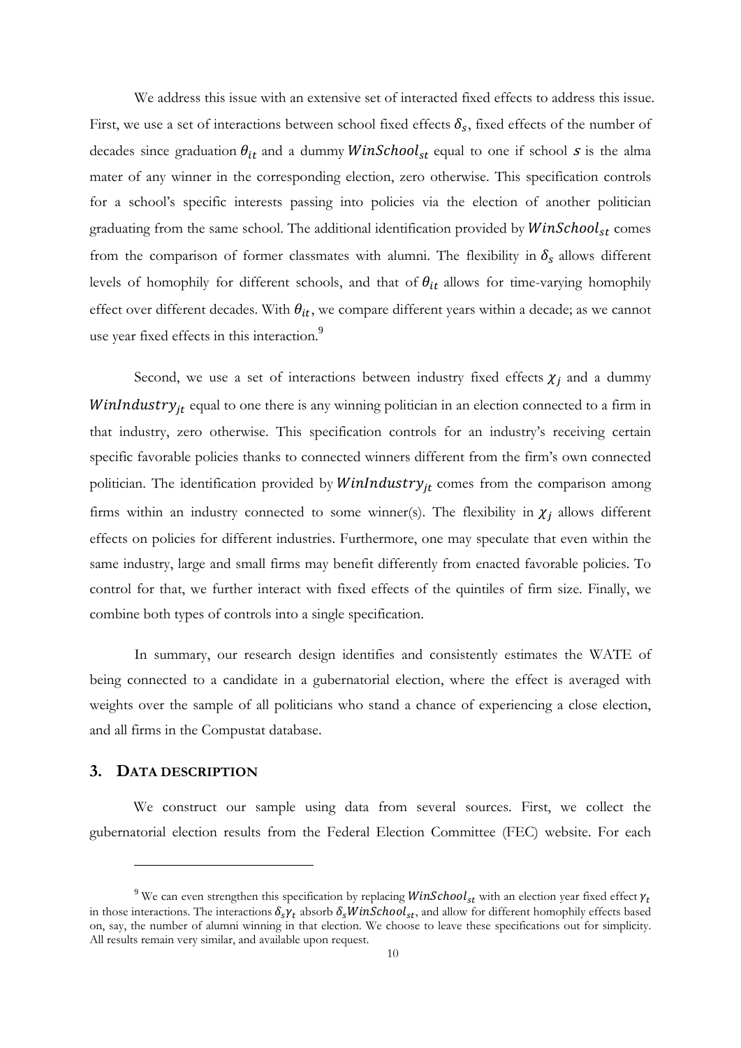We address this issue with an extensive set of interacted fixed effects to address this issue. First, we use a set of interactions between school fixed effects $\delta_s$, fixed effects of the number of decades since graduation $\theta_{it}$ and a dummy $WinSchool_{st}$ equal to one if school $s$ is the alma mater of any winner in the corresponding election, zero otherwise. This specification controls for a school's specific interests passing into policies via the election of another politician graduating from the same school. The additional identification provided by $WinSchool_{st}$ comes from the comparison of former classmates with alumni. The flexibility in $\delta_s$ allows different levels of homophily for different schools, and that of $\theta_{it}$ allows for time-varying homophily effect over different decades. With $\theta_{it}$, we compare different years within a decade; as we cannot use year fixed effects in this interaction.[9]

Second, we use a set of interactions between industry fixed effects $\chi_j$ and a dummy $WinIndustry_{jt}$ equal to one there is any winning politician in an election connected to a firm in that industry, zero otherwise. This specification controls for an industry's receiving certain specific favorable policies thanks to connected winners different from the firm's own connected politician. The identification provided by $WinIndustry_{jt}$ comes from the comparison among firms within an industry connected to some winner(s). The flexibility in $\chi_j$ allows different effects on policies for different industries. Furthermore, one may speculate that even within the same industry, large and small firms may benefit differently from enacted favorable policies. To control for that, we further interact with fixed effects of the quintiles of firm size. Finally, we combine both types of controls into a single specification.

In summary, our research design identifies and consistently estimates the WATE of being connected to a candidate in a gubernatorial election, where the effect is averaged with weights over the sample of all politicians who stand a chance of experiencing a close election, and all firms in the Compustat database.

## 3. DATA DESCRIPTION

We construct our sample using data from several sources. First, we collect the gubernatorial election results from the Federal Election Committee (FEC) website. For each

[9] We can even strengthen this specification by replacing $WinSchool_{st}$ with an election year fixed effect $\gamma_t$ in those interactions. The interactions $\delta_s\gamma_t$ absorb $\delta_s WinSchool_{st}$, and allow for different homophily effects based on, say, the number of alumni winning in that election. We choose to leave these specifications out for simplicity. All results remain very similar, and available upon request.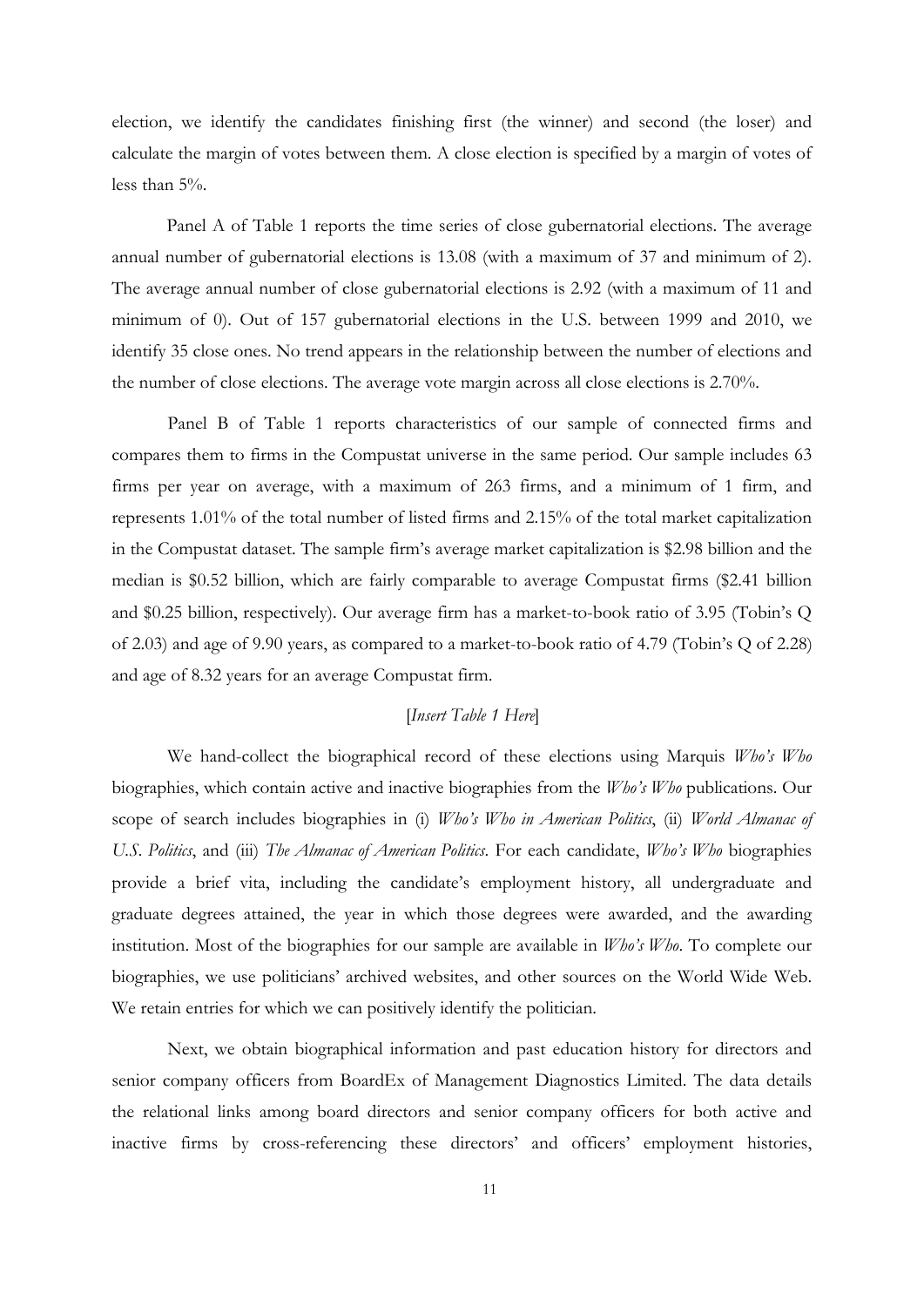election, we identify the candidates finishing first (the winner) and second (the loser) and calculate the margin of votes between them. A close election is specified by a margin of votes of less than 5%.

Panel A of Table 1 reports the time series of close gubernatorial elections. The average annual number of gubernatorial elections is 13.08 (with a maximum of 37 and minimum of 2). The average annual number of close gubernatorial elections is 2.92 (with a maximum of 11 and minimum of 0). Out of 157 gubernatorial elections in the U.S. between 1999 and 2010, we identify 35 close ones. No trend appears in the relationship between the number of elections and the number of close elections. The average vote margin across all close elections is 2.70%.

Panel B of Table 1 reports characteristics of our sample of connected firms and compares them to firms in the Compustat universe in the same period. Our sample includes 63 firms per year on average, with a maximum of 263 firms, and a minimum of 1 firm, and represents 1.01% of the total number of listed firms and 2.15% of the total market capitalization in the Compustat dataset. The sample firm's average market capitalization is $2.98 billion and the median is $0.52 billion, which are fairly comparable to average Compustat firms ($2.41 billion and $0.25 billion, respectively). Our average firm has a market-to-book ratio of 3.95 (Tobin's Q of 2.03) and age of 9.90 years, as compared to a market-to-book ratio of 4.79 (Tobin's Q of 2.28) and age of 8.32 years for an average Compustat firm.

[*Insert Table 1 Here*]

We hand-collect the biographical record of these elections using Marquis *Who's Who* biographies, which contain active and inactive biographies from the *Who's Who* publications. Our scope of search includes biographies in (i) *Who's Who in American Politics*, (ii) *World Almanac of U.S. Politics*, and (iii) *The Almanac of American Politics*. For each candidate, *Who's Who* biographies provide a brief vita, including the candidate's employment history, all undergraduate and graduate degrees attained, the year in which those degrees were awarded, and the awarding institution. Most of the biographies for our sample are available in *Who's Who*. To complete our biographies, we use politicians' archived websites, and other sources on the World Wide Web. We retain entries for which we can positively identify the politician.

Next, we obtain biographical information and past education history for directors and senior company officers from BoardEx of Management Diagnostics Limited. The data details the relational links among board directors and senior company officers for both active and inactive firms by cross-referencing these directors' and officers' employment histories,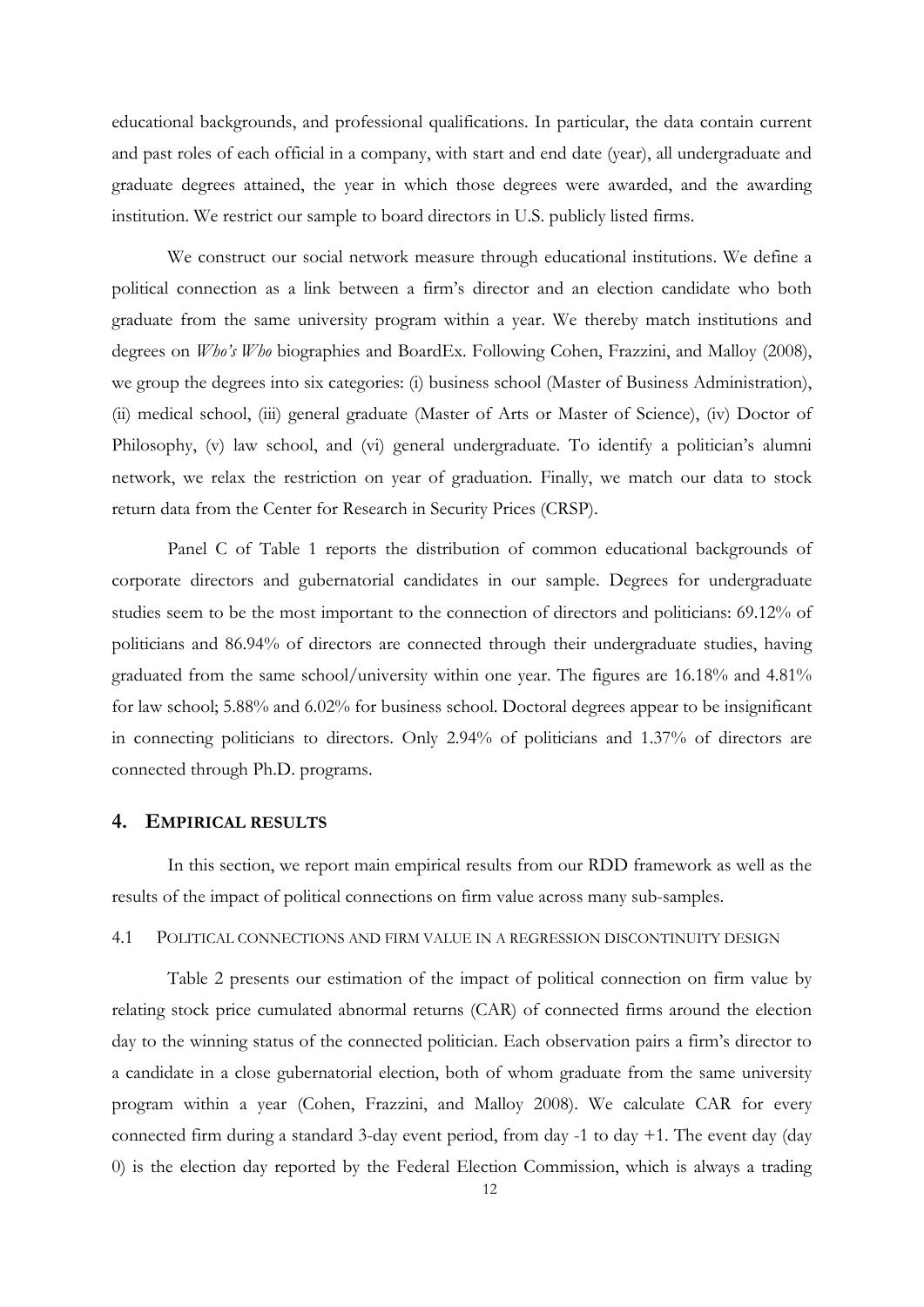educational backgrounds, and professional qualifications. In particular, the data contain current and past roles of each official in a company, with start and end date (year), all undergraduate and graduate degrees attained, the year in which those degrees were awarded, and the awarding institution. We restrict our sample to board directors in U.S. publicly listed firms.

We construct our social network measure through educational institutions. We define a political connection as a link between a firm's director and an election candidate who both graduate from the same university program within a year. We thereby match institutions and degrees on *Who's Who* biographies and BoardEx. Following Cohen, Frazzini, and Malloy (2008), we group the degrees into six categories: (i) business school (Master of Business Administration), (ii) medical school, (iii) general graduate (Master of Arts or Master of Science), (iv) Doctor of Philosophy, (v) law school, and (vi) general undergraduate. To identify a politician's alumni network, we relax the restriction on year of graduation. Finally, we match our data to stock return data from the Center for Research in Security Prices (CRSP).

Panel C of Table 1 reports the distribution of common educational backgrounds of corporate directors and gubernatorial candidates in our sample. Degrees for undergraduate studies seem to be the most important to the connection of directors and politicians: 69.12% of politicians and 86.94% of directors are connected through their undergraduate studies, having graduated from the same school/university within one year. The figures are 16.18% and 4.81% for law school; 5.88% and 6.02% for business school. Doctoral degrees appear to be insignificant in connecting politicians to directors. Only 2.94% of politicians and 1.37% of directors are connected through Ph.D. programs.

## 4. EMPIRICAL RESULTS

In this section, we report main empirical results from our RDD framework as well as the results of the impact of political connections on firm value across many sub-samples.

### 4.1 POLITICAL CONNECTIONS AND FIRM VALUE IN A REGRESSION DISCONTINUITY DESIGN

Table 2 presents our estimation of the impact of political connection on firm value by relating stock price cumulated abnormal returns (CAR) of connected firms around the election day to the winning status of the connected politician. Each observation pairs a firm's director to a candidate in a close gubernatorial election, both of whom graduate from the same university program within a year (Cohen, Frazzini, and Malloy 2008). We calculate CAR for every connected firm during a standard 3-day event period, from day -1 to day +1. The event day (day 0) is the election day reported by the Federal Election Commission, which is always a trading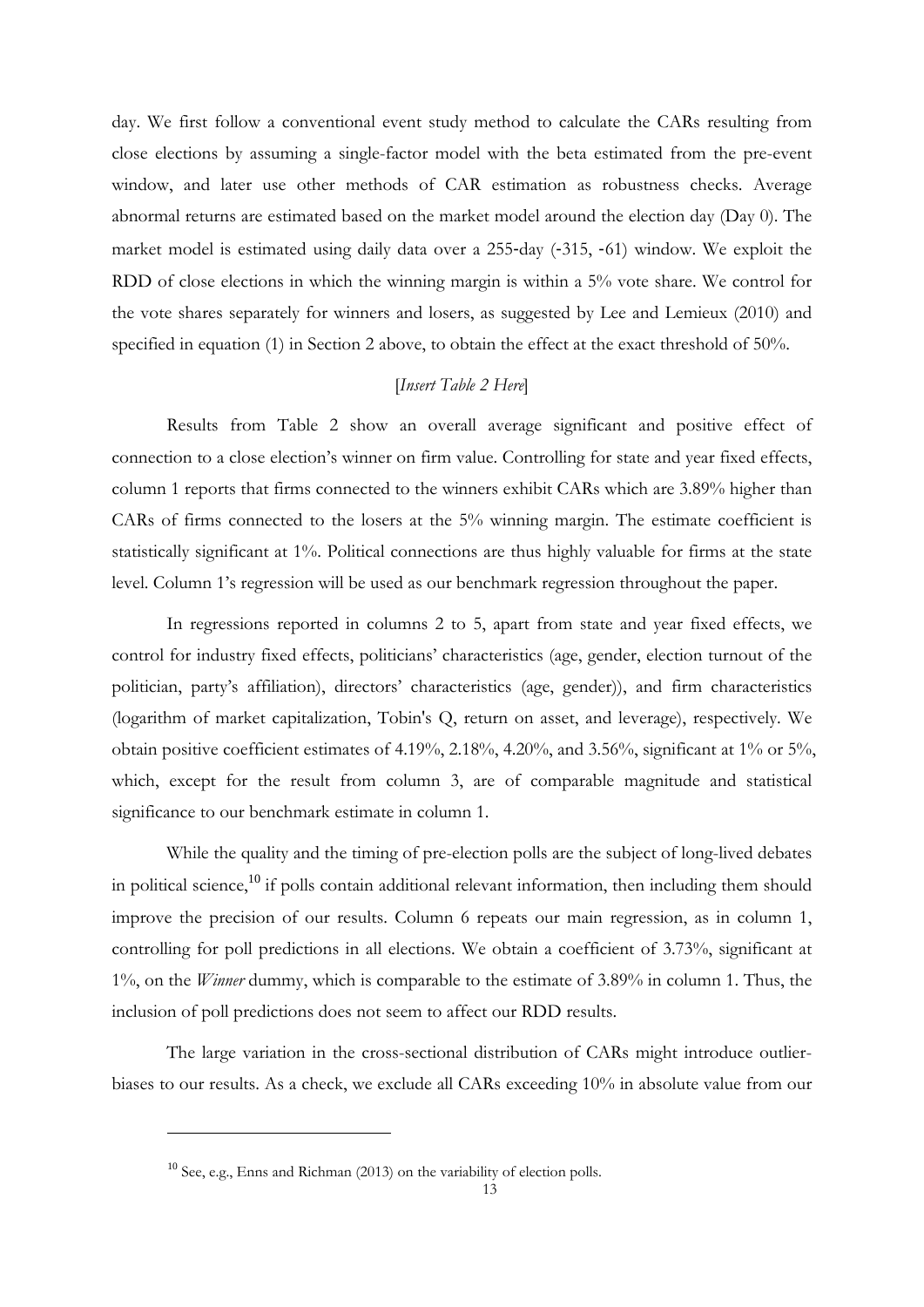day. We first follow a conventional event study method to calculate the CARs resulting from close elections by assuming a single-factor model with the beta estimated from the pre-event window, and later use other methods of CAR estimation as robustness checks. Average abnormal returns are estimated based on the market model around the election day (Day 0). The market model is estimated using daily data over a 255-day (-315, -61) window. We exploit the RDD of close elections in which the winning margin is within a 5% vote share. We control for the vote shares separately for winners and losers, as suggested by Lee and Lemieux (2010) and specified in equation (1) in Section 2 above, to obtain the effect at the exact threshold of 50%.

[*Insert Table 2 Here*]

Results from Table 2 show an overall average significant and positive effect of connection to a close election's winner on firm value. Controlling for state and year fixed effects, column 1 reports that firms connected to the winners exhibit CARs which are 3.89% higher than CARs of firms connected to the losers at the 5% winning margin. The estimate coefficient is statistically significant at 1%. Political connections are thus highly valuable for firms at the state level. Column 1's regression will be used as our benchmark regression throughout the paper.

In regressions reported in columns 2 to 5, apart from state and year fixed effects, we control for industry fixed effects, politicians' characteristics (age, gender, election turnout of the politician, party's affiliation), directors' characteristics (age, gender)), and firm characteristics (logarithm of market capitalization, Tobin's Q, return on asset, and leverage), respectively. We obtain positive coefficient estimates of 4.19%, 2.18%, 4.20%, and 3.56%, significant at 1% or 5%, which, except for the result from column 3, are of comparable magnitude and statistical significance to our benchmark estimate in column 1.

While the quality and the timing of pre-election polls are the subject of long-lived debates in political science,[10] if polls contain additional relevant information, then including them should improve the precision of our results. Column 6 repeats our main regression, as in column 1, controlling for poll predictions in all elections. We obtain a coefficient of 3.73%, significant at 1%, on the *Winner* dummy, which is comparable to the estimate of 3.89% in column 1. Thus, the inclusion of poll predictions does not seem to affect our RDD results.

The large variation in the cross-sectional distribution of CARs might introduce outlier-biases to our results. As a check, we exclude all CARs exceeding 10% in absolute value from our

[10] See, e.g., Enns and Richman (2013) on the variability of election polls.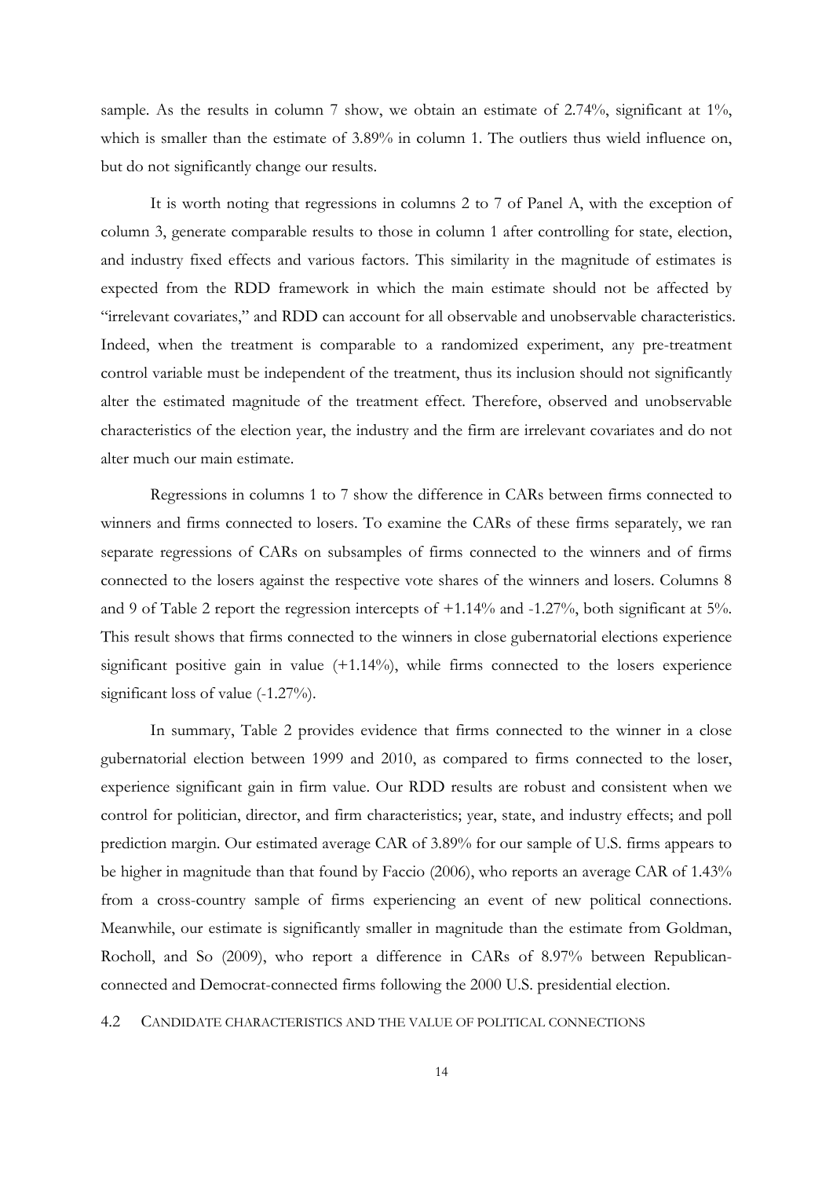sample. As the results in column 7 show, we obtain an estimate of 2.74%, significant at 1%, which is smaller than the estimate of 3.89% in column 1. The outliers thus wield influence on, but do not significantly change our results.

It is worth noting that regressions in columns 2 to 7 of Panel A, with the exception of column 3, generate comparable results to those in column 1 after controlling for state, election, and industry fixed effects and various factors. This similarity in the magnitude of estimates is expected from the RDD framework in which the main estimate should not be affected by "irrelevant covariates," and RDD can account for all observable and unobservable characteristics. Indeed, when the treatment is comparable to a randomized experiment, any pre-treatment control variable must be independent of the treatment, thus its inclusion should not significantly alter the estimated magnitude of the treatment effect. Therefore, observed and unobservable characteristics of the election year, the industry and the firm are irrelevant covariates and do not alter much our main estimate.

Regressions in columns 1 to 7 show the difference in CARs between firms connected to winners and firms connected to losers. To examine the CARs of these firms separately, we ran separate regressions of CARs on subsamples of firms connected to the winners and of firms connected to the losers against the respective vote shares of the winners and losers. Columns 8 and 9 of Table 2 report the regression intercepts of +1.14% and -1.27%, both significant at 5%. This result shows that firms connected to the winners in close gubernatorial elections experience significant positive gain in value (+1.14%), while firms connected to the losers experience significant loss of value (-1.27%).

In summary, Table 2 provides evidence that firms connected to the winner in a close gubernatorial election between 1999 and 2010, as compared to firms connected to the loser, experience significant gain in firm value. Our RDD results are robust and consistent when we control for politician, director, and firm characteristics; year, state, and industry effects; and poll prediction margin. Our estimated average CAR of 3.89% for our sample of U.S. firms appears to be higher in magnitude than that found by Faccio (2006), who reports an average CAR of 1.43% from a cross-country sample of firms experiencing an event of new political connections. Meanwhile, our estimate is significantly smaller in magnitude than the estimate from Goldman, Rocholl, and So (2009), who report a difference in CARs of 8.97% between Republican-connected and Democrat-connected firms following the 2000 U.S. presidential election.

## 4.2 Candidate characteristics and the value of political connections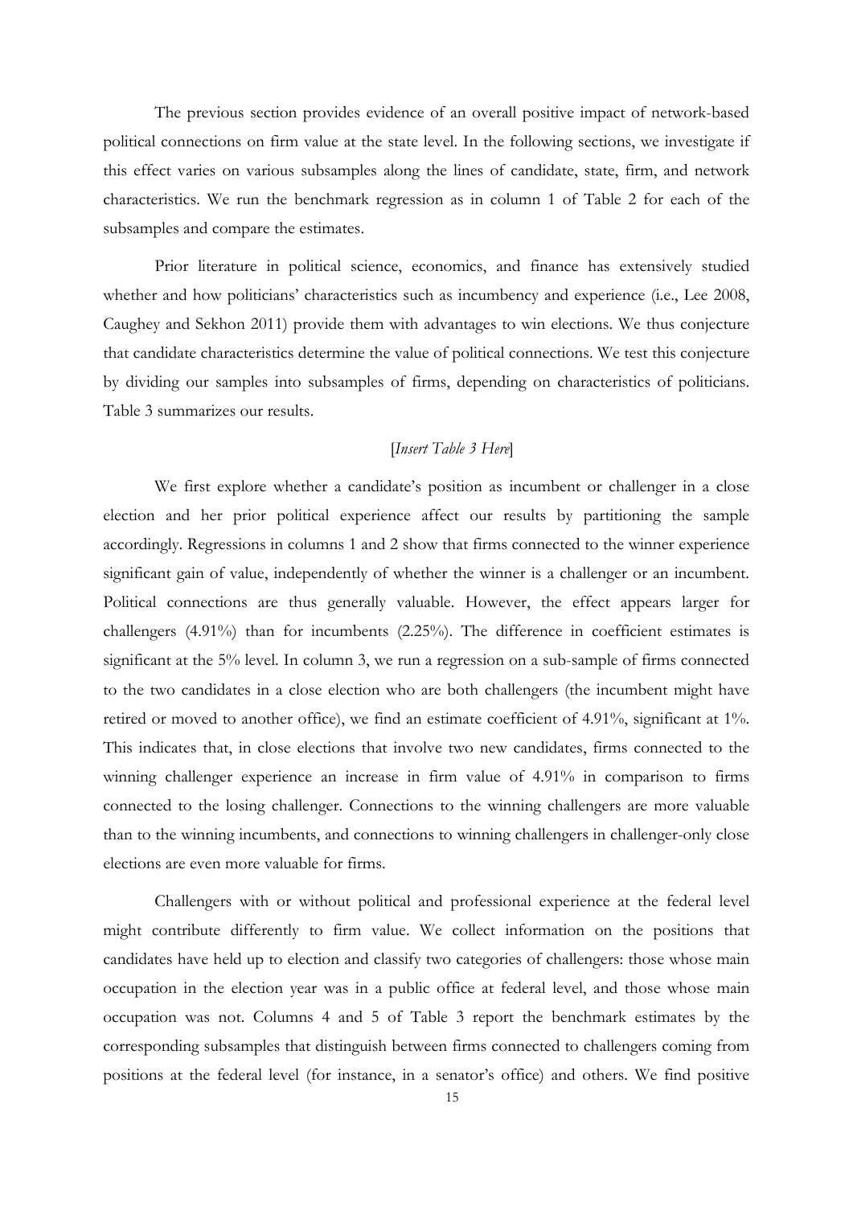The previous section provides evidence of an overall positive impact of network-based political connections on firm value at the state level. In the following sections, we investigate if this effect varies on various subsamples along the lines of candidate, state, firm, and network characteristics. We run the benchmark regression as in column 1 of Table 2 for each of the subsamples and compare the estimates.

Prior literature in political science, economics, and finance has extensively studied whether and how politicians' characteristics such as incumbency and experience (i.e., Lee 2008, Caughey and Sekhon 2011) provide them with advantages to win elections. We thus conjecture that candidate characteristics determine the value of political connections. We test this conjecture by dividing our samples into subsamples of firms, depending on characteristics of politicians. Table 3 summarizes our results.

[*Insert Table 3 Here*]

We first explore whether a candidate's position as incumbent or challenger in a close election and her prior political experience affect our results by partitioning the sample accordingly. Regressions in columns 1 and 2 show that firms connected to the winner experience significant gain of value, independently of whether the winner is a challenger or an incumbent. Political connections are thus generally valuable. However, the effect appears larger for challengers (4.91%) than for incumbents (2.25%). The difference in coefficient estimates is significant at the 5% level. In column 3, we run a regression on a sub-sample of firms connected to the two candidates in a close election who are both challengers (the incumbent might have retired or moved to another office), we find an estimate coefficient of 4.91%, significant at 1%. This indicates that, in close elections that involve two new candidates, firms connected to the winning challenger experience an increase in firm value of 4.91% in comparison to firms connected to the losing challenger. Connections to the winning challengers are more valuable than to the winning incumbents, and connections to winning challengers in challenger-only close elections are even more valuable for firms.

Challengers with or without political and professional experience at the federal level might contribute differently to firm value. We collect information on the positions that candidates have held up to election and classify two categories of challengers: those whose main occupation in the election year was in a public office at federal level, and those whose main occupation was not. Columns 4 and 5 of Table 3 report the benchmark estimates by the corresponding subsamples that distinguish between firms connected to challengers coming from positions at the federal level (for instance, in a senator's office) and others. We find positive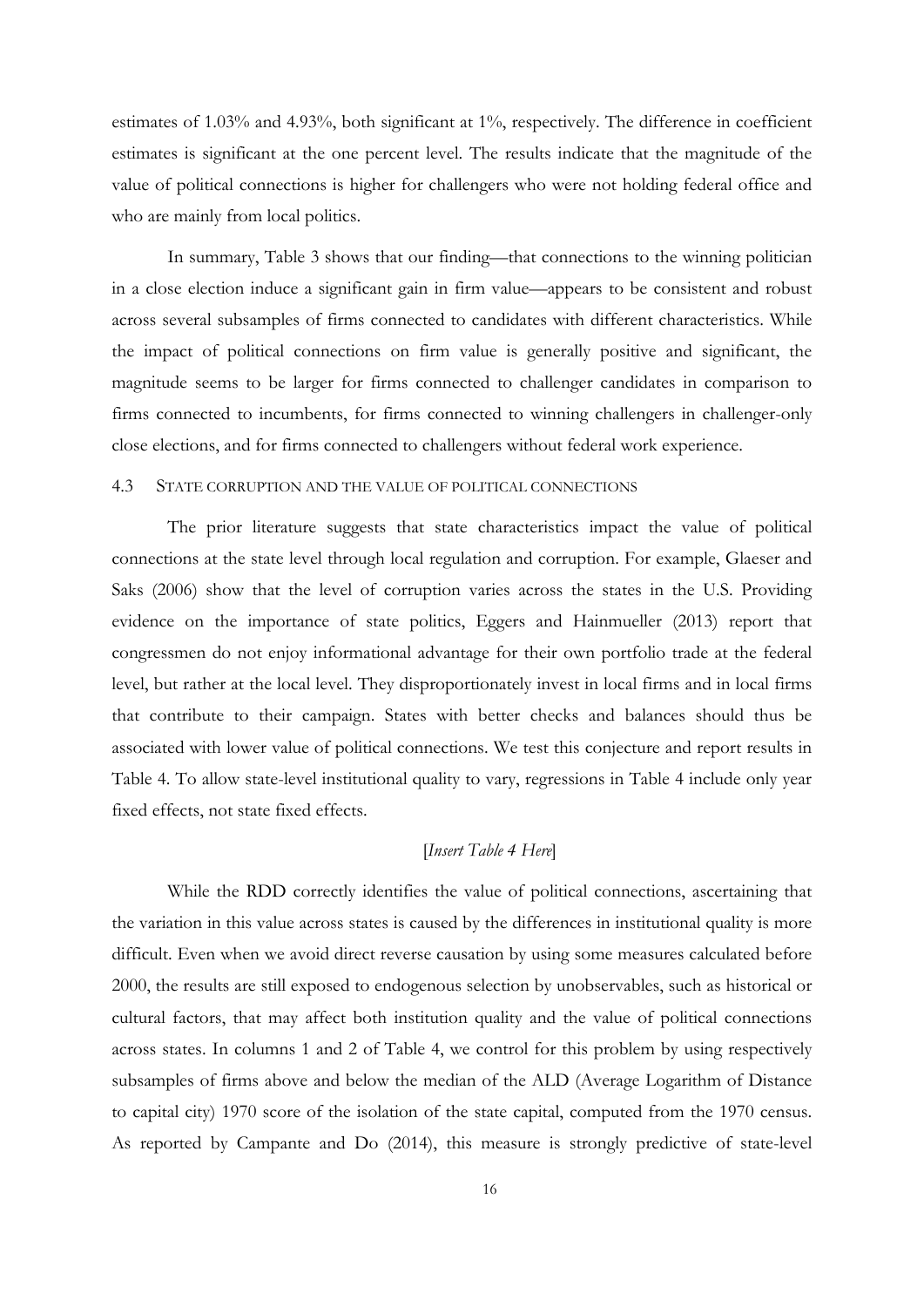estimates of 1.03% and 4.93%, both significant at 1%, respectively. The difference in coefficient estimates is significant at the one percent level. The results indicate that the magnitude of the value of political connections is higher for challengers who were not holding federal office and who are mainly from local politics.

In summary, Table 3 shows that our finding—that connections to the winning politician in a close election induce a significant gain in firm value—appears to be consistent and robust across several subsamples of firms connected to candidates with different characteristics. While the impact of political connections on firm value is generally positive and significant, the magnitude seems to be larger for firms connected to challenger candidates in comparison to firms connected to incumbents, for firms connected to winning challengers in challenger-only close elections, and for firms connected to challengers without federal work experience.

### 4.3 STATE CORRUPTION AND THE VALUE OF POLITICAL CONNECTIONS

The prior literature suggests that state characteristics impact the value of political connections at the state level through local regulation and corruption. For example, Glaeser and Saks (2006) show that the level of corruption varies across the states in the U.S. Providing evidence on the importance of state politics, Eggers and Hainmueller (2013) report that congressmen do not enjoy informational advantage for their own portfolio trade at the federal level, but rather at the local level. They disproportionately invest in local firms and in local firms that contribute to their campaign. States with better checks and balances should thus be associated with lower value of political connections. We test this conjecture and report results in Table 4. To allow state-level institutional quality to vary, regressions in Table 4 include only year fixed effects, not state fixed effects.

[*Insert Table 4 Here*]

While the RDD correctly identifies the value of political connections, ascertaining that the variation in this value across states is caused by the differences in institutional quality is more difficult. Even when we avoid direct reverse causation by using some measures calculated before 2000, the results are still exposed to endogenous selection by unobservables, such as historical or cultural factors, that may affect both institution quality and the value of political connections across states. In columns 1 and 2 of Table 4, we control for this problem by using respectively subsamples of firms above and below the median of the ALD (Average Logarithm of Distance to capital city) 1970 score of the isolation of the state capital, computed from the 1970 census. As reported by Campante and Do (2014), this measure is strongly predictive of state-level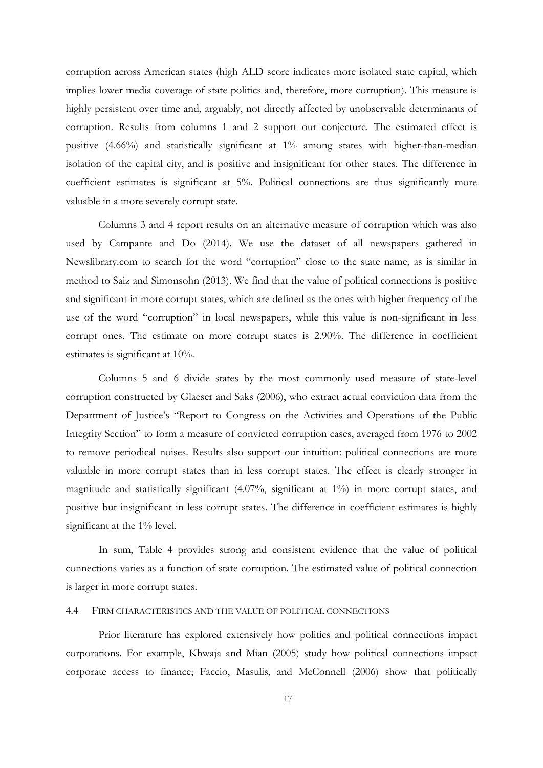corruption across American states (high ALD score indicates more isolated state capital, which implies lower media coverage of state politics and, therefore, more corruption). This measure is highly persistent over time and, arguably, not directly affected by unobservable determinants of corruption. Results from columns 1 and 2 support our conjecture. The estimated effect is positive (4.66%) and statistically significant at 1% among states with higher-than-median isolation of the capital city, and is positive and insignificant for other states. The difference in coefficient estimates is significant at 5%. Political connections are thus significantly more valuable in a more severely corrupt state.

Columns 3 and 4 report results on an alternative measure of corruption which was also used by Campante and Do (2014). We use the dataset of all newspapers gathered in Newslibrary.com to search for the word "corruption" close to the state name, as is similar in method to Saiz and Simonsohn (2013). We find that the value of political connections is positive and significant in more corrupt states, which are defined as the ones with higher frequency of the use of the word "corruption" in local newspapers, while this value is non-significant in less corrupt ones. The estimate on more corrupt states is 2.90%. The difference in coefficient estimates is significant at 10%.

Columns 5 and 6 divide states by the most commonly used measure of state-level corruption constructed by Glaeser and Saks (2006), who extract actual conviction data from the Department of Justice's "Report to Congress on the Activities and Operations of the Public Integrity Section" to form a measure of convicted corruption cases, averaged from 1976 to 2002 to remove periodical noises. Results also support our intuition: political connections are more valuable in more corrupt states than in less corrupt states. The effect is clearly stronger in magnitude and statistically significant (4.07%, significant at 1%) in more corrupt states, and positive but insignificant in less corrupt states. The difference in coefficient estimates is highly significant at the 1% level.

In sum, Table 4 provides strong and consistent evidence that the value of political connections varies as a function of state corruption. The estimated value of political connection is larger in more corrupt states.

### 4.4 FIRM CHARACTERISTICS AND THE VALUE OF POLITICAL CONNECTIONS

Prior literature has explored extensively how politics and political connections impact corporations. For example, Khwaja and Mian (2005) study how political connections impact corporate access to finance; Faccio, Masulis, and McConnell (2006) show that politically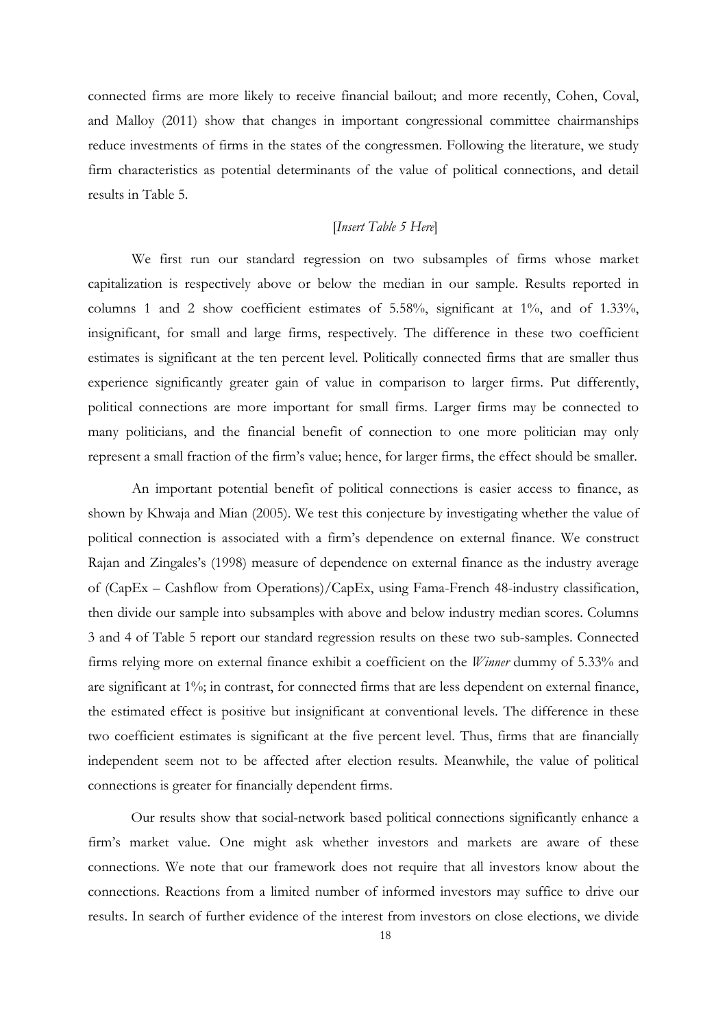connected firms are more likely to receive financial bailout; and more recently, Cohen, Coval, and Malloy (2011) show that changes in important congressional committee chairmanships reduce investments of firms in the states of the congressmen. Following the literature, we study firm characteristics as potential determinants of the value of political connections, and detail results in Table 5.

[*Insert Table 5 Here*]

We first run our standard regression on two subsamples of firms whose market capitalization is respectively above or below the median in our sample. Results reported in columns 1 and 2 show coefficient estimates of 5.58%, significant at 1%, and of 1.33%, insignificant, for small and large firms, respectively. The difference in these two coefficient estimates is significant at the ten percent level. Politically connected firms that are smaller thus experience significantly greater gain of value in comparison to larger firms. Put differently, political connections are more important for small firms. Larger firms may be connected to many politicians, and the financial benefit of connection to one more politician may only represent a small fraction of the firm's value; hence, for larger firms, the effect should be smaller.

An important potential benefit of political connections is easier access to finance, as shown by Khwaja and Mian (2005). We test this conjecture by investigating whether the value of political connection is associated with a firm's dependence on external finance. We construct Rajan and Zingales's (1998) measure of dependence on external finance as the industry average of (CapEx – Cashflow from Operations)/CapEx, using Fama-French 48-industry classification, then divide our sample into subsamples with above and below industry median scores. Columns 3 and 4 of Table 5 report our standard regression results on these two sub-samples. Connected firms relying more on external finance exhibit a coefficient on the *Winner* dummy of 5.33% and are significant at 1%; in contrast, for connected firms that are less dependent on external finance, the estimated effect is positive but insignificant at conventional levels. The difference in these two coefficient estimates is significant at the five percent level. Thus, firms that are financially independent seem not to be affected after election results. Meanwhile, the value of political connections is greater for financially dependent firms.

Our results show that social-network based political connections significantly enhance a firm's market value. One might ask whether investors and markets are aware of these connections. We note that our framework does not require that all investors know about the connections. Reactions from a limited number of informed investors may suffice to drive our results. In search of further evidence of the interest from investors on close elections, we divide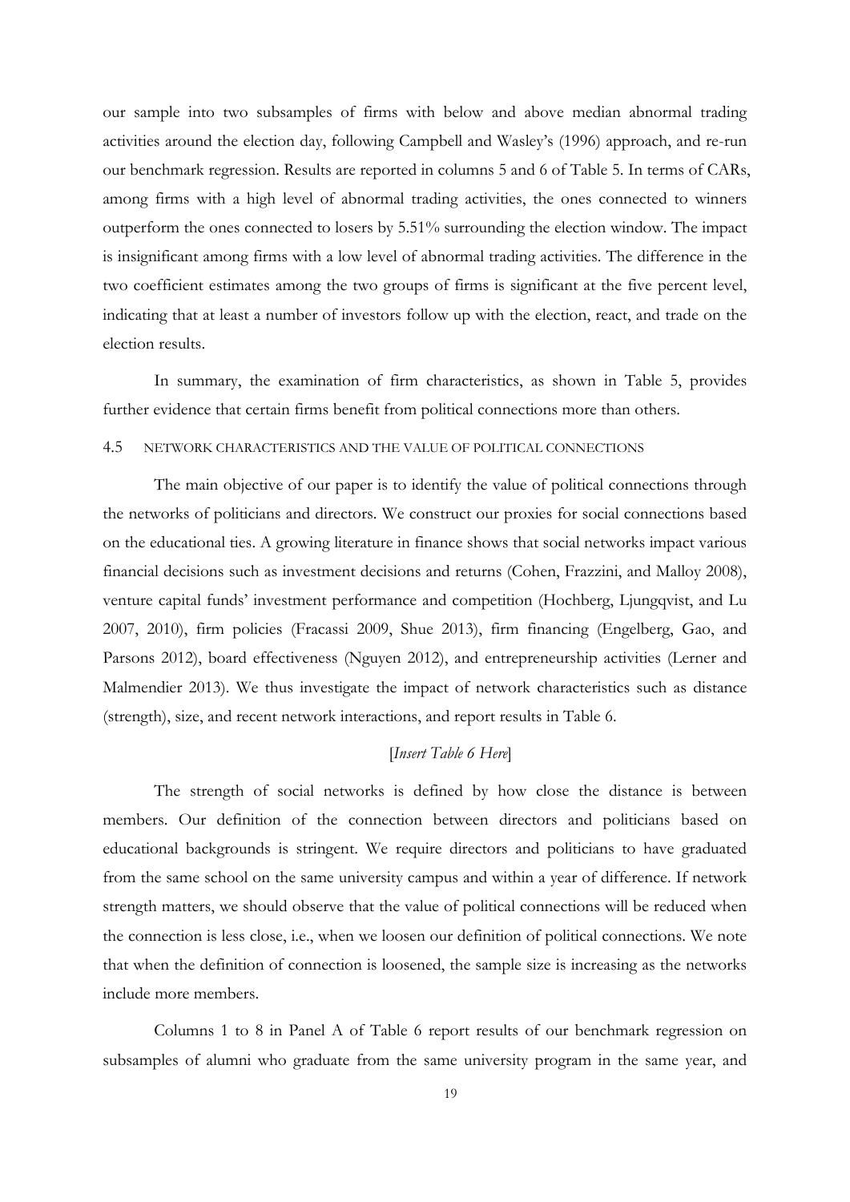our sample into two subsamples of firms with below and above median abnormal trading activities around the election day, following Campbell and Wasley's (1996) approach, and re-run our benchmark regression. Results are reported in columns 5 and 6 of Table 5. In terms of CARs, among firms with a high level of abnormal trading activities, the ones connected to winners outperform the ones connected to losers by 5.51% surrounding the election window. The impact is insignificant among firms with a low level of abnormal trading activities. The difference in the two coefficient estimates among the two groups of firms is significant at the five percent level, indicating that at least a number of investors follow up with the election, react, and trade on the election results.

In summary, the examination of firm characteristics, as shown in Table 5, provides further evidence that certain firms benefit from political connections more than others.

### 4.5 NETWORK CHARACTERISTICS AND THE VALUE OF POLITICAL CONNECTIONS

The main objective of our paper is to identify the value of political connections through the networks of politicians and directors. We construct our proxies for social connections based on the educational ties. A growing literature in finance shows that social networks impact various financial decisions such as investment decisions and returns (Cohen, Frazzini, and Malloy 2008), venture capital funds' investment performance and competition (Hochberg, Ljungqvist, and Lu 2007, 2010), firm policies (Fracassi 2009, Shue 2013), firm financing (Engelberg, Gao, and Parsons 2012), board effectiveness (Nguyen 2012), and entrepreneurship activities (Lerner and Malmendier 2013). We thus investigate the impact of network characteristics such as distance (strength), size, and recent network interactions, and report results in Table 6.

[*Insert Table 6 Here*]

The strength of social networks is defined by how close the distance is between members. Our definition of the connection between directors and politicians based on educational backgrounds is stringent. We require directors and politicians to have graduated from the same school on the same university campus and within a year of difference. If network strength matters, we should observe that the value of political connections will be reduced when the connection is less close, i.e., when we loosen our definition of political connections. We note that when the definition of connection is loosened, the sample size is increasing as the networks include more members.

Columns 1 to 8 in Panel A of Table 6 report results of our benchmark regression on subsamples of alumni who graduate from the same university program in the same year, and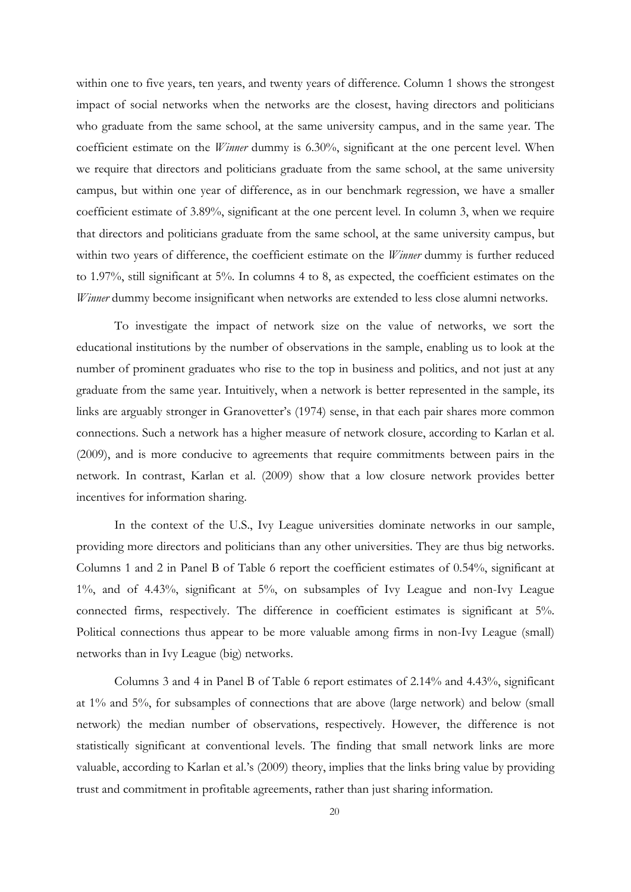within one to five years, ten years, and twenty years of difference. Column 1 shows the strongest impact of social networks when the networks are the closest, having directors and politicians who graduate from the same school, at the same university campus, and in the same year. The coefficient estimate on the *Winner* dummy is 6.30%, significant at the one percent level. When we require that directors and politicians graduate from the same school, at the same university campus, but within one year of difference, as in our benchmark regression, we have a smaller coefficient estimate of 3.89%, significant at the one percent level. In column 3, when we require that directors and politicians graduate from the same school, at the same university campus, but within two years of difference, the coefficient estimate on the *Winner* dummy is further reduced to 1.97%, still significant at 5%. In columns 4 to 8, as expected, the coefficient estimates on the *Winner* dummy become insignificant when networks are extended to less close alumni networks.

To investigate the impact of network size on the value of networks, we sort the educational institutions by the number of observations in the sample, enabling us to look at the number of prominent graduates who rise to the top in business and politics, and not just at any graduate from the same year. Intuitively, when a network is better represented in the sample, its links are arguably stronger in Granovetter's (1974) sense, in that each pair shares more common connections. Such a network has a higher measure of network closure, according to Karlan et al. (2009), and is more conducive to agreements that require commitments between pairs in the network. In contrast, Karlan et al. (2009) show that a low closure network provides better incentives for information sharing.

In the context of the U.S., Ivy League universities dominate networks in our sample, providing more directors and politicians than any other universities. They are thus big networks. Columns 1 and 2 in Panel B of Table 6 report the coefficient estimates of 0.54%, significant at 1%, and of 4.43%, significant at 5%, on subsamples of Ivy League and non-Ivy League connected firms, respectively. The difference in coefficient estimates is significant at 5%. Political connections thus appear to be more valuable among firms in non-Ivy League (small) networks than in Ivy League (big) networks.

Columns 3 and 4 in Panel B of Table 6 report estimates of 2.14% and 4.43%, significant at 1% and 5%, for subsamples of connections that are above (large network) and below (small network) the median number of observations, respectively. However, the difference is not statistically significant at conventional levels. The finding that small network links are more valuable, according to Karlan et al.'s (2009) theory, implies that the links bring value by providing trust and commitment in profitable agreements, rather than just sharing information.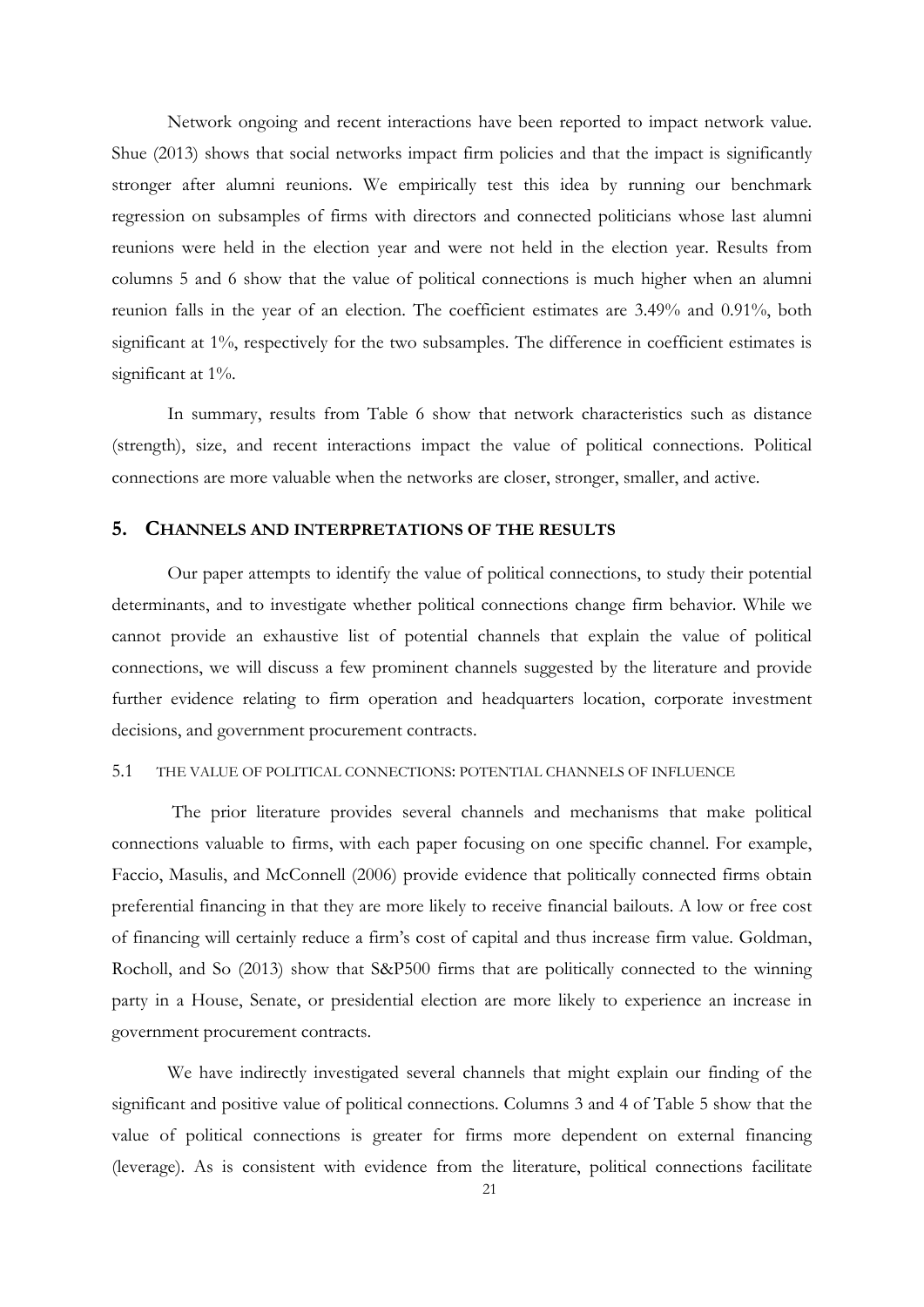Network ongoing and recent interactions have been reported to impact network value. Shue (2013) shows that social networks impact firm policies and that the impact is significantly stronger after alumni reunions. We empirically test this idea by running our benchmark regression on subsamples of firms with directors and connected politicians whose last alumni reunions were held in the election year and were not held in the election year. Results from columns 5 and 6 show that the value of political connections is much higher when an alumni reunion falls in the year of an election. The coefficient estimates are 3.49% and 0.91%, both significant at 1%, respectively for the two subsamples. The difference in coefficient estimates is significant at 1%.

In summary, results from Table 6 show that network characteristics such as distance (strength), size, and recent interactions impact the value of political connections. Political connections are more valuable when the networks are closer, stronger, smaller, and active.

## 5. CHANNELS AND INTERPRETATIONS OF THE RESULTS

Our paper attempts to identify the value of political connections, to study their potential determinants, and to investigate whether political connections change firm behavior. While we cannot provide an exhaustive list of potential channels that explain the value of political connections, we will discuss a few prominent channels suggested by the literature and provide further evidence relating to firm operation and headquarters location, corporate investment decisions, and government procurement contracts.

### 5.1 THE VALUE OF POLITICAL CONNECTIONS: POTENTIAL CHANNELS OF INFLUENCE

The prior literature provides several channels and mechanisms that make political connections valuable to firms, with each paper focusing on one specific channel. For example, Faccio, Masulis, and McConnell (2006) provide evidence that politically connected firms obtain preferential financing in that they are more likely to receive financial bailouts. A low or free cost of financing will certainly reduce a firm's cost of capital and thus increase firm value. Goldman, Rocholl, and So (2013) show that S&P500 firms that are politically connected to the winning party in a House, Senate, or presidential election are more likely to experience an increase in government procurement contracts.

We have indirectly investigated several channels that might explain our finding of the significant and positive value of political connections. Columns 3 and 4 of Table 5 show that the value of political connections is greater for firms more dependent on external financing (leverage). As is consistent with evidence from the literature, political connections facilitate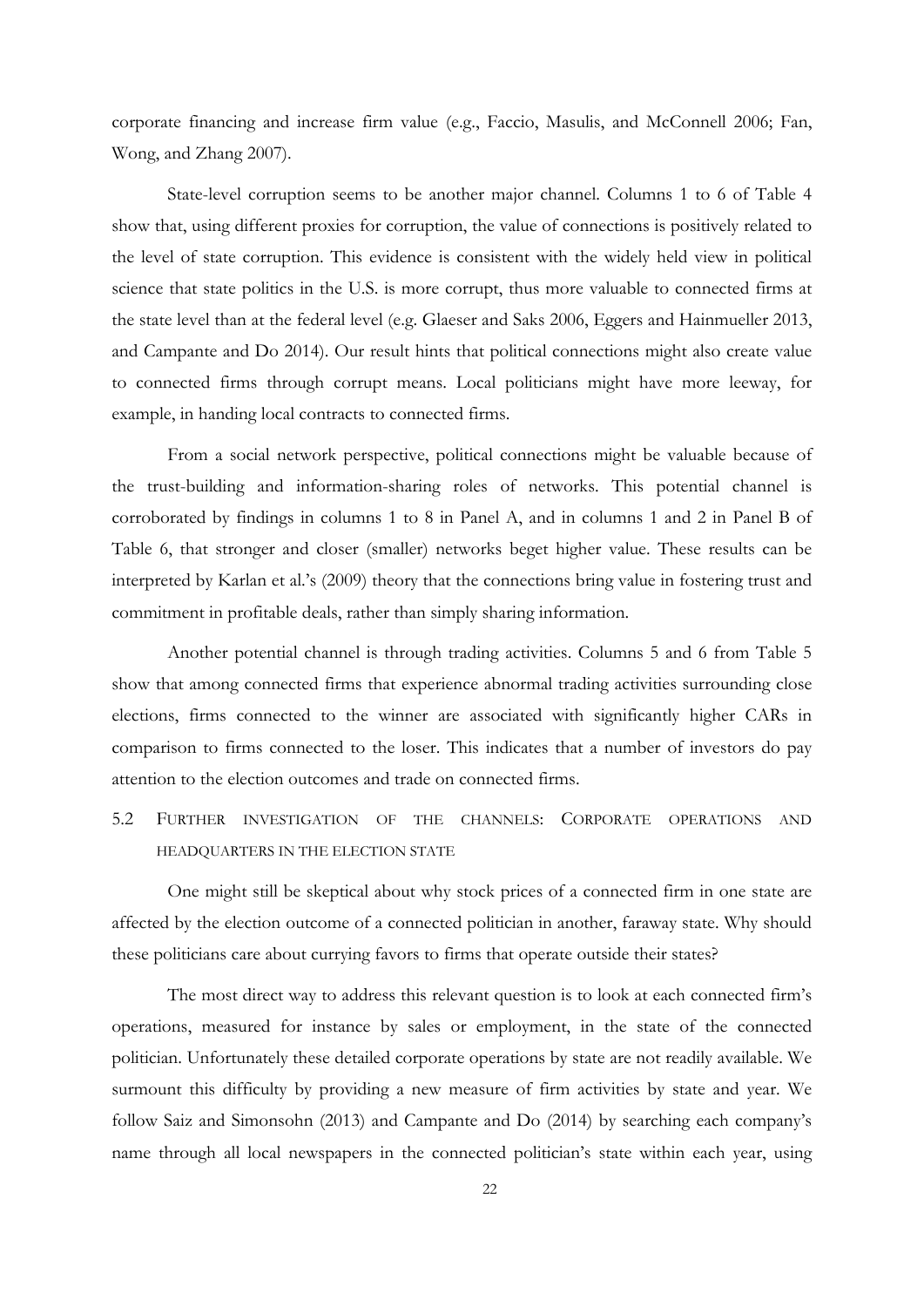corporate financing and increase firm value (e.g., Faccio, Masulis, and McConnell 2006; Fan, Wong, and Zhang 2007).

State-level corruption seems to be another major channel. Columns 1 to 6 of Table 4 show that, using different proxies for corruption, the value of connections is positively related to the level of state corruption. This evidence is consistent with the widely held view in political science that state politics in the U.S. is more corrupt, thus more valuable to connected firms at the state level than at the federal level (e.g. Glaeser and Saks 2006, Eggers and Hainmueller 2013, and Campante and Do 2014). Our result hints that political connections might also create value to connected firms through corrupt means. Local politicians might have more leeway, for example, in handing local contracts to connected firms.

From a social network perspective, political connections might be valuable because of the trust-building and information-sharing roles of networks. This potential channel is corroborated by findings in columns 1 to 8 in Panel A, and in columns 1 and 2 in Panel B of Table 6, that stronger and closer (smaller) networks beget higher value. These results can be interpreted by Karlan et al.'s (2009) theory that the connections bring value in fostering trust and commitment in profitable deals, rather than simply sharing information.

Another potential channel is through trading activities. Columns 5 and 6 from Table 5 show that among connected firms that experience abnormal trading activities surrounding close elections, firms connected to the winner are associated with significantly higher CARs in comparison to firms connected to the loser. This indicates that a number of investors do pay attention to the election outcomes and trade on connected firms.

## 5.2 Further investigation of the channels: Corporate operations and headquarters in the election state

One might still be skeptical about why stock prices of a connected firm in one state are affected by the election outcome of a connected politician in another, faraway state. Why should these politicians care about currying favors to firms that operate outside their states?

The most direct way to address this relevant question is to look at each connected firm's operations, measured for instance by sales or employment, in the state of the connected politician. Unfortunately these detailed corporate operations by state are not readily available. We surmount this difficulty by providing a new measure of firm activities by state and year. We follow Saiz and Simonsohn (2013) and Campante and Do (2014) by searching each company's name through all local newspapers in the connected politician's state within each year, using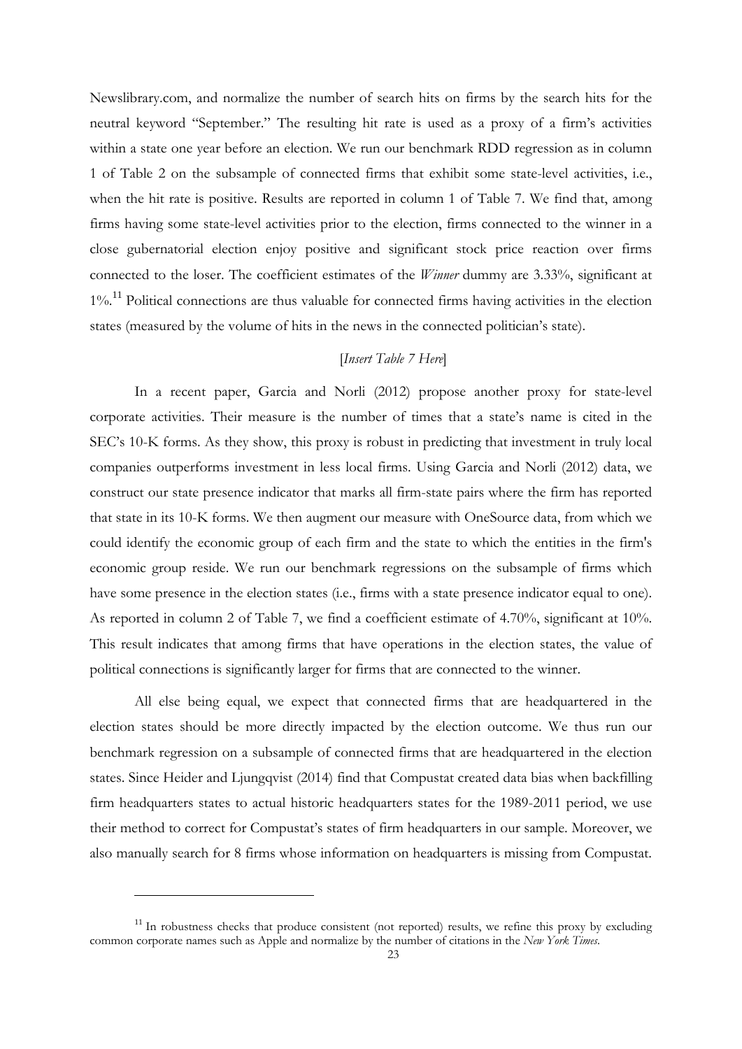Newslibrary.com, and normalize the number of search hits on firms by the search hits for the neutral keyword "September." The resulting hit rate is used as a proxy of a firm's activities within a state one year before an election. We run our benchmark RDD regression as in column 1 of Table 2 on the subsample of connected firms that exhibit some state-level activities, i.e., when the hit rate is positive. Results are reported in column 1 of Table 7. We find that, among firms having some state-level activities prior to the election, firms connected to the winner in a close gubernatorial election enjoy positive and significant stock price reaction over firms connected to the loser. The coefficient estimates of the *Winner* dummy are 3.33%, significant at 1%.[11] Political connections are thus valuable for connected firms having activities in the election states (measured by the volume of hits in the news in the connected politician's state).

[*Insert Table 7 Here*]

In a recent paper, Garcia and Norli (2012) propose another proxy for state-level corporate activities. Their measure is the number of times that a state's name is cited in the SEC's 10-K forms. As they show, this proxy is robust in predicting that investment in truly local companies outperforms investment in less local firms. Using Garcia and Norli (2012) data, we construct our state presence indicator that marks all firm-state pairs where the firm has reported that state in its 10-K forms. We then augment our measure with OneSource data, from which we could identify the economic group of each firm and the state to which the entities in the firm's economic group reside. We run our benchmark regressions on the subsample of firms which have some presence in the election states (i.e., firms with a state presence indicator equal to one). As reported in column 2 of Table 7, we find a coefficient estimate of 4.70%, significant at 10%. This result indicates that among firms that have operations in the election states, the value of political connections is significantly larger for firms that are connected to the winner.

All else being equal, we expect that connected firms that are headquartered in the election states should be more directly impacted by the election outcome. We thus run our benchmark regression on a subsample of connected firms that are headquartered in the election states. Since Heider and Ljungqvist (2014) find that Compustat created data bias when backfilling firm headquarters states to actual historic headquarters states for the 1989-2011 period, we use their method to correct for Compustat's states of firm headquarters in our sample. Moreover, we also manually search for 8 firms whose information on headquarters is missing from Compustat.

[11] In robustness checks that produce consistent (not reported) results, we refine this proxy by excluding common corporate names such as Apple and normalize by the number of citations in the *New York Times*.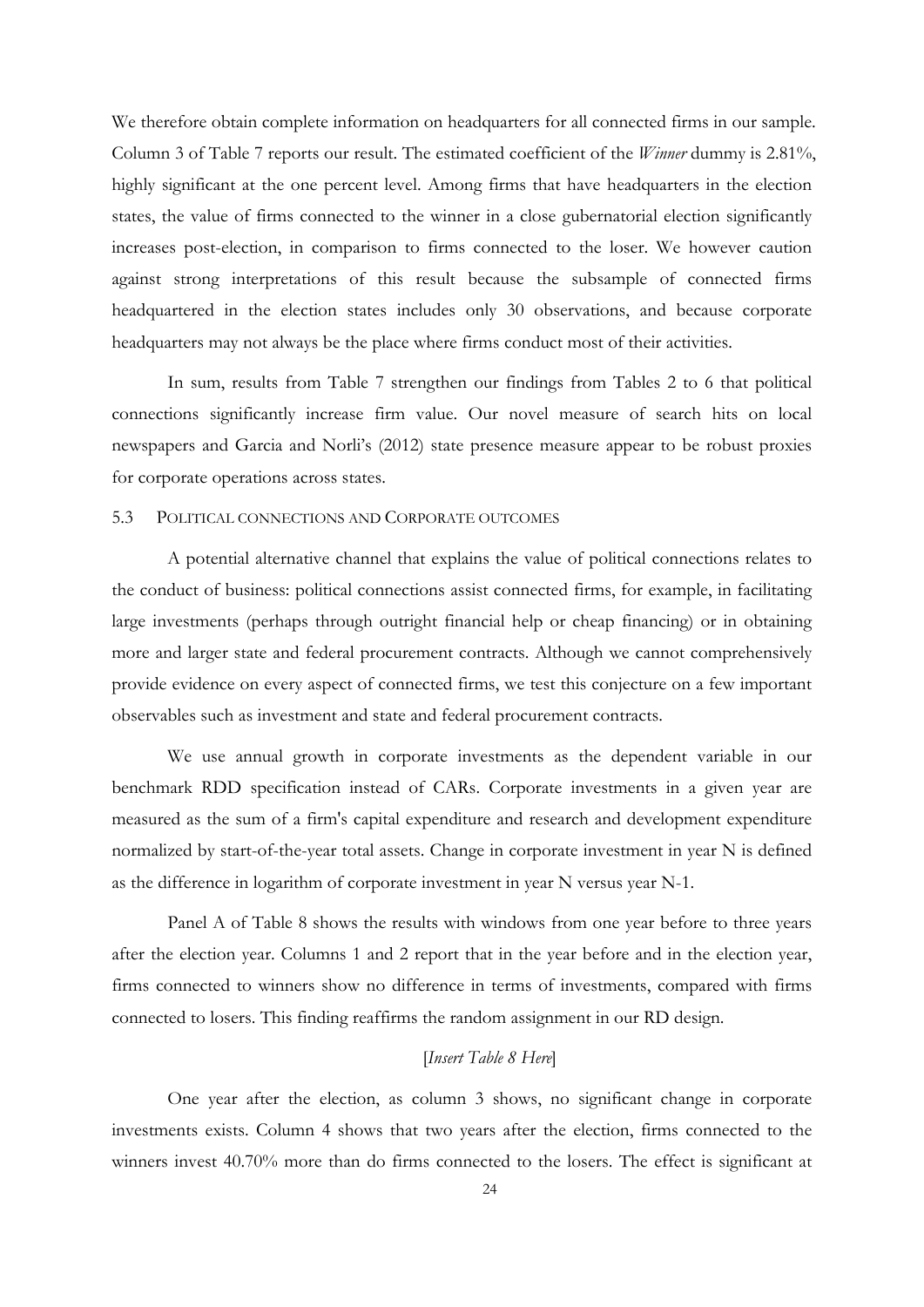We therefore obtain complete information on headquarters for all connected firms in our sample. Column 3 of Table 7 reports our result. The estimated coefficient of the *Winner* dummy is 2.81%, highly significant at the one percent level. Among firms that have headquarters in the election states, the value of firms connected to the winner in a close gubernatorial election significantly increases post-election, in comparison to firms connected to the loser. We however caution against strong interpretations of this result because the subsample of connected firms headquartered in the election states includes only 30 observations, and because corporate headquarters may not always be the place where firms conduct most of their activities.

In sum, results from Table 7 strengthen our findings from Tables 2 to 6 that political connections significantly increase firm value. Our novel measure of search hits on local newspapers and Garcia and Norli's (2012) state presence measure appear to be robust proxies for corporate operations across states.

### 5.3 POLITICAL CONNECTIONS AND CORPORATE OUTCOMES

A potential alternative channel that explains the value of political connections relates to the conduct of business: political connections assist connected firms, for example, in facilitating large investments (perhaps through outright financial help or cheap financing) or in obtaining more and larger state and federal procurement contracts. Although we cannot comprehensively provide evidence on every aspect of connected firms, we test this conjecture on a few important observables such as investment and state and federal procurement contracts.

We use annual growth in corporate investments as the dependent variable in our benchmark RDD specification instead of CARs. Corporate investments in a given year are measured as the sum of a firm's capital expenditure and research and development expenditure normalized by start-of-the-year total assets. Change in corporate investment in year N is defined as the difference in logarithm of corporate investment in year N versus year N-1.

Panel A of Table 8 shows the results with windows from one year before to three years after the election year. Columns 1 and 2 report that in the year before and in the election year, firms connected to winners show no difference in terms of investments, compared with firms connected to losers. This finding reaffirms the random assignment in our RD design.

[*Insert Table 8 Here*]

One year after the election, as column 3 shows, no significant change in corporate investments exists. Column 4 shows that two years after the election, firms connected to the winners invest 40.70% more than do firms connected to the losers. The effect is significant at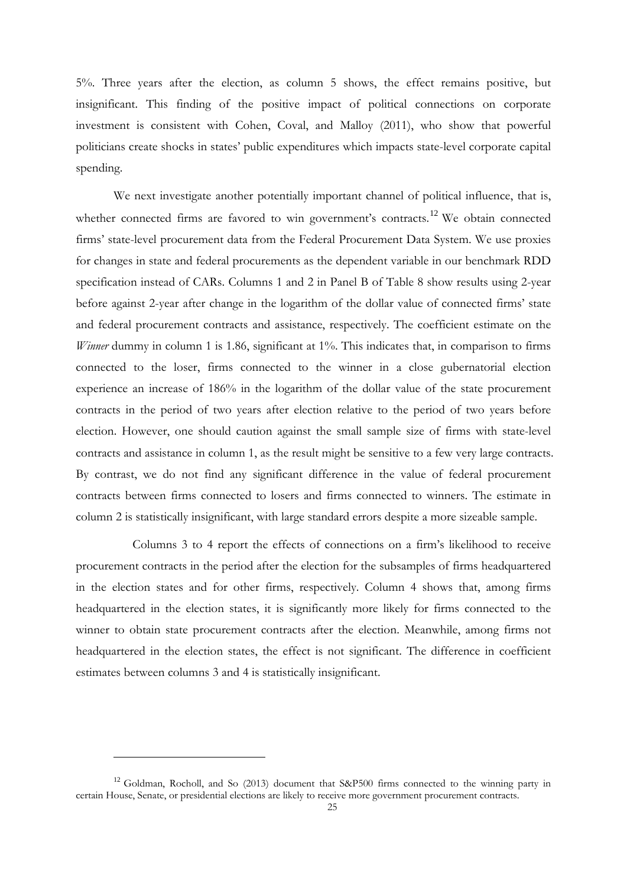5%. Three years after the election, as column 5 shows, the effect remains positive, but insignificant. This finding of the positive impact of political connections on corporate investment is consistent with Cohen, Coval, and Malloy (2011), who show that powerful politicians create shocks in states' public expenditures which impacts state-level corporate capital spending.

We next investigate another potentially important channel of political influence, that is, whether connected firms are favored to win government's contracts.[12] We obtain connected firms' state-level procurement data from the Federal Procurement Data System. We use proxies for changes in state and federal procurements as the dependent variable in our benchmark RDD specification instead of CARs. Columns 1 and 2 in Panel B of Table 8 show results using 2-year before against 2-year after change in the logarithm of the dollar value of connected firms' state and federal procurement contracts and assistance, respectively. The coefficient estimate on the *Winner* dummy in column 1 is 1.86, significant at 1%. This indicates that, in comparison to firms connected to the loser, firms connected to the winner in a close gubernatorial election experience an increase of 186% in the logarithm of the dollar value of the state procurement contracts in the period of two years after election relative to the period of two years before election. However, one should caution against the small sample size of firms with state-level contracts and assistance in column 1, as the result might be sensitive to a few very large contracts. By contrast, we do not find any significant difference in the value of federal procurement contracts between firms connected to losers and firms connected to winners. The estimate in column 2 is statistically insignificant, with large standard errors despite a more sizeable sample.

Columns 3 to 4 report the effects of connections on a firm's likelihood to receive procurement contracts in the period after the election for the subsamples of firms headquartered in the election states and for other firms, respectively. Column 4 shows that, among firms headquartered in the election states, it is significantly more likely for firms connected to the winner to obtain state procurement contracts after the election. Meanwhile, among firms not headquartered in the election states, the effect is not significant. The difference in coefficient estimates between columns 3 and 4 is statistically insignificant.

[12] Goldman, Rocholl, and So (2013) document that S&P500 firms connected to the winning party in certain House, Senate, or presidential elections are likely to receive more government procurement contracts.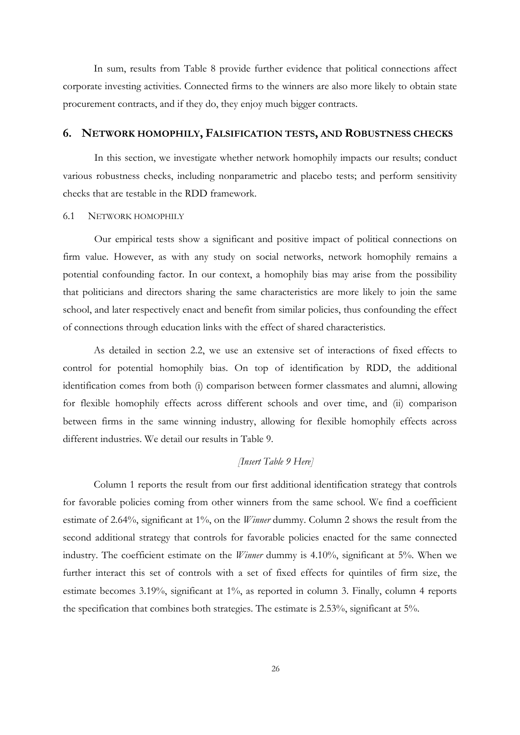In sum, results from Table 8 provide further evidence that political connections affect corporate investing activities. Connected firms to the winners are also more likely to obtain state procurement contracts, and if they do, they enjoy much bigger contracts.

## 6. NETWORK HOMOPHILY, FALSIFICATION TESTS, AND ROBUSTNESS CHECKS

In this section, we investigate whether network homophily impacts our results; conduct various robustness checks, including nonparametric and placebo tests; and perform sensitivity checks that are testable in the RDD framework.

### 6.1 NETWORK HOMOPHILY

Our empirical tests show a significant and positive impact of political connections on firm value. However, as with any study on social networks, network homophily remains a potential confounding factor. In our context, a homophily bias may arise from the possibility that politicians and directors sharing the same characteristics are more likely to join the same school, and later respectively enact and benefit from similar policies, thus confounding the effect of connections through education links with the effect of shared characteristics.

As detailed in section 2.2, we use an extensive set of interactions of fixed effects to control for potential homophily bias. On top of identification by RDD, the additional identification comes from both (i) comparison between former classmates and alumni, allowing for flexible homophily effects across different schools and over time, and (ii) comparison between firms in the same winning industry, allowing for flexible homophily effects across different industries. We detail our results in Table 9.

*[Insert Table 9 Here]*

Column 1 reports the result from our first additional identification strategy that controls for favorable policies coming from other winners from the same school. We find a coefficient estimate of 2.64%, significant at 1%, on the *Winner* dummy. Column 2 shows the result from the second additional strategy that controls for favorable policies enacted for the same connected industry. The coefficient estimate on the *Winner* dummy is 4.10%, significant at 5%. When we further interact this set of controls with a set of fixed effects for quintiles of firm size, the estimate becomes 3.19%, significant at 1%, as reported in column 3. Finally, column 4 reports the specification that combines both strategies. The estimate is 2.53%, significant at 5%.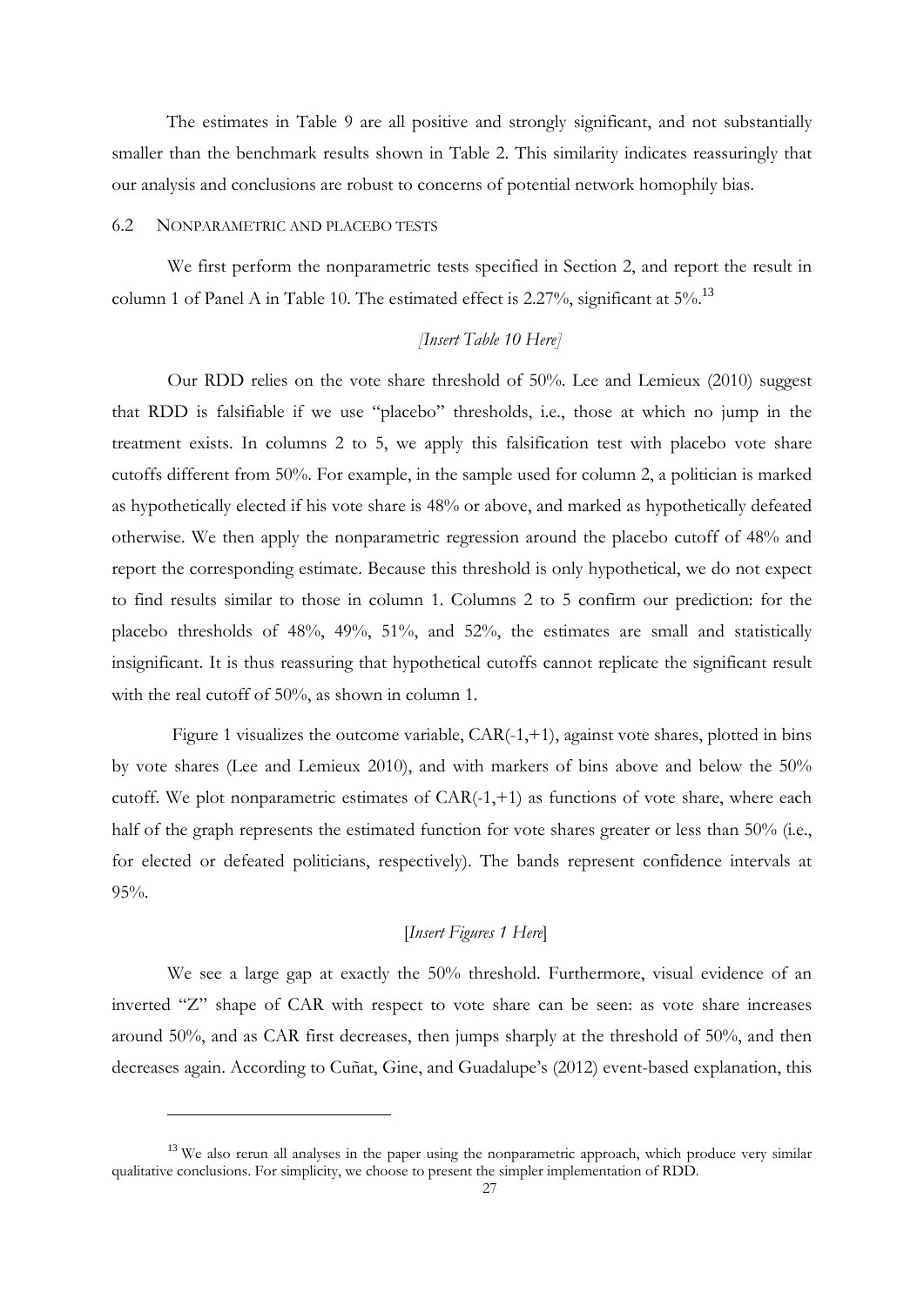The estimates in Table 9 are all positive and strongly significant, and not substantially smaller than the benchmark results shown in Table 2. This similarity indicates reassuringly that our analysis and conclusions are robust to concerns of potential network homophily bias.

### 6.2 NONPARAMETRIC AND PLACEBO TESTS

We first perform the nonparametric tests specified in Section 2, and report the result in column 1 of Panel A in Table 10. The estimated effect is 2.27%, significant at 5%.[13]

*[Insert Table 10 Here]*

Our RDD relies on the vote share threshold of 50%. Lee and Lemieux (2010) suggest that RDD is falsifiable if we use "placebo" thresholds, i.e., those at which no jump in the treatment exists. In columns 2 to 5, we apply this falsification test with placebo vote share cutoffs different from 50%. For example, in the sample used for column 2, a politician is marked as hypothetically elected if his vote share is 48% or above, and marked as hypothetically defeated otherwise. We then apply the nonparametric regression around the placebo cutoff of 48% and report the corresponding estimate. Because this threshold is only hypothetical, we do not expect to find results similar to those in column 1. Columns 2 to 5 confirm our prediction: for the placebo thresholds of 48%, 49%, 51%, and 52%, the estimates are small and statistically insignificant. It is thus reassuring that hypothetical cutoffs cannot replicate the significant result with the real cutoff of 50%, as shown in column 1.

Figure 1 visualizes the outcome variable, CAR(-1,+1), against vote shares, plotted in bins by vote shares (Lee and Lemieux 2010), and with markers of bins above and below the 50% cutoff. We plot nonparametric estimates of CAR(-1,+1) as functions of vote share, where each half of the graph represents the estimated function for vote shares greater or less than 50% (i.e., for elected or defeated politicians, respectively). The bands represent confidence intervals at 95%.

[*Insert Figures 1 Here*]

We see a large gap at exactly the 50% threshold. Furthermore, visual evidence of an inverted "Z" shape of CAR with respect to vote share can be seen: as vote share increases around 50%, and as CAR first decreases, then jumps sharply at the threshold of 50%, and then decreases again. According to Cuñat, Gine, and Guadalupe's (2012) event-based explanation, this

---

[13] We also rerun all analyses in the paper using the nonparametric approach, which produce very similar qualitative conclusions. For simplicity, we choose to present the simpler implementation of RDD.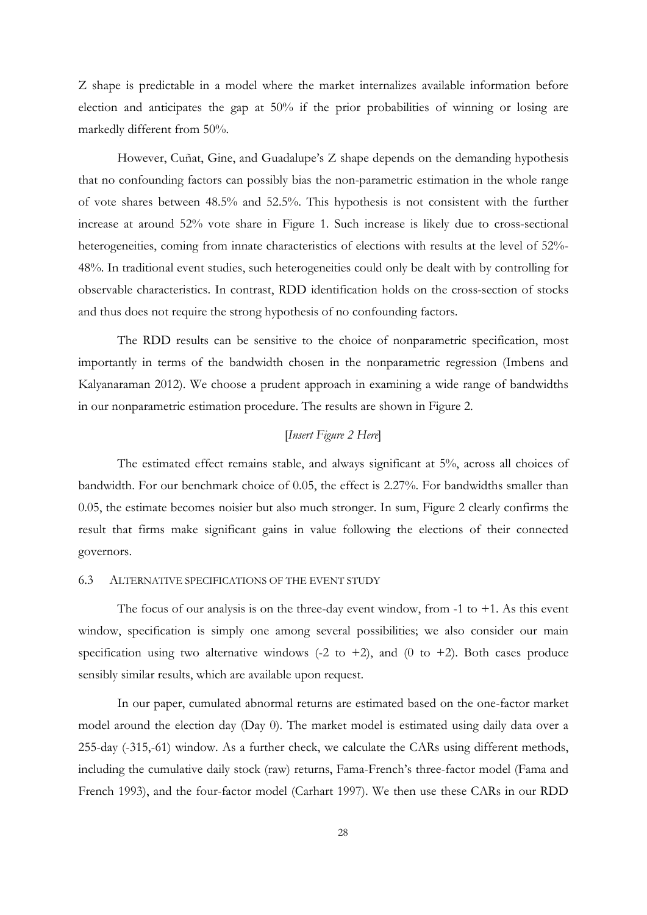Z shape is predictable in a model where the market internalizes available information before election and anticipates the gap at 50% if the prior probabilities of winning or losing are markedly different from 50%.

However, Cuñat, Gine, and Guadalupe's Z shape depends on the demanding hypothesis that no confounding factors can possibly bias the non-parametric estimation in the whole range of vote shares between 48.5% and 52.5%. This hypothesis is not consistent with the further increase at around 52% vote share in Figure 1. Such increase is likely due to cross-sectional heterogeneities, coming from innate characteristics of elections with results at the level of 52%-48%. In traditional event studies, such heterogeneities could only be dealt with by controlling for observable characteristics. In contrast, RDD identification holds on the cross-section of stocks and thus does not require the strong hypothesis of no confounding factors.

The RDD results can be sensitive to the choice of nonparametric specification, most importantly in terms of the bandwidth chosen in the nonparametric regression (Imbens and Kalyanaraman 2012). We choose a prudent approach in examining a wide range of bandwidths in our nonparametric estimation procedure. The results are shown in Figure 2.

[*Insert Figure 2 Here*]

The estimated effect remains stable, and always significant at 5%, across all choices of bandwidth. For our benchmark choice of 0.05, the effect is 2.27%. For bandwidths smaller than 0.05, the estimate becomes noisier but also much stronger. In sum, Figure 2 clearly confirms the result that firms make significant gains in value following the elections of their connected governors.

### 6.3 Alternative specifications of the event study

The focus of our analysis is on the three-day event window, from -1 to +1. As this event window, specification is simply one among several possibilities; we also consider our main specification using two alternative windows (-2 to +2), and (0 to +2). Both cases produce sensibly similar results, which are available upon request.

In our paper, cumulated abnormal returns are estimated based on the one-factor market model around the election day (Day 0). The market model is estimated using daily data over a 255-day (-315,-61) window. As a further check, we calculate the CARs using different methods, including the cumulative daily stock (raw) returns, Fama-French's three-factor model (Fama and French 1993), and the four-factor model (Carhart 1997). We then use these CARs in our RDD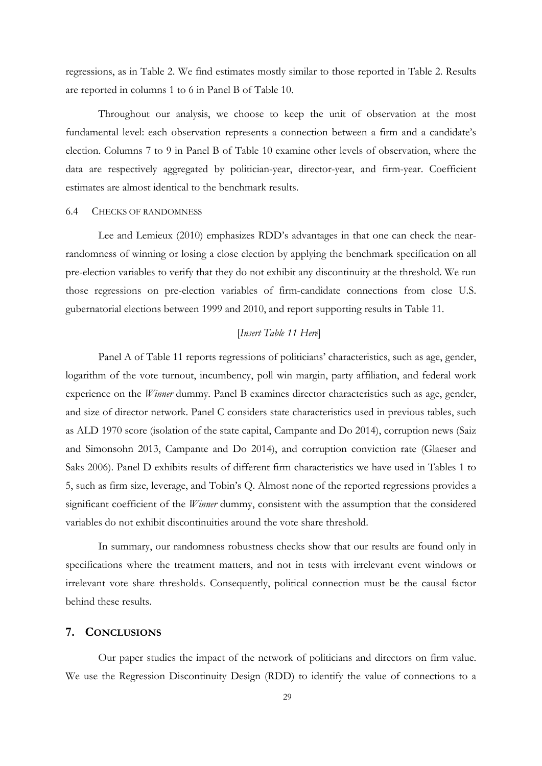regressions, as in Table 2. We find estimates mostly similar to those reported in Table 2. Results are reported in columns 1 to 6 in Panel B of Table 10.

Throughout our analysis, we choose to keep the unit of observation at the most fundamental level: each observation represents a connection between a firm and a candidate's election. Columns 7 to 9 in Panel B of Table 10 examine other levels of observation, where the data are respectively aggregated by politician-year, director-year, and firm-year. Coefficient estimates are almost identical to the benchmark results.

### 6.4 CHECKS OF RANDOMNESS

Lee and Lemieux (2010) emphasizes RDD's advantages in that one can check the near-randomness of winning or losing a close election by applying the benchmark specification on all pre-election variables to verify that they do not exhibit any discontinuity at the threshold. We run those regressions on pre-election variables of firm-candidate connections from close U.S. gubernatorial elections between 1999 and 2010, and report supporting results in Table 11.

[*Insert Table 11 Here*]

Panel A of Table 11 reports regressions of politicians' characteristics, such as age, gender, logarithm of the vote turnout, incumbency, poll win margin, party affiliation, and federal work experience on the *Winner* dummy. Panel B examines director characteristics such as age, gender, and size of director network. Panel C considers state characteristics used in previous tables, such as ALD 1970 score (isolation of the state capital, Campante and Do 2014), corruption news (Saiz and Simonsohn 2013, Campante and Do 2014), and corruption conviction rate (Glaeser and Saks 2006). Panel D exhibits results of different firm characteristics we have used in Tables 1 to 5, such as firm size, leverage, and Tobin's Q. Almost none of the reported regressions provides a significant coefficient of the *Winner* dummy, consistent with the assumption that the considered variables do not exhibit discontinuities around the vote share threshold.

In summary, our randomness robustness checks show that our results are found only in specifications where the treatment matters, and not in tests with irrelevant event windows or irrelevant vote share thresholds. Consequently, political connection must be the causal factor behind these results.

## 7. CONCLUSIONS

Our paper studies the impact of the network of politicians and directors on firm value. We use the Regression Discontinuity Design (RDD) to identify the value of connections to a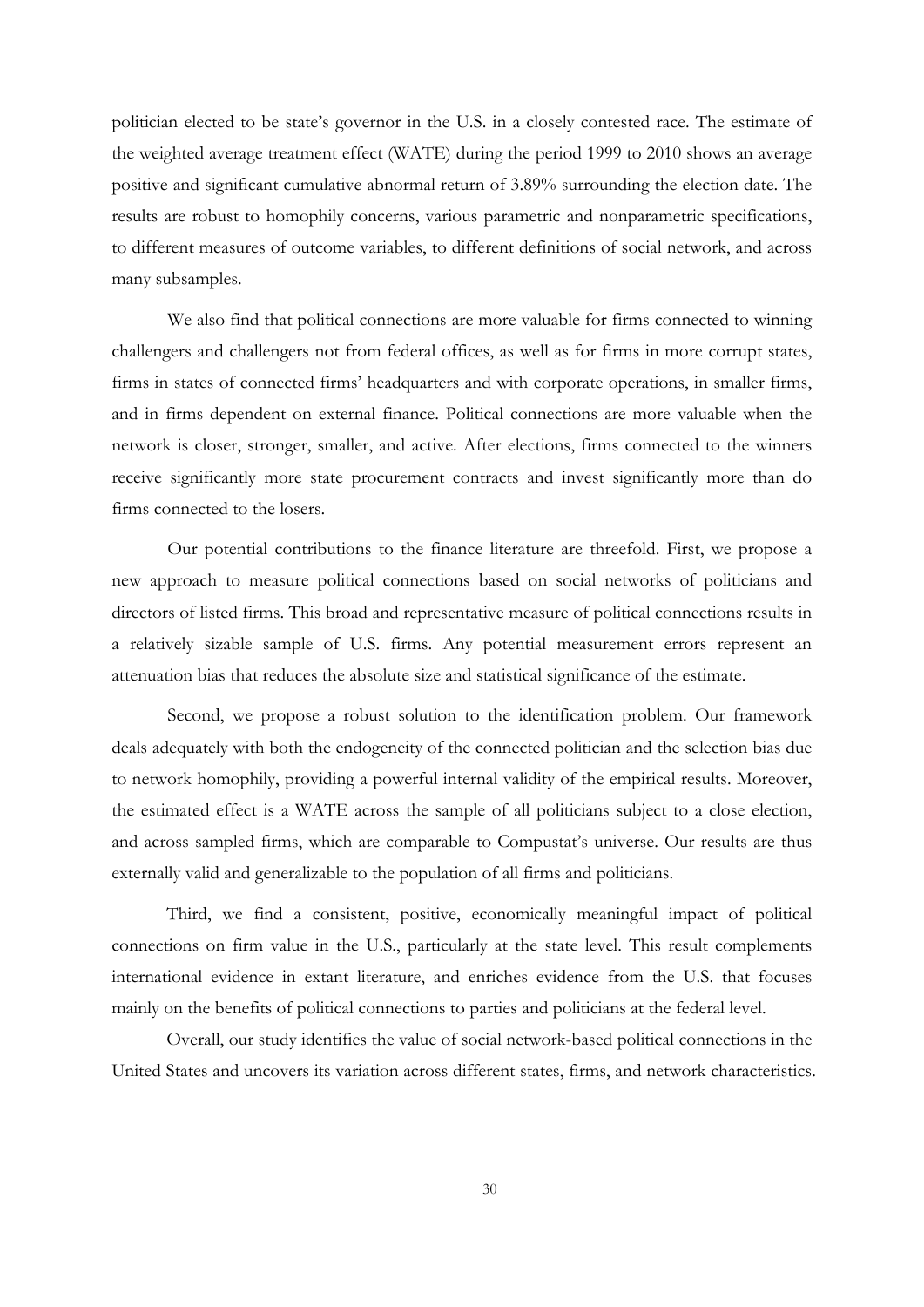politician elected to be state's governor in the U.S. in a closely contested race. The estimate of the weighted average treatment effect (WATE) during the period 1999 to 2010 shows an average positive and significant cumulative abnormal return of 3.89% surrounding the election date. The results are robust to homophily concerns, various parametric and nonparametric specifications, to different measures of outcome variables, to different definitions of social network, and across many subsamples.

We also find that political connections are more valuable for firms connected to winning challengers and challengers not from federal offices, as well as for firms in more corrupt states, firms in states of connected firms' headquarters and with corporate operations, in smaller firms, and in firms dependent on external finance. Political connections are more valuable when the network is closer, stronger, smaller, and active. After elections, firms connected to the winners receive significantly more state procurement contracts and invest significantly more than do firms connected to the losers.

Our potential contributions to the finance literature are threefold. First, we propose a new approach to measure political connections based on social networks of politicians and directors of listed firms. This broad and representative measure of political connections results in a relatively sizable sample of U.S. firms. Any potential measurement errors represent an attenuation bias that reduces the absolute size and statistical significance of the estimate.

Second, we propose a robust solution to the identification problem. Our framework deals adequately with both the endogeneity of the connected politician and the selection bias due to network homophily, providing a powerful internal validity of the empirical results. Moreover, the estimated effect is a WATE across the sample of all politicians subject to a close election, and across sampled firms, which are comparable to Compustat's universe. Our results are thus externally valid and generalizable to the population of all firms and politicians.

Third, we find a consistent, positive, economically meaningful impact of political connections on firm value in the U.S., particularly at the state level. This result complements international evidence in extant literature, and enriches evidence from the U.S. that focuses mainly on the benefits of political connections to parties and politicians at the federal level.

Overall, our study identifies the value of social network-based political connections in the United States and uncovers its variation across different states, firms, and network characteristics.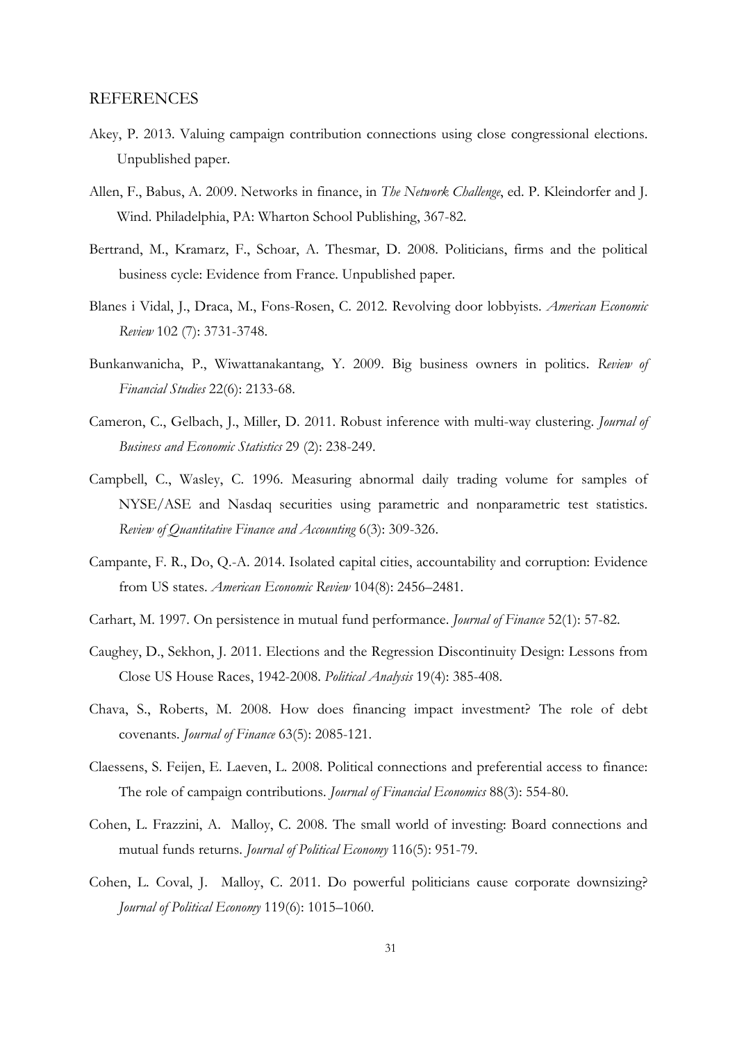## REFERENCES

Akey, P. 2013. Valuing campaign contribution connections using close congressional elections. Unpublished paper.

Allen, F., Babus, A. 2009. Networks in finance, in *The Network Challenge*, ed. P. Kleindorfer and J. Wind. Philadelphia, PA: Wharton School Publishing, 367-82.

Bertrand, M., Kramarz, F., Schoar, A. Thesmar, D. 2008. Politicians, firms and the political business cycle: Evidence from France. Unpublished paper.

Blanes i Vidal, J., Draca, M., Fons-Rosen, C. 2012. Revolving door lobbyists. *American Economic Review* 102 (7): 3731-3748.

Bunkanwanicha, P., Wiwattanakantang, Y. 2009. Big business owners in politics. *Review of Financial Studies* 22(6): 2133-68.

Cameron, C., Gelbach, J., Miller, D. 2011. Robust inference with multi-way clustering. *Journal of Business and Economic Statistics* 29 (2): 238-249.

Campbell, C., Wasley, C. 1996. Measuring abnormal daily trading volume for samples of NYSE/ASE and Nasdaq securities using parametric and nonparametric test statistics. *Review of Quantitative Finance and Accounting* 6(3): 309-326.

Campante, F. R., Do, Q.-A. 2014. Isolated capital cities, accountability and corruption: Evidence from US states. *American Economic Review* 104(8): 2456–2481.

Carhart, M. 1997. On persistence in mutual fund performance. *Journal of Finance* 52(1): 57-82.

Caughey, D., Sekhon, J. 2011. Elections and the Regression Discontinuity Design: Lessons from Close US House Races, 1942-2008. *Political Analysis* 19(4): 385-408.

Chava, S., Roberts, M. 2008. How does financing impact investment? The role of debt covenants. *Journal of Finance* 63(5): 2085-121.

Claessens, S. Feijen, E. Laeven, L. 2008. Political connections and preferential access to finance: The role of campaign contributions. *Journal of Financial Economics* 88(3): 554-80.

Cohen, L. Frazzini, A. Malloy, C. 2008. The small world of investing: Board connections and mutual funds returns. *Journal of Political Economy* 116(5): 951-79.

Cohen, L. Coval, J. Malloy, C. 2011. Do powerful politicians cause corporate downsizing? *Journal of Political Economy* 119(6): 1015–1060.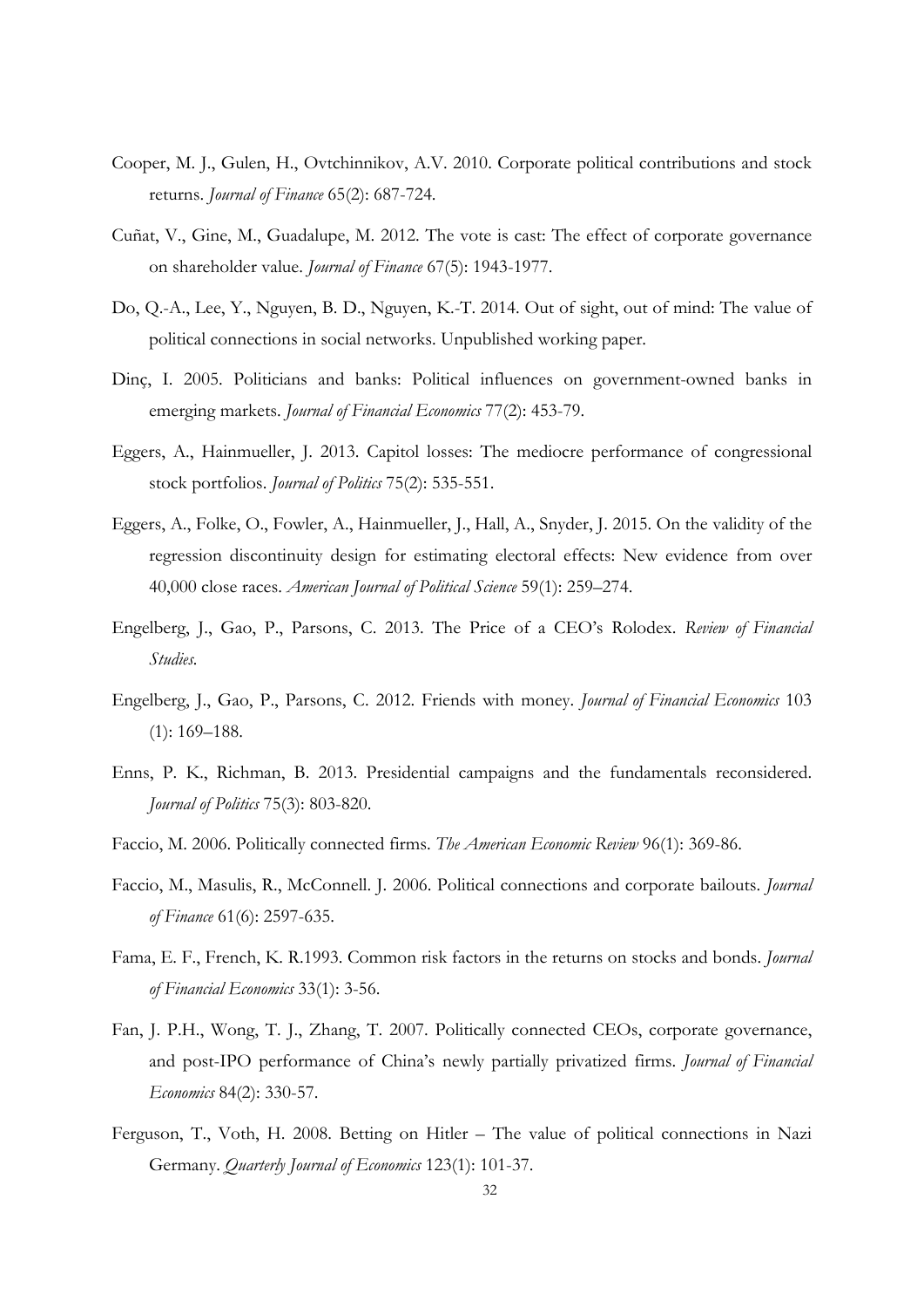Cooper, M. J., Gulen, H., Ovtchinnikov, A.V. 2010. Corporate political contributions and stock returns. *Journal of Finance* 65(2): 687-724.

Cuñat, V., Gine, M., Guadalupe, M. 2012. The vote is cast: The effect of corporate governance on shareholder value. *Journal of Finance* 67(5): 1943-1977.

Do, Q.-A., Lee, Y., Nguyen, B. D., Nguyen, K.-T. 2014. Out of sight, out of mind: The value of political connections in social networks. Unpublished working paper.

Dinç, I. 2005. Politicians and banks: Political influences on government-owned banks in emerging markets. *Journal of Financial Economics* 77(2): 453-79.

Eggers, A., Hainmueller, J. 2013. Capitol losses: The mediocre performance of congressional stock portfolios. *Journal of Politics* 75(2): 535-551.

Eggers, A., Folke, O., Fowler, A., Hainmueller, J., Hall, A., Snyder, J. 2015. On the validity of the regression discontinuity design for estimating electoral effects: New evidence from over 40,000 close races. *American Journal of Political Science* 59(1): 259–274.

Engelberg, J., Gao, P., Parsons, C. 2013. The Price of a CEO's Rolodex. *Review of Financial Studies.*

Engelberg, J., Gao, P., Parsons, C. 2012. Friends with money. *Journal of Financial Economics* 103 (1): 169–188.

Enns, P. K., Richman, B. 2013. Presidential campaigns and the fundamentals reconsidered. *Journal of Politics* 75(3): 803-820.

Faccio, M. 2006. Politically connected firms. *The American Economic Review* 96(1): 369-86.

Faccio, M., Masulis, R., McConnell. J. 2006. Political connections and corporate bailouts. *Journal of Finance* 61(6): 2597-635.

Fama, E. F., French, K. R.1993. Common risk factors in the returns on stocks and bonds. *Journal of Financial Economics* 33(1): 3-56.

Fan, J. P.H., Wong, T. J., Zhang, T. 2007. Politically connected CEOs, corporate governance, and post-IPO performance of China's newly partially privatized firms. *Journal of Financial Economics* 84(2): 330-57.

Ferguson, T., Voth, H. 2008. Betting on Hitler – The value of political connections in Nazi Germany. *Quarterly Journal of Economics* 123(1): 101-37.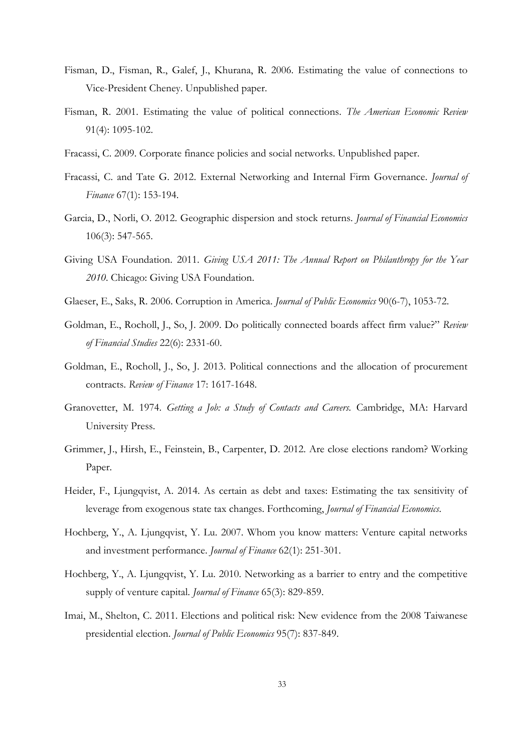Fisman, D., Fisman, R., Galef, J., Khurana, R. 2006. Estimating the value of connections to Vice-President Cheney. Unpublished paper.

Fisman, R. 2001. Estimating the value of political connections. *The American Economic Review* 91(4): 1095-102.

Fracassi, C. 2009. Corporate finance policies and social networks. Unpublished paper.

Fracassi, C. and Tate G. 2012. External Networking and Internal Firm Governance. *Journal of Finance* 67(1): 153-194.

Garcia, D., Norli, O. 2012. Geographic dispersion and stock returns. *Journal of Financial Economics* 106(3): 547-565.

Giving USA Foundation. 2011. *Giving USA 2011: The Annual Report on Philanthropy for the Year 2010*. Chicago: Giving USA Foundation.

Glaeser, E., Saks, R. 2006. Corruption in America. *Journal of Public Economics* 90(6-7), 1053-72.

Goldman, E., Rocholl, J., So, J. 2009. Do politically connected boards affect firm value?" *Review of Financial Studies* 22(6): 2331-60.

Goldman, E., Rocholl, J., So, J. 2013. Political connections and the allocation of procurement contracts. *Review of Finance* 17: 1617-1648.

Granovetter, M. 1974. *Getting a Job: a Study of Contacts and Careers.* Cambridge, MA: Harvard University Press.

Grimmer, J., Hirsh, E., Feinstein, B., Carpenter, D. 2012. Are close elections random? Working Paper.

Heider, F., Ljungqvist, A. 2014. As certain as debt and taxes: Estimating the tax sensitivity of leverage from exogenous state tax changes. Forthcoming, *Journal of Financial Economics*.

Hochberg, Y., A. Ljungqvist, Y. Lu. 2007. Whom you know matters: Venture capital networks and investment performance. *Journal of Finance* 62(1): 251-301.

Hochberg, Y., A. Ljungqvist, Y. Lu. 2010. Networking as a barrier to entry and the competitive supply of venture capital. *Journal of Finance* 65(3): 829-859.

Imai, M., Shelton, C. 2011. Elections and political risk: New evidence from the 2008 Taiwanese presidential election. *Journal of Public Economics* 95(7): 837-849.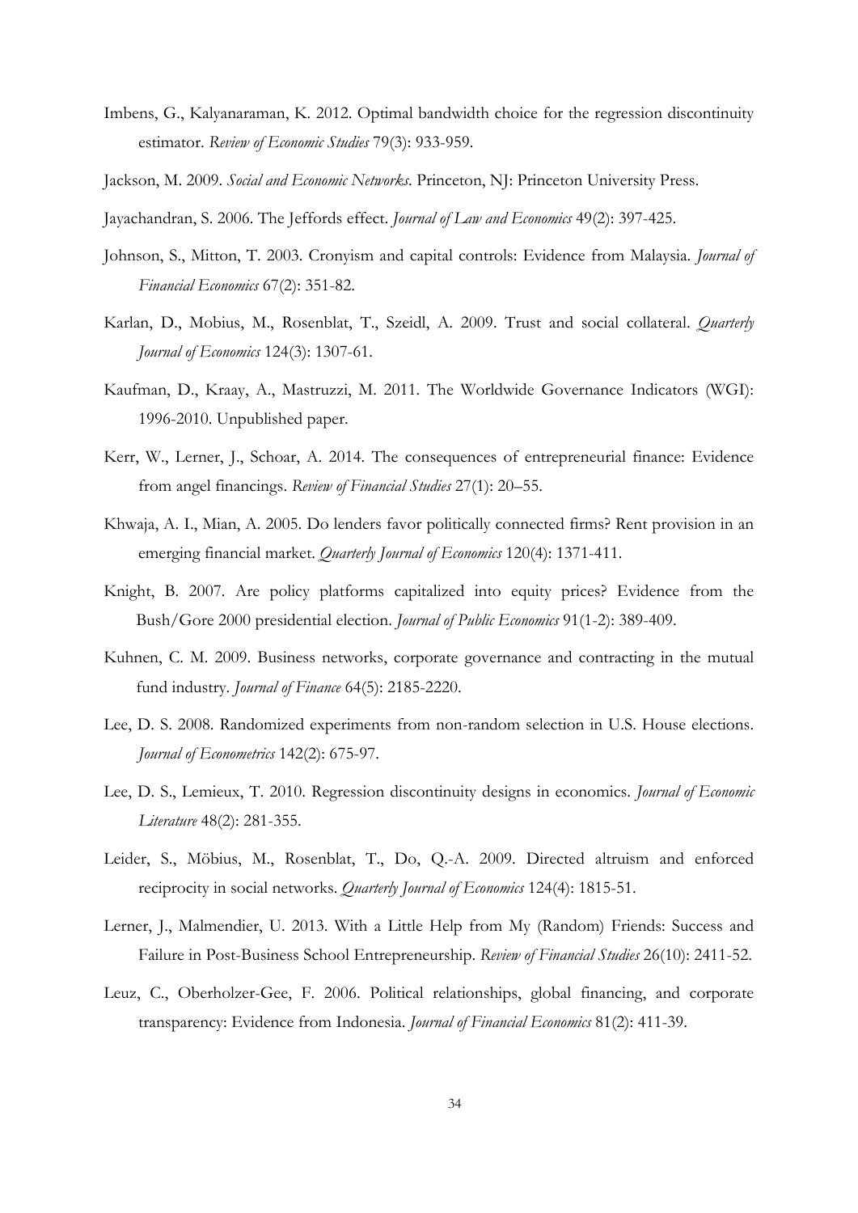Imbens, G., Kalyanaraman, K. 2012. Optimal bandwidth choice for the regression discontinuity estimator. *Review of Economic Studies* 79(3): 933-959.

Jackson, M. 2009. *Social and Economic Networks*. Princeton, NJ: Princeton University Press.

Jayachandran, S. 2006. The Jeffords effect. *Journal of Law and Economics* 49(2): 397-425.

Johnson, S., Mitton, T. 2003. Cronyism and capital controls: Evidence from Malaysia. *Journal of Financial Economics* 67(2): 351-82.

Karlan, D., Mobius, M., Rosenblat, T., Szeidl, A. 2009. Trust and social collateral. *Quarterly Journal of Economics* 124(3): 1307-61.

Kaufman, D., Kraay, A., Mastruzzi, M. 2011. The Worldwide Governance Indicators (WGI): 1996-2010. Unpublished paper.

Kerr, W., Lerner, J., Schoar, A. 2014. The consequences of entrepreneurial finance: Evidence from angel financings. *Review of Financial Studies* 27(1): 20–55.

Khwaja, A. I., Mian, A. 2005. Do lenders favor politically connected firms? Rent provision in an emerging financial market. *Quarterly Journal of Economics* 120(4): 1371-411.

Knight, B. 2007. Are policy platforms capitalized into equity prices? Evidence from the Bush/Gore 2000 presidential election. *Journal of Public Economics* 91(1-2): 389-409.

Kuhnen, C. M. 2009. Business networks, corporate governance and contracting in the mutual fund industry. *Journal of Finance* 64(5): 2185-2220.

Lee, D. S. 2008. Randomized experiments from non-random selection in U.S. House elections. *Journal of Econometrics* 142(2): 675-97.

Lee, D. S., Lemieux, T. 2010. Regression discontinuity designs in economics. *Journal of Economic Literature* 48(2): 281-355.

Leider, S., Möbius, M., Rosenblat, T., Do, Q.-A. 2009. Directed altruism and enforced reciprocity in social networks. *Quarterly Journal of Economics* 124(4): 1815-51.

Lerner, J., Malmendier, U. 2013. With a Little Help from My (Random) Friends: Success and Failure in Post-Business School Entrepreneurship. *Review of Financial Studies* 26(10): 2411-52.

Leuz, C., Oberholzer-Gee, F. 2006. Political relationships, global financing, and corporate transparency: Evidence from Indonesia. *Journal of Financial Economics* 81(2): 411-39.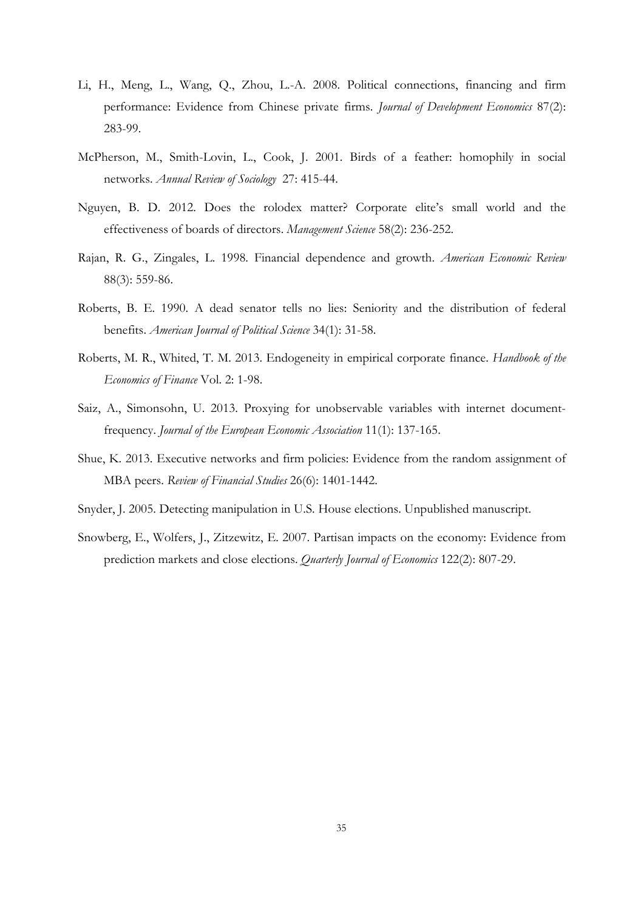Li, H., Meng, L., Wang, Q., Zhou, L.-A. 2008. Political connections, financing and firm performance: Evidence from Chinese private firms. *Journal of Development Economics* 87(2): 283-99.

McPherson, M., Smith-Lovin, L., Cook, J. 2001. Birds of a feather: homophily in social networks. *Annual Review of Sociology* 27: 415-44.

Nguyen, B. D. 2012. Does the rolodex matter? Corporate elite's small world and the effectiveness of boards of directors. *Management Science* 58(2): 236-252.

Rajan, R. G., Zingales, L. 1998. Financial dependence and growth. *American Economic Review* 88(3): 559-86.

Roberts, B. E. 1990. A dead senator tells no lies: Seniority and the distribution of federal benefits. *American Journal of Political Science* 34(1): 31-58.

Roberts, M. R., Whited, T. M. 2013. Endogeneity in empirical corporate finance. *Handbook of the Economics of Finance* Vol. 2: 1-98.

Saiz, A., Simonsohn, U. 2013. Proxying for unobservable variables with internet document-frequency. *Journal of the European Economic Association* 11(1): 137-165.

Shue, K. 2013. Executive networks and firm policies: Evidence from the random assignment of MBA peers. *Review of Financial Studies* 26(6): 1401-1442.

Snyder, J. 2005. Detecting manipulation in U.S. House elections. Unpublished manuscript.

Snowberg, E., Wolfers, J., Zitzewitz, E. 2007. Partisan impacts on the economy: Evidence from prediction markets and close elections. *Quarterly Journal of Economics* 122(2): 807-29.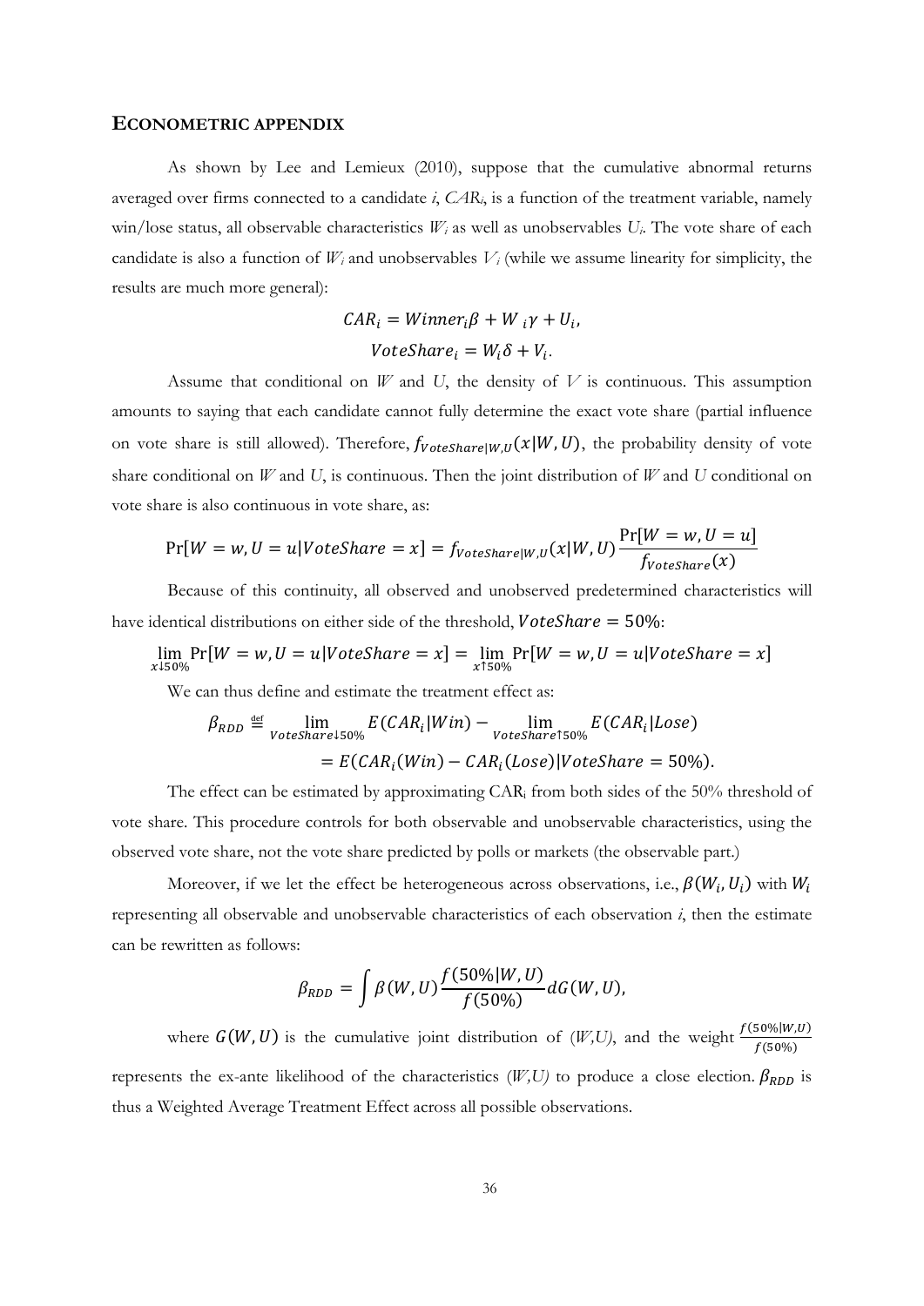## ECONOMETRIC APPENDIX

As shown by Lee and Lemieux (2010), suppose that the cumulative abnormal returns averaged over firms connected to a candidate *i*, $CAR_i$, is a function of the treatment variable, namely win/lose status, all observable characteristics $W_i$ as well as unobservables $U_i$. The vote share of each candidate is also a function of $W_i$ and unobservables $V_i$ (while we assume linearity for simplicity, the results are much more general):

$$CAR_i = Winner_i\beta + W_i\gamma + U_i,$$

$$VoteShare_i = W_i\delta + V_i.$$

Assume that conditional on $W$ and $U$, the density of $V$ is continuous. This assumption amounts to saying that each candidate cannot fully determine the exact vote share (partial influence on vote share is still allowed). Therefore, $f_{VoteShare|W,U}(x|W,U)$, the probability density of vote share conditional on $W$ and $U$, is continuous. Then the joint distribution of $W$ and $U$ conditional on vote share is also continuous in vote share, as:

$$\Pr[W = w, U = u | VoteShare = x] = f_{VoteShare|W,U}(x|W,U)\frac{\Pr[W = w, U = u]}{f_{VoteShare}(x)}$$

Because of this continuity, all observed and unobserved predetermined characteristics will have identical distributions on either side of the threshold, $VoteShare = 50\%$:

$$\lim_{x \downarrow 50\%} \Pr[W = w, U = u | VoteShare = x] = \lim_{x \uparrow 50\%} \Pr[W = w, U = u | VoteShare = x]$$

We can thus define and estimate the treatment effect as:

$$\beta_{RDD} \stackrel{\text{def}}{=} \lim_{VoteShare \downarrow 50\%} E(CAR_i|Win) - \lim_{VoteShare \uparrow 50\%} E(CAR_i|Lose)$$

$$= E(CAR_i(Win) - CAR_i(Lose)|VoteShare = 50\%).$$

The effect can be estimated by approximating $CAR_i$ from both sides of the 50% threshold of vote share. This procedure controls for both observable and unobservable characteristics, using the observed vote share, not the vote share predicted by polls or markets (the observable part.)

Moreover, if we let the effect be heterogeneous across observations, i.e., $\beta(W_i, U_i)$ with $W_i$ representing all observable and unobservable characteristics of each observation *i*, then the estimate can be rewritten as follows:

$$\beta_{RDD} = \int \beta(W,U)\frac{f(50\%|W,U)}{f(50\%)}dG(W,U),$$

where $G(W,U)$ is the cumulative joint distribution of $(W,U)$, and the weight $\frac{f(50\%|W,U)}{f(50\%)}$ represents the ex-ante likelihood of the characteristics $(W,U)$ to produce a close election. $\beta_{RDD}$ is thus a Weighted Average Treatment Effect across all possible observations.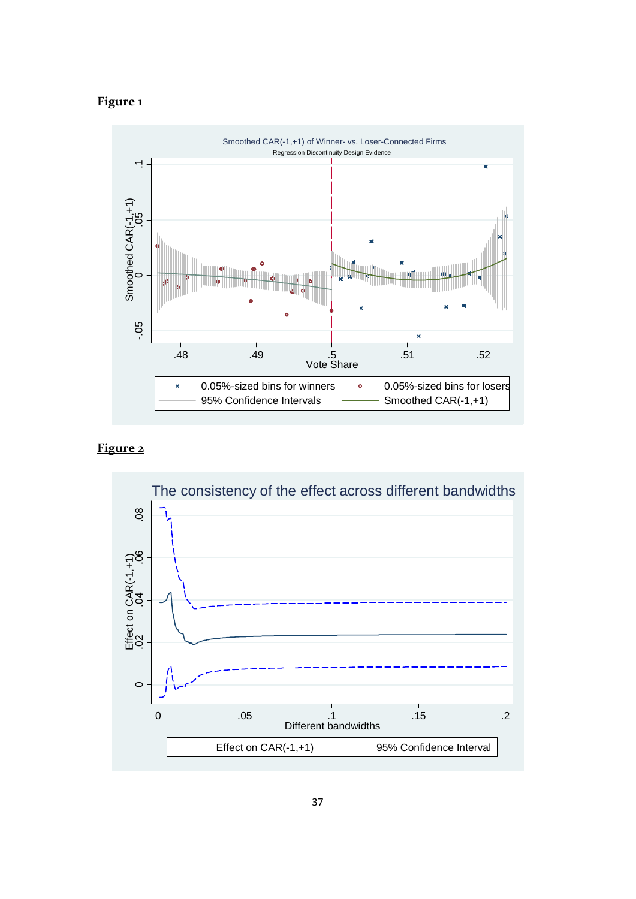**Figure 1**

Smoothed CAR(-1,+1) of Winner- vs. Loser-Connected Firms

Regression Discontinuity Design Evidence

**Figure 2**

The consistency of the effect across different bandwidths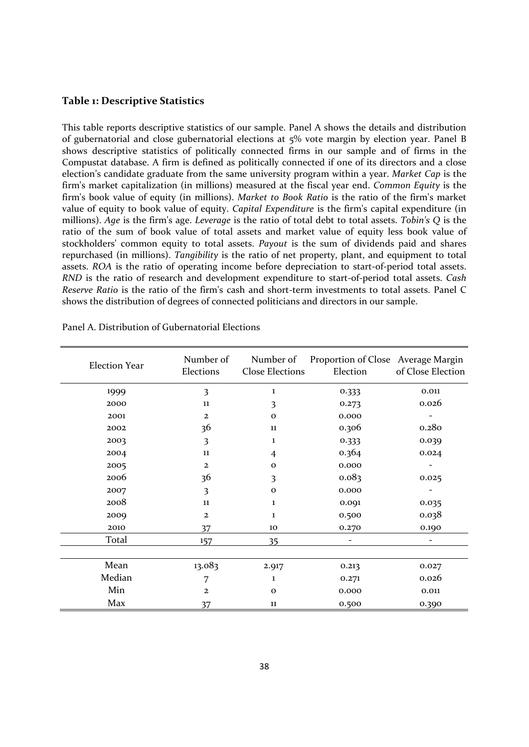**Table 1: Descriptive Statistics**

This table reports descriptive statistics of our sample. Panel A shows the details and distribution of gubernatorial and close gubernatorial elections at 5% vote margin by election year. Panel B shows descriptive statistics of politically connected firms in our sample and of firms in the Compustat database. A firm is defined as politically connected if one of its directors and a close election's candidate graduate from the same university program within a year. *Market Cap* is the firm's market capitalization (in millions) measured at the fiscal year end. *Common Equity* is the firm's book value of equity (in millions). *Market to Book Ratio* is the ratio of the firm's market value of equity to book value of equity. *Capital Expenditure* is the firm's capital expenditure (in millions). *Age* is the firm's age. *Leverage* is the ratio of total debt to total assets. *Tobin's Q* is the ratio of the sum of book value of total assets and market value of equity less book value of stockholders' common equity to total assets. *Payout* is the sum of dividends paid and shares repurchased (in millions). *Tangibility* is the ratio of net property, plant, and equipment to total assets. *ROA* is the ratio of operating income before depreciation to start-of-period total assets. *RND* is the ratio of research and development expenditure to start-of-period total assets. *Cash Reserve Ratio* is the ratio of the firm's cash and short-term investments to total assets. Panel C shows the distribution of degrees of connected politicians and directors in our sample.

Panel A. Distribution of Gubernatorial Elections

| Election Year | Number of Elections | Number of Close Elections | Proportion of Close Election | Average Margin of Close Election |
|---|---|---|---|---|
| 1999 | 3 | 1 | 0.333 | 0.011 |
| 2000 | 11 | 3 | 0.273 | 0.026 |
| 2001 | 2 | 0 | 0.000 | - |
| 2002 | 36 | 11 | 0.306 | 0.280 |
| 2003 | 3 | 1 | 0.333 | 0.039 |
| 2004 | 11 | 4 | 0.364 | 0.024 |
| 2005 | 2 | 0 | 0.000 | - |
| 2006 | 36 | 3 | 0.083 | 0.025 |
| 2007 | 3 | 0 | 0.000 | - |
| 2008 | 11 | 1 | 0.091 | 0.035 |
| 2009 | 2 | 1 | 0.500 | 0.038 |
| 2010 | 37 | 10 | 0.270 | 0.190 |
| Total | 157 | 35 | - | - |
| | | | | |
| Mean | 13.083 | 2.917 | 0.213 | 0.027 |
| Median | 7 | 1 | 0.271 | 0.026 |
| Min | 2 | 0 | 0.000 | 0.011 |
| Max | 37 | 11 | 0.500 | 0.390 |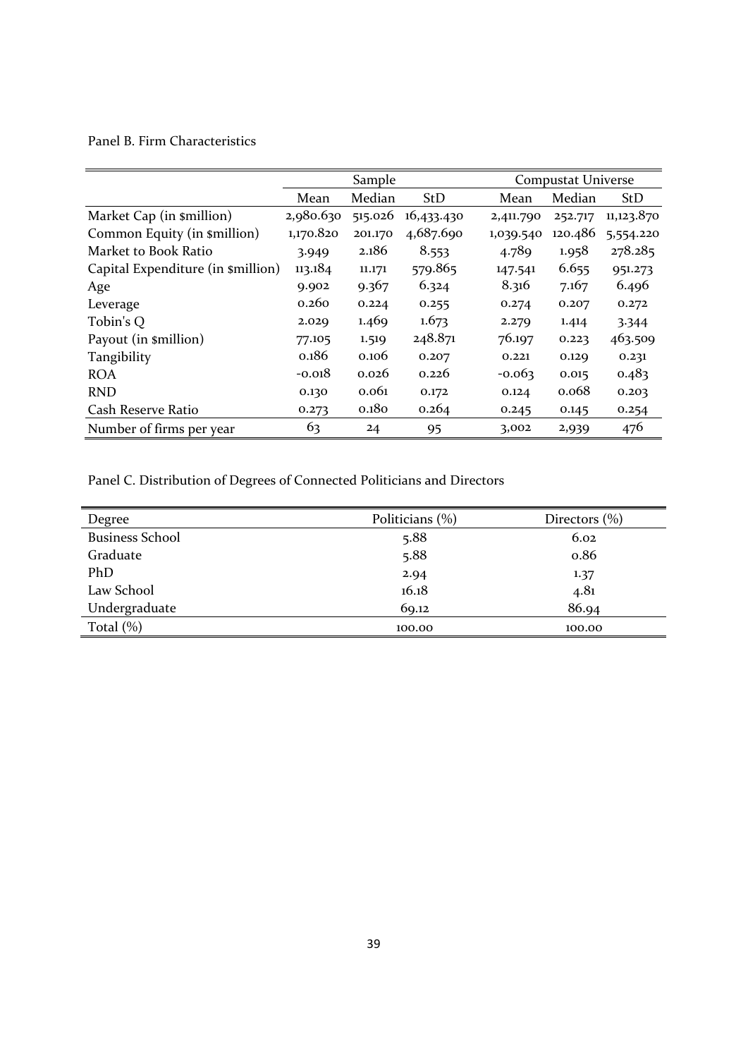Panel B. Firm Characteristics

| | Sample | | | Compustat Universe | | |
|---|---|---|---|---|---|---|
| | Mean | Median | StD | Mean | Median | StD |
| Market Cap (in $million) | 2,980.630 | 515.026 | 16,433.430 | 2,411.790 | 252.717 | 11,123.870 |
| Common Equity (in $million) | 1,170.820 | 201.170 | 4,687.690 | 1,039.540 | 120.486 | 5,554.220 |
| Market to Book Ratio | 3.949 | 2.186 | 8.553 | 4.789 | 1.958 | 278.285 |
| Capital Expenditure (in $million) | 113.184 | 11.171 | 579.865 | 147.541 | 6.655 | 951.273 |
| Age | 9.902 | 9.367 | 6.324 | 8.316 | 7.167 | 6.496 |
| Leverage | 0.260 | 0.224 | 0.255 | 0.274 | 0.207 | 0.272 |
| Tobin's Q | 2.029 | 1.469 | 1.673 | 2.279 | 1.414 | 3.344 |
| Payout (in $million) | 77.105 | 1.519 | 248.871 | 76.197 | 0.223 | 463.509 |
| Tangibility | 0.186 | 0.106 | 0.207 | 0.221 | 0.129 | 0.231 |
| ROA | -0.018 | 0.026 | 0.226 | -0.063 | 0.015 | 0.483 |
| RND | 0.130 | 0.061 | 0.172 | 0.124 | 0.068 | 0.203 |
| Cash Reserve Ratio | 0.273 | 0.180 | 0.264 | 0.245 | 0.145 | 0.254 |
| Number of firms per year | 63 | 24 | 95 | 3,002 | 2,939 | 476 |

Panel C. Distribution of Degrees of Connected Politicians and Directors

| Degree | Politicians (%) | Directors (%) |
|---|---|---|
| Business School | 5.88 | 6.02 |
| Graduate | 5.88 | 0.86 |
| PhD | 2.94 | 1.37 |
| Law School | 16.18 | 4.81 |
| Undergraduate | 69.12 | 86.94 |
| Total (%) | 100.00 | 100.00 |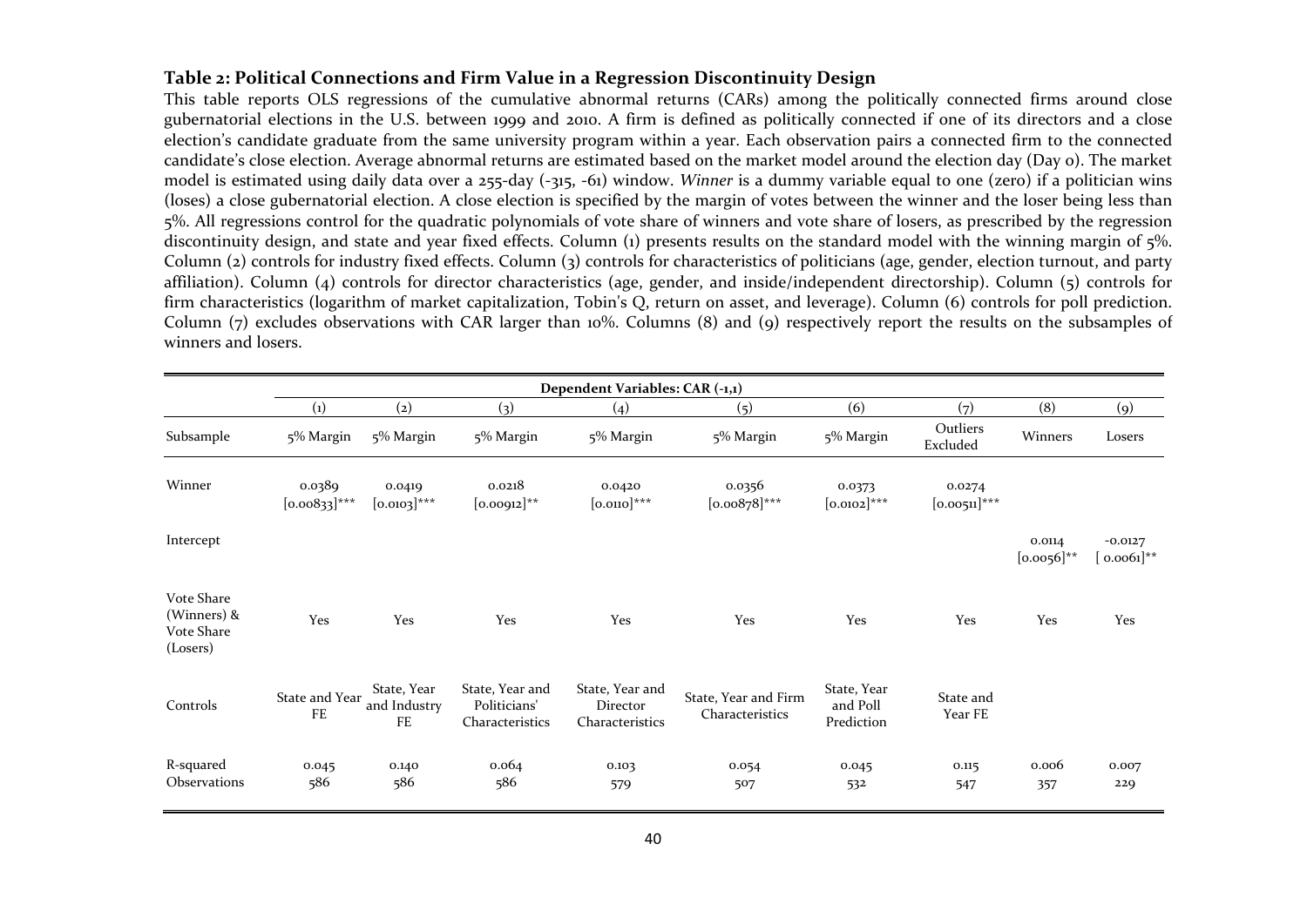**Table 2: Political Connections and Firm Value in a Regression Discontinuity Design**

This table reports OLS regressions of the cumulative abnormal returns (CARs) among the politically connected firms around close gubernatorial elections in the U.S. between 1999 and 2010. A firm is defined as politically connected if one of its directors and a close election's candidate graduate from the same university program within a year. Each observation pairs a connected firm to the connected candidate's close election. Average abnormal returns are estimated based on the market model around the election day (Day 0). The market model is estimated using daily data over a 255-day (-315, -61) window. *Winner* is a dummy variable equal to one (zero) if a politician wins (loses) a close gubernatorial election. A close election is specified by the margin of votes between the winner and the loser being less than 5%. All regressions control for the quadratic polynomials of vote share of winners and vote share of losers, as prescribed by the regression discontinuity design, and state and year fixed effects. Column (1) presents results on the standard model with the winning margin of 5%. Column (2) controls for industry fixed effects. Column (3) controls for characteristics of politicians (age, gender, election turnout, and party affiliation). Column (4) controls for director characteristics (age, gender, and inside/independent directorship). Column (5) controls for firm characteristics (logarithm of market capitalization, Tobin's Q, return on asset, and leverage). Column (6) controls for poll prediction. Column (7) excludes observations with CAR larger than 10%. Columns (8) and (9) respectively report the results on the subsamples of winners and losers.

| | Dependent Variables: CAR (-1,1) | | | | | | | | |
|---|---|---|---|---|---|---|---|---|---|
| | (1) | (2) | (3) | (4) | (5) | (6) | (7) | (8) | (9) |
| Subsample | 5% Margin | 5% Margin | 5% Margin | 5% Margin | 5% Margin | 5% Margin | Outliers Excluded | Winners | Losers |
| Winner | 0.0389 [0.00833]*** | 0.0419 [0.0103]*** | 0.0218 [0.00912]** | 0.0420 [0.0110]*** | 0.0356 [0.00878]*** | 0.0373 [0.0102]*** | 0.0274 [0.00511]*** | | |
| Intercept | | | | | | | | 0.0114 [0.0056]** | -0.0127 [ 0.0061]** |
| Vote Share (Winners) & Vote Share (Losers) | Yes | Yes | Yes | Yes | Yes | Yes | Yes | Yes | Yes |
| Controls | State and Year FE | State, Year and Industry FE | State, Year and Politicians' Characteristics | State, Year and Director Characteristics | State, Year and Firm Characteristics | State, Year and Poll Prediction | State and Year FE | | |
| R-squared | 0.045 | 0.140 | 0.064 | 0.103 | 0.054 | 0.045 | 0.115 | 0.006 | 0.007 |
| Observations | 586 | 586 | 586 | 579 | 507 | 532 | 547 | 357 | 229 |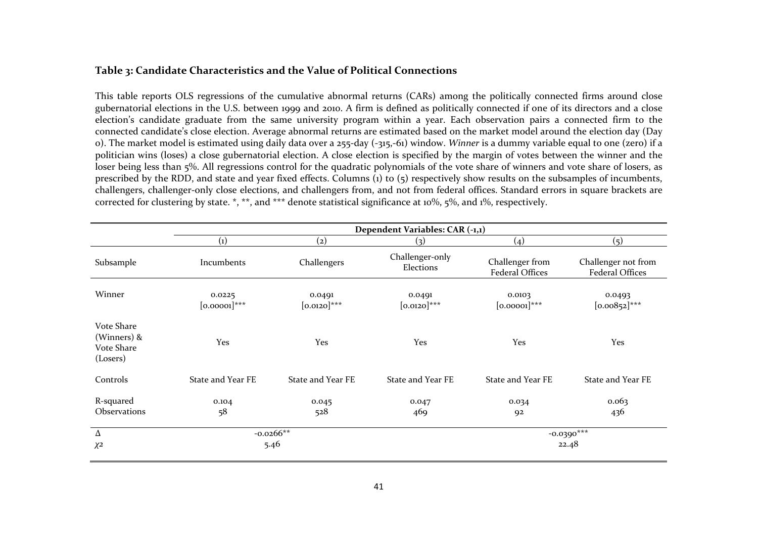### Table 3: Candidate Characteristics and the Value of Political Connections

This table reports OLS regressions of the cumulative abnormal returns (CARs) among the politically connected firms around close gubernatorial elections in the U.S. between 1999 and 2010. A firm is defined as politically connected if one of its directors and a close election's candidate graduate from the same university program within a year. Each observation pairs a connected firm to the connected candidate's close election. Average abnormal returns are estimated based on the market model around the election day (Day 0). The market model is estimated using daily data over a 255-day (-315,-61) window. *Winner* is a dummy variable equal to one (zero) if a politician wins (loses) a close gubernatorial election. A close election is specified by the margin of votes between the winner and the loser being less than 5%. All regressions control for the quadratic polynomials of the vote share of winners and vote share of losers, as prescribed by the RDD, and state and year fixed effects. Columns (1) to (5) respectively show results on the subsamples of incumbents, challengers, challenger-only close elections, and challengers from, and not from federal offices. Standard errors in square brackets are corrected for clustering by state. *, **, and *** denote statistical significance at 10%, 5%, and 1%, respectively.

| | Dependent Variables: CAR (-1,1) | | | | |
|---|---|---|---|---|---|
| | (1) | (2) | (3) | (4) | (5) |
| Subsample | Incumbents | Challengers | Challenger-only Elections | Challenger from Federal Offices | Challenger not from Federal Offices |
| Winner | 0.0225<br>[0.00001]*** | 0.0491<br>[0.0120]*** | 0.0491<br>[0.0120]*** | 0.0103<br>[0.00001]*** | 0.0493<br>[0.00852]*** |
| Vote Share (Winners) & Vote Share (Losers) | Yes | Yes | Yes | Yes | Yes |
| Controls | State and Year FE | State and Year FE | State and Year FE | State and Year FE | State and Year FE |
| R-squared | 0.104 | 0.045 | 0.047 | 0.034 | 0.063 |
| Observations | 58 | 528 | 469 | 92 | 436 |
| $\Delta$ | -0.0266** | | | -0.0390*** | |
| $\chi 2$ | 5.46 | | | 22.48 | |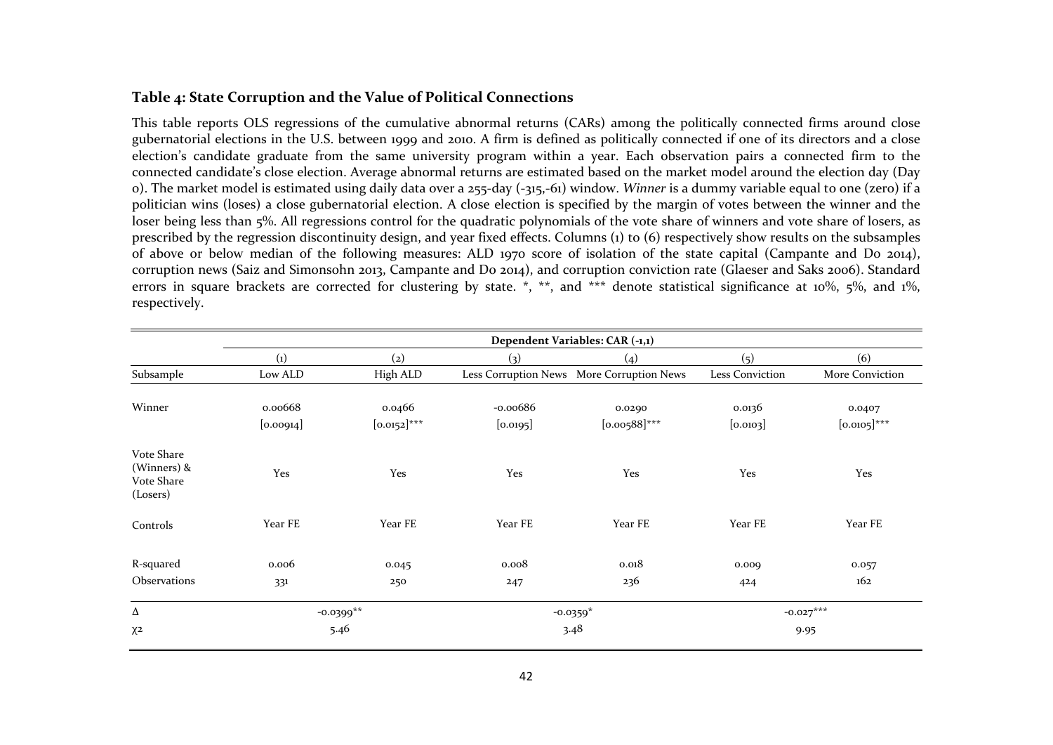### Table 4: State Corruption and the Value of Political Connections

This table reports OLS regressions of the cumulative abnormal returns (CARs) among the politically connected firms around close gubernatorial elections in the U.S. between 1999 and 2010. A firm is defined as politically connected if one of its directors and a close election's candidate graduate from the same university program within a year. Each observation pairs a connected firm to the connected candidate's close election. Average abnormal returns are estimated based on the market model around the election day (Day 0). The market model is estimated using daily data over a 255-day (-315,-61) window. *Winner* is a dummy variable equal to one (zero) if a politician wins (loses) a close gubernatorial election. A close election is specified by the margin of votes between the winner and the loser being less than 5%. All regressions control for the quadratic polynomials of the vote share of winners and vote share of losers, as prescribed by the regression discontinuity design, and year fixed effects. Columns (1) to (6) respectively show results on the subsamples of above or below median of the following measures: ALD 1970 score of isolation of the state capital (Campante and Do 2014), corruption news (Saiz and Simonsohn 2013, Campante and Do 2014), and corruption conviction rate (Glaeser and Saks 2006). Standard errors in square brackets are corrected for clustering by state. *, **, and *** denote statistical significance at 10%, 5%, and 1%, respectively.

| | Dependent Variables: CAR (-1,1) | | | | | |
|---|---|---|---|---|---|---|
| | (1) | (2) | (3) | (4) | (5) | (6) |
| Subsample | Low ALD | High ALD | Less Corruption News | More Corruption News | Less Conviction | More Conviction |
| Winner | 0.00668 | 0.0466 | -0.00686 | 0.0290 | 0.0136 | 0.0407 |
| | [0.00914] | [0.0152]*** | [0.0195] | [0.00588]*** | [0.0103] | [0.0105]*** |
| Vote Share (Winners) & Vote Share (Losers) | Yes | Yes | Yes | Yes | Yes | Yes |
| Controls | Year FE | Year FE | Year FE | Year FE | Year FE | Year FE |
| R-squared | 0.006 | 0.045 | 0.008 | 0.018 | 0.009 | 0.057 |
| Observations | 331 | 250 | 247 | 236 | 424 | 162 |
| Δ | -0.0399** | | -0.0359* | | -0.027*** | |
| $\chi^2$ | 5.46 | | 3.48 | | 9.95 | |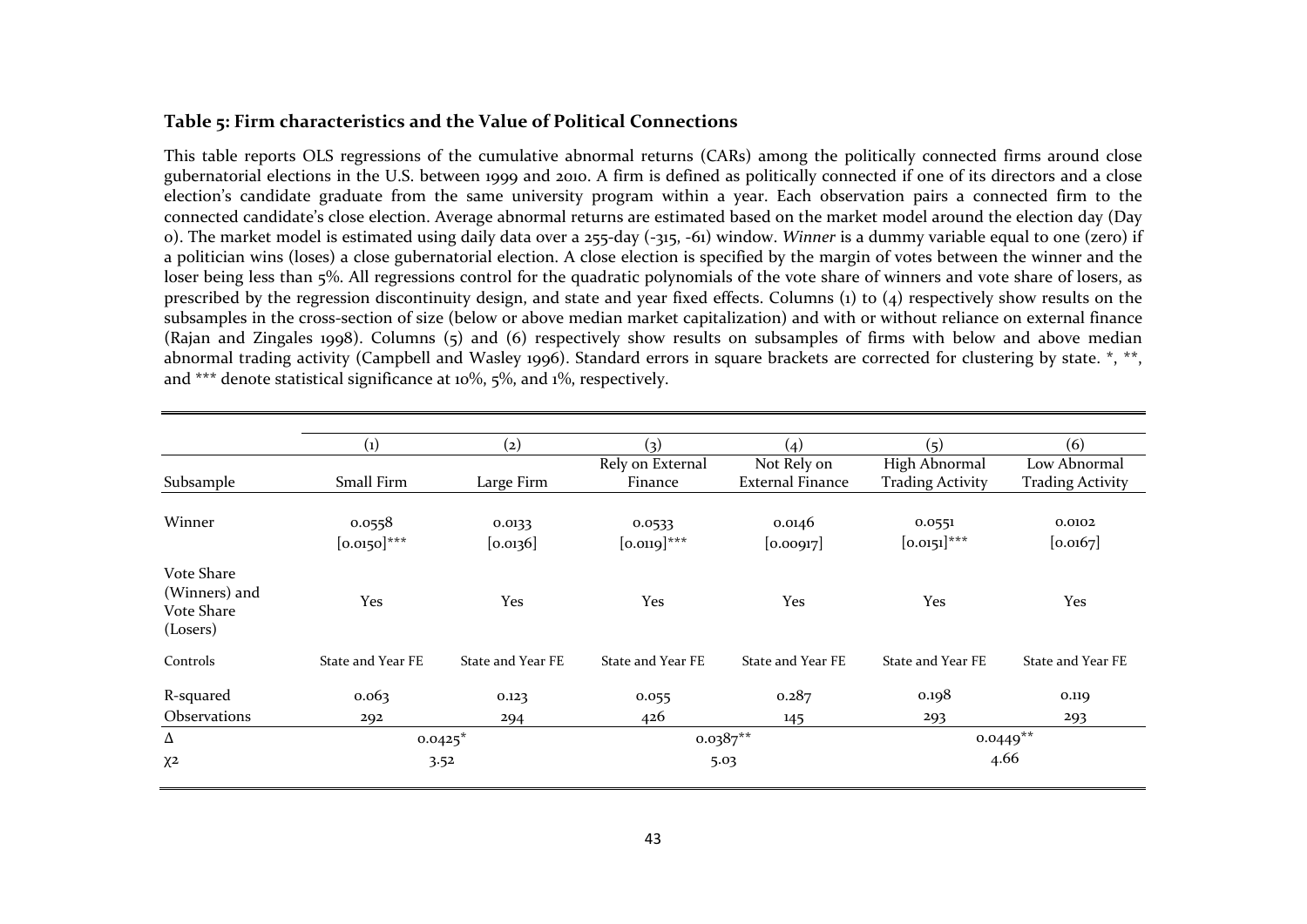**Table 5: Firm characteristics and the Value of Political Connections**

This table reports OLS regressions of the cumulative abnormal returns (CARs) among the politically connected firms around close gubernatorial elections in the U.S. between 1999 and 2010. A firm is defined as politically connected if one of its directors and a close election's candidate graduate from the same university program within a year. Each observation pairs a connected firm to the connected candidate's close election. Average abnormal returns are estimated based on the market model around the election day (Day 0). The market model is estimated using daily data over a 255-day (-315, -61) window. *Winner* is a dummy variable equal to one (zero) if a politician wins (loses) a close gubernatorial election. A close election is specified by the margin of votes between the winner and the loser being less than 5%. All regressions control for the quadratic polynomials of the vote share of winners and vote share of losers, as prescribed by the regression discontinuity design, and state and year fixed effects. Columns (1) to (4) respectively show results on the subsamples in the cross-section of size (below or above median market capitalization) and with or without reliance on external finance (Rajan and Zingales 1998). Columns (5) and (6) respectively show results on subsamples of firms with below and above median abnormal trading activity (Campbell and Wasley 1996). Standard errors in square brackets are corrected for clustering by state. *, **, and *** denote statistical significance at 10%, 5%, and 1%, respectively.

| | (1) | (2) | (3) | (4) | (5) | (6) |
|---|---|---|---|---|---|---|
| Subsample | Small Firm | Large Firm | Rely on External Finance | Not Rely on External Finance | High Abnormal Trading Activity | Low Abnormal Trading Activity |
| Winner | 0.0558 | 0.0133 | 0.0533 | 0.0146 | 0.0551 | 0.0102 |
| | [0.0150]*** | [0.0136] | [0.0119]*** | [0.00917] | [0.0151]*** | [0.0167] |
| Vote Share (Winners) and Vote Share (Losers) | Yes | Yes | Yes | Yes | Yes | Yes |
| Controls | State and Year FE | State and Year FE | State and Year FE | State and Year FE | State and Year FE | State and Year FE |
| R-squared | 0.063 | 0.123 | 0.055 | 0.287 | 0.198 | 0.119 |
| Observations | 292 | 294 | 426 | 145 | 293 | 293 |
| $\Delta$ | 0.0425* | | 0.0387** | | 0.0449** | |
| $\chi 2$ | 3.52 | | 5.03 | | 4.66 | |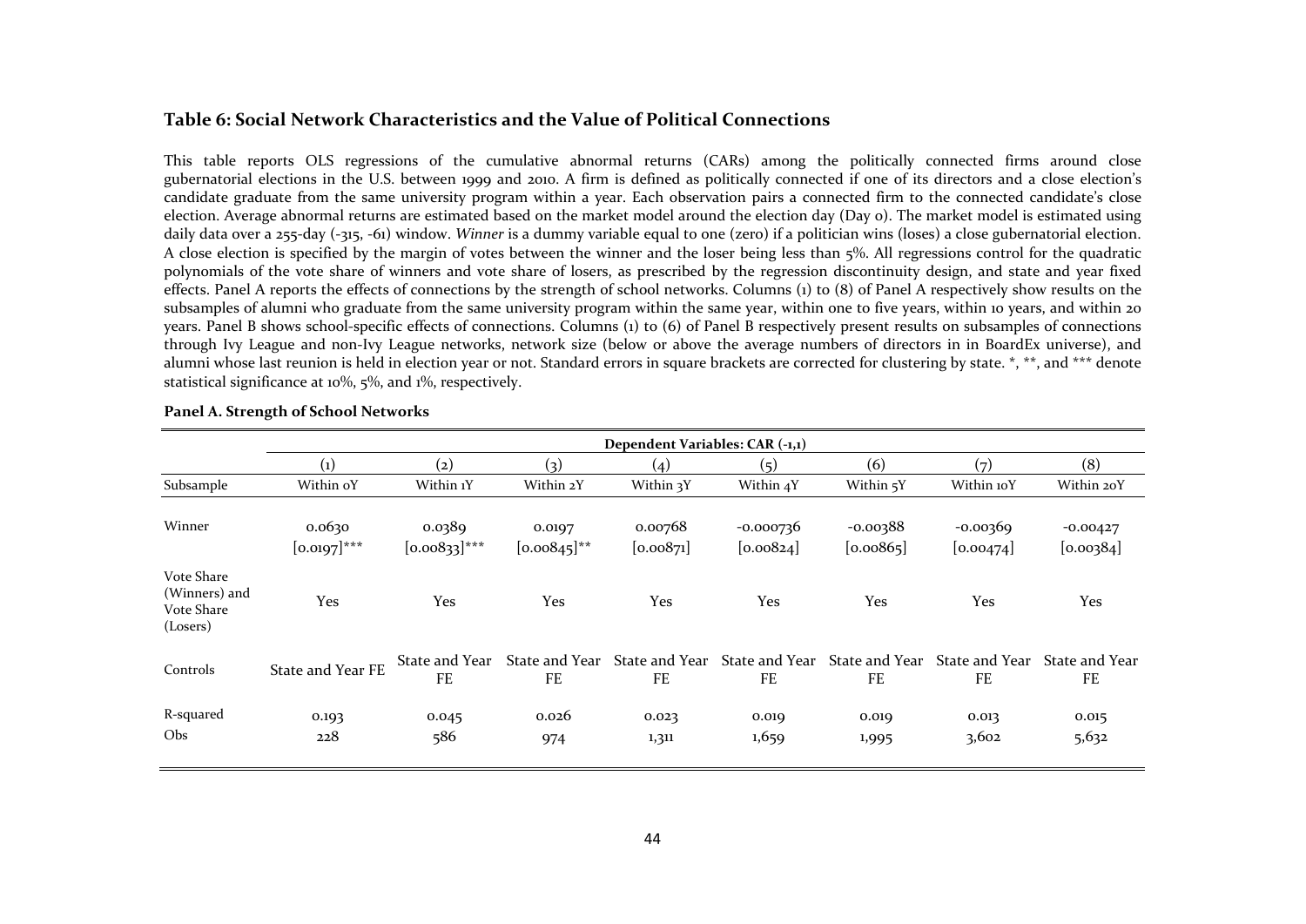## Table 6: Social Network Characteristics and the Value of Political Connections

This table reports OLS regressions of the cumulative abnormal returns (CARs) among the politically connected firms around close gubernatorial elections in the U.S. between 1999 and 2010. A firm is defined as politically connected if one of its directors and a close election's candidate graduate from the same university program within a year. Each observation pairs a connected firm to the connected candidate's close election. Average abnormal returns are estimated based on the market model around the election day (Day 0). The market model is estimated using daily data over a 255-day (-315, -61) window. *Winner* is a dummy variable equal to one (zero) if a politician wins (loses) a close gubernatorial election. A close election is specified by the margin of votes between the winner and the loser being less than 5%. All regressions control for the quadratic polynomials of the vote share of winners and vote share of losers, as prescribed by the regression discontinuity design, and state and year fixed effects. Panel A reports the effects of connections by the strength of school networks. Columns (1) to (8) of Panel A respectively show results on the subsamples of alumni who graduate from the same university program within the same year, within one to five years, within 10 years, and within 20 years. Panel B shows school-specific effects of connections. Columns (1) to (6) of Panel B respectively present results on subsamples of connections through Ivy League and non-Ivy League networks, network size (below or above the average numbers of directors in in BoardEx universe), and alumni whose last reunion is held in election year or not. Standard errors in square brackets are corrected for clustering by state. *, **, and *** denote statistical significance at 10%, 5%, and 1%, respectively.

**Panel A. Strength of School Networks**

| | Dependent Variables: CAR (-1,1) | | | | | | | |
|---|---|---|---|---|---|---|---|---|
| | (1) | (2) | (3) | (4) | (5) | (6) | (7) | (8) |
| Subsample | Within 0Y | Within 1Y | Within 2Y | Within 3Y | Within 4Y | Within 5Y | Within 10Y | Within 20Y |
| Winner | 0.0630 | 0.0389 | 0.0197 | 0.00768 | -0.000736 | -0.00388 | -0.00369 | -0.00427 |
| | [0.0197]*** | [0.00833]*** | [0.00845]** | [0.00871] | [0.00824] | [0.00865] | [0.00474] | [0.00384] |
| Vote Share (Winners) and Vote Share (Losers) | Yes | Yes | Yes | Yes | Yes | Yes | Yes | Yes |
| Controls | State and Year FE | State and Year FE | State and Year FE | State and Year FE | State and Year FE | State and Year FE | State and Year FE | State and Year FE |
| R-squared | 0.193 | 0.045 | 0.026 | 0.023 | 0.019 | 0.019 | 0.013 | 0.015 |
| Obs | 228 | 586 | 974 | 1,311 | 1,659 | 1,995 | 3,602 | 5,632 |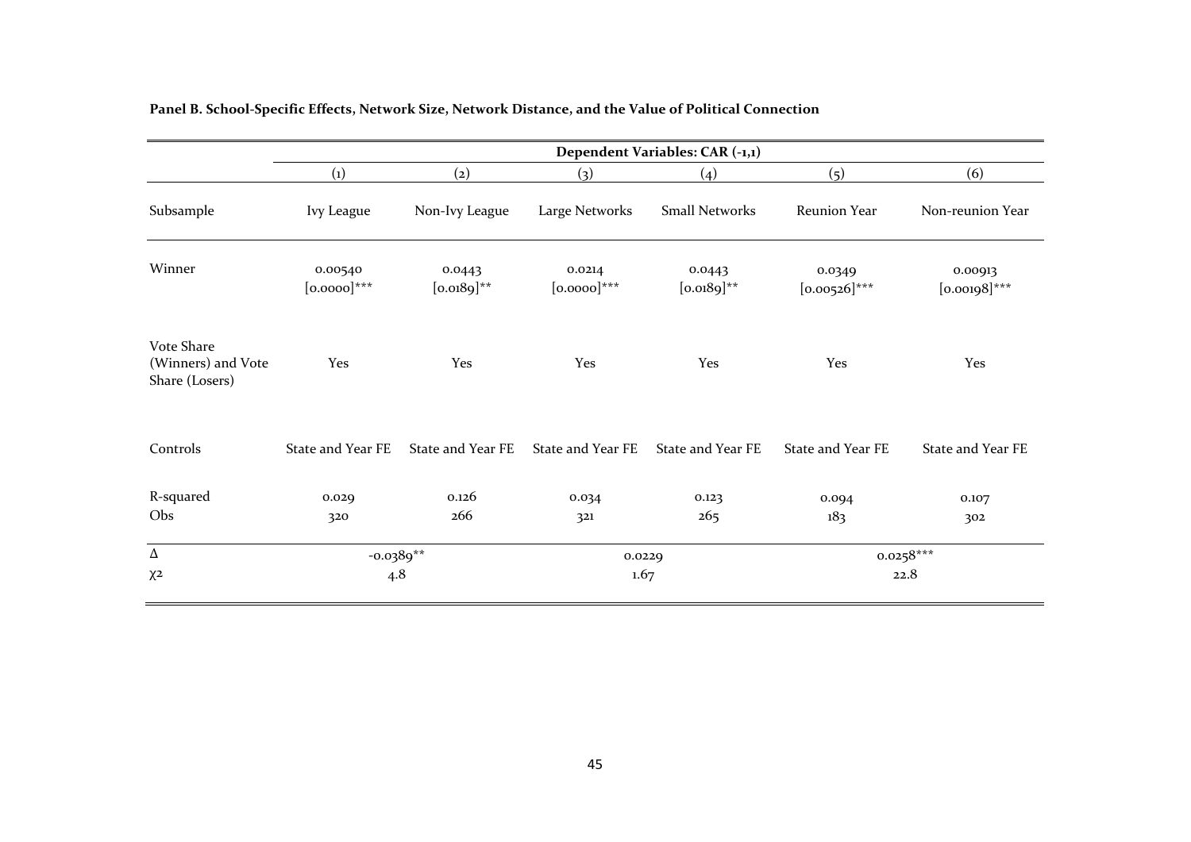**Panel B. School-Specific Effects, Network Size, Network Distance, and the Value of Political Connection**

| | Dependent Variables: CAR (-1,1) | | | | | |
|---|---|---|---|---|---|---|
| | (1) | (2) | (3) | (4) | (5) | (6) |
| Subsample | Ivy League | Non-Ivy League | Large Networks | Small Networks | Reunion Year | Non-reunion Year |
| Winner | 0.00540<br>[0.0000]*** | 0.0443<br>[0.0189]** | 0.0214<br>[0.0000]*** | 0.0443<br>[0.0189]** | 0.0349<br>[0.00526]*** | 0.00913<br>[0.00198]*** |
| Vote Share (Winners) and Vote Share (Losers) | Yes | Yes | Yes | Yes | Yes | Yes |
| Controls | State and Year FE | State and Year FE | State and Year FE | State and Year FE | State and Year FE | State and Year FE |
| R-squared | 0.029 | 0.126 | 0.034 | 0.123 | 0.094 | 0.107 |
| Obs | 320 | 266 | 321 | 265 | 183 | 302 |
| Δ | -0.0389** | | 0.0229 | | 0.0258*** | |
| $\chi^2$ | 4.8 | | 1.67 | | 22.8 | |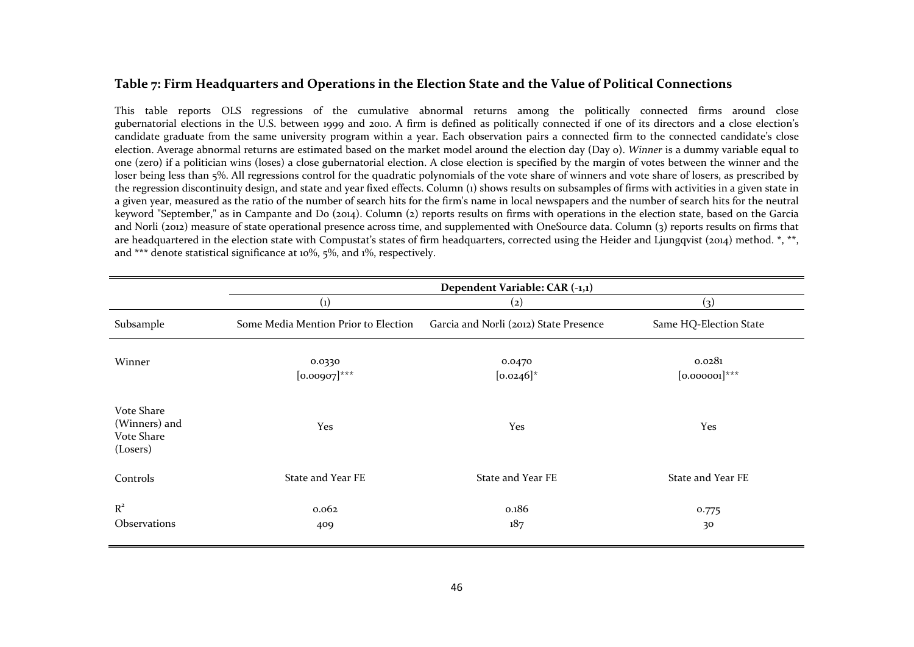### Table 7: Firm Headquarters and Operations in the Election State and the Value of Political Connections

This table reports OLS regressions of the cumulative abnormal returns among the politically connected firms around close gubernatorial elections in the U.S. between 1999 and 2010. A firm is defined as politically connected if one of its directors and a close election's candidate graduate from the same university program within a year. Each observation pairs a connected firm to the connected candidate's close election. Average abnormal returns are estimated based on the market model around the election day (Day 0). *Winner* is a dummy variable equal to one (zero) if a politician wins (loses) a close gubernatorial election. A close election is specified by the margin of votes between the winner and the loser being less than 5%. All regressions control for the quadratic polynomials of the vote share of winners and vote share of losers, as prescribed by the regression discontinuity design, and state and year fixed effects. Column (1) shows results on subsamples of firms with activities in a given state in a given year, measured as the ratio of the number of search hits for the firm's name in local newspapers and the number of search hits for the neutral keyword "September," as in Campante and Do (2014). Column (2) reports results on firms with operations in the election state, based on the Garcia and Norli (2012) measure of state operational presence across time, and supplemented with OneSource data. Column (3) reports results on firms that are headquartered in the election state with Compustat's states of firm headquarters, corrected using the Heider and Ljungqvist (2014) method. *, **, and *** denote statistical significance at 10%, 5%, and 1%, respectively.

| | Dependent Variable: CAR (-1,1) | | |
|---|---|---|---|
| | (1) | (2) | (3) |
| Subsample | Some Media Mention Prior to Election | Garcia and Norli (2012) State Presence | Same HQ-Election State |
| Winner | 0.0330 | 0.0470 | 0.0281 |
| | [0.00907]*** | [0.0246]* | [0.000001]*** |
| Vote Share (Winners) and Vote Share (Losers) | Yes | Yes | Yes |
| Controls | State and Year FE | State and Year FE | State and Year FE |
| $R^2$ | 0.062 | 0.186 | 0.775 |
| Observations | 409 | 187 | 30 |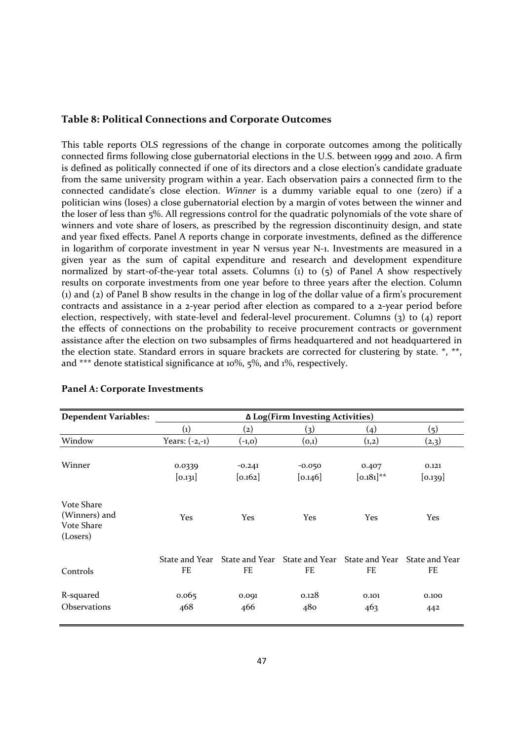### Table 8: Political Connections and Corporate Outcomes

This table reports OLS regressions of the change in corporate outcomes among the politically connected firms following close gubernatorial elections in the U.S. between 1999 and 2010. A firm is defined as politically connected if one of its directors and a close election's candidate graduate from the same university program within a year. Each observation pairs a connected firm to the connected candidate's close election. *Winner* is a dummy variable equal to one (zero) if a politician wins (loses) a close gubernatorial election by a margin of votes between the winner and the loser of less than 5%. All regressions control for the quadratic polynomials of the vote share of winners and vote share of losers, as prescribed by the regression discontinuity design, and state and year fixed effects. Panel A reports change in corporate investments, defined as the difference in logarithm of corporate investment in year N versus year N-1. Investments are measured in a given year as the sum of capital expenditure and research and development expenditure normalized by start-of-the-year total assets. Columns (1) to (5) of Panel A show respectively results on corporate investments from one year before to three years after the election. Column (1) and (2) of Panel B show results in the change in log of the dollar value of a firm's procurement contracts and assistance in a 2-year period after election as compared to a 2-year period before election, respectively, with state-level and federal-level procurement. Columns (3) to (4) report the effects of connections on the probability to receive procurement contracts or government assistance after the election on two subsamples of firms headquartered and not headquartered in the election state. Standard errors in square brackets are corrected for clustering by state. *, **, and *** denote statistical significance at 10%, 5%, and 1%, respectively.

**Panel A: Corporate Investments**

| Dependent Variables: | Δ Log(Firm Investing Activities) | | | | |
|---|---|---|---|---|---|
| | (1) | (2) | (3) | (4) | (5) |
| Window | Years: (-2,-1) | (-1,0) | (0,1) | (1,2) | (2,3) |
| Winner | 0.0339 | -0.241 | -0.050 | 0.407 | 0.121 |
| | [0.131] | [0.162] | [0.146] | [0.181]** | [0.139] |
| Vote Share (Winners) and Vote Share (Losers) | Yes | Yes | Yes | Yes | Yes |
| Controls | State and Year FE | State and Year FE | State and Year FE | State and Year FE | State and Year FE |
| R-squared | 0.065 | 0.091 | 0.128 | 0.101 | 0.100 |
| Observations | 468 | 466 | 480 | 463 | 442 |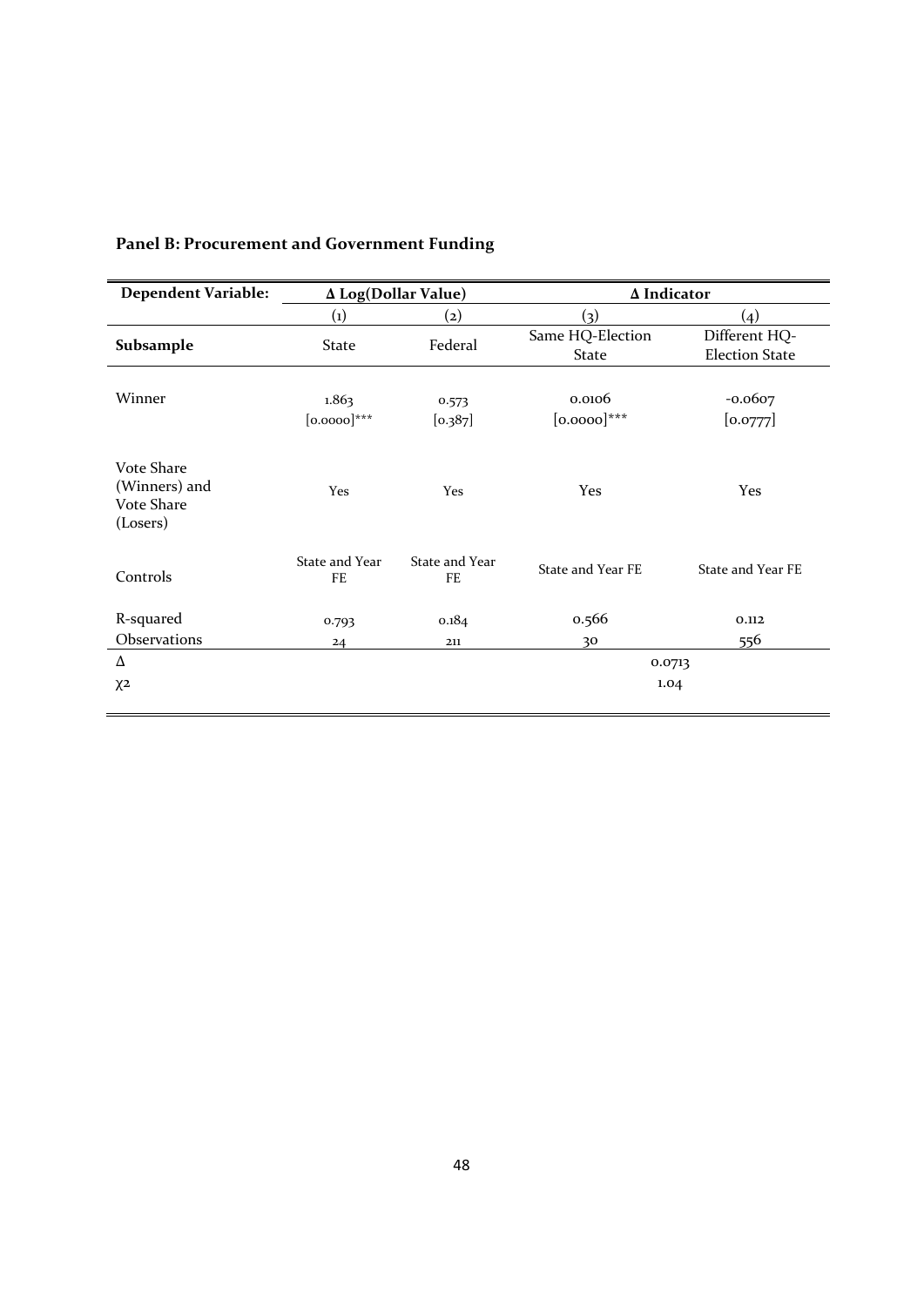**Panel B: Procurement and Government Funding**

| **Dependent Variable:** | Δ Log(Dollar Value) | | Δ Indicator | |
|---|---|---|---|---|
| | (1) | (2) | (3) | (4) |
| **Subsample** | State | Federal | Same HQ-Election State | Different HQ-Election State |
| Winner | 1.863<br>[0.0000]*** | 0.573<br>[0.387] | 0.0106<br>[0.0000]*** | -0.0607<br>[0.0777] |
| Vote Share (Winners) and Vote Share (Losers) | Yes | Yes | Yes | Yes |
| Controls | State and Year FE | State and Year FE | State and Year FE | State and Year FE |
| R-squared | 0.793 | 0.184 | 0.566 | 0.112 |
| Observations | 24 | 211 | 30 | 556 |
| Δ | | | 0.0713 | |
| $\chi^2$ | | | 1.04 | |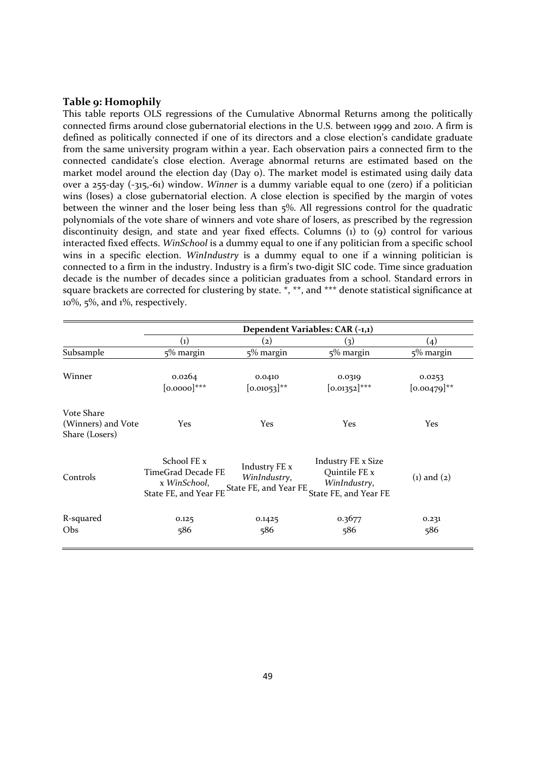### Table 9: Homophily

This table reports OLS regressions of the Cumulative Abnormal Returns among the politically connected firms around close gubernatorial elections in the U.S. between 1999 and 2010. A firm is defined as politically connected if one of its directors and a close election's candidate graduate from the same university program within a year. Each observation pairs a connected firm to the connected candidate's close election. Average abnormal returns are estimated based on the market model around the election day (Day 0). The market model is estimated using daily data over a 255-day (-315,-61) window. *Winner* is a dummy variable equal to one (zero) if a politician wins (loses) a close gubernatorial election. A close election is specified by the margin of votes between the winner and the loser being less than 5%. All regressions control for the quadratic polynomials of the vote share of winners and vote share of losers, as prescribed by the regression discontinuity design, and state and year fixed effects. Columns (1) to (9) control for various interacted fixed effects. *WinSchool* is a dummy equal to one if any politician from a specific school wins in a specific election. *WinIndustry* is a dummy equal to one if a winning politician is connected to a firm in the industry. Industry is a firm's two-digit SIC code. Time since graduation decade is the number of decades since a politician graduates from a school. Standard errors in square brackets are corrected for clustering by state. *, **, and *** denote statistical significance at 10%, 5%, and 1%, respectively.

| | **Dependent Variables: CAR (-1,1)** | | | |
|---|---|---|---|---|
| | (1) | (2) | (3) | (4) |
| Subsample | 5% margin | 5% margin | 5% margin | 5% margin |
| Winner | 0.0264 | 0.0410 | 0.0319 | 0.0253 |
| | [0.0000]*** | [0.01053]** | [0.01352]*** | [0.00479]** |
| Vote Share (Winners) and Vote Share (Losers) | Yes | Yes | Yes | Yes |
| Controls | School FE x TimeGrad Decade FE x *WinSchool*, State FE, and Year FE | Industry FE x *WinIndustry*, State FE, and Year FE | Industry FE x Size Quintile FE x *WinIndustry*, State FE, and Year FE | (1) and (2) |
| R-squared | 0.125 | 0.1425 | 0.3677 | 0.231 |
| Obs | 586 | 586 | 586 | 586 |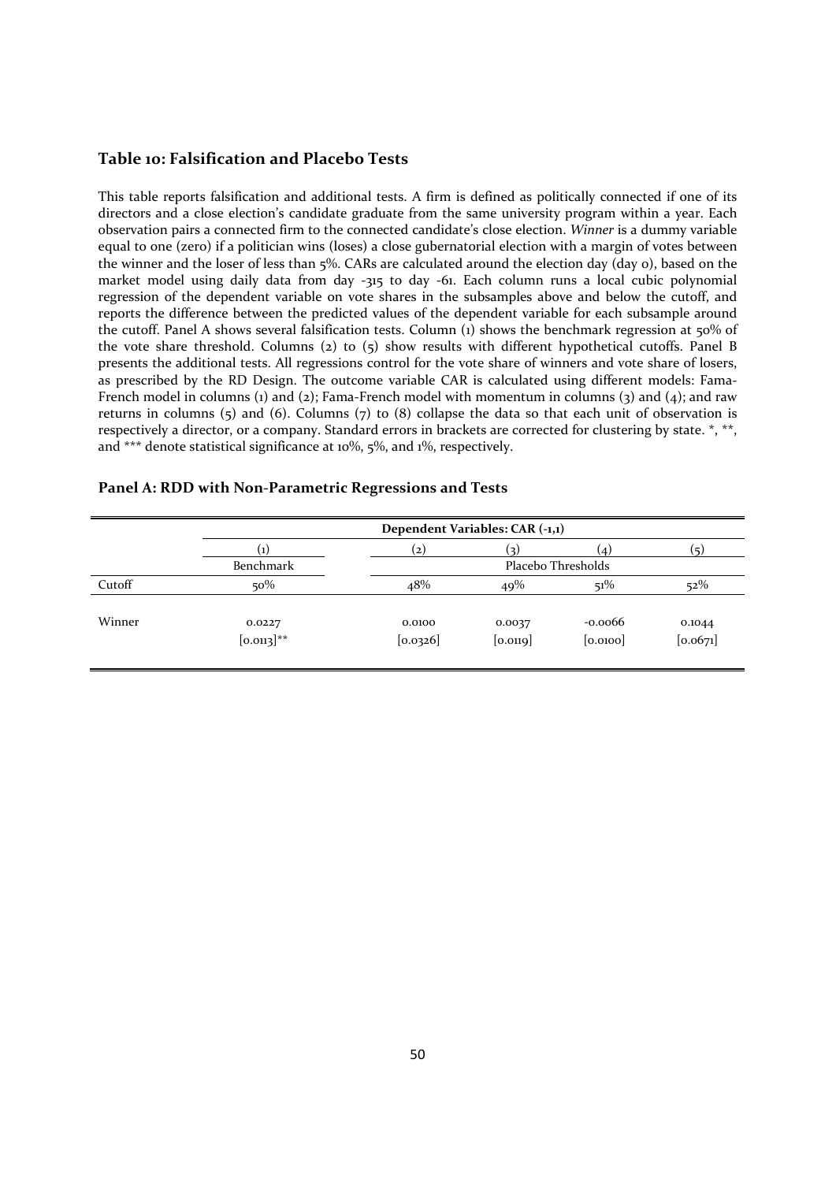## Table 10: Falsification and Placebo Tests

This table reports falsification and additional tests. A firm is defined as politically connected if one of its directors and a close election's candidate graduate from the same university program within a year. Each observation pairs a connected firm to the connected candidate's close election. *Winner* is a dummy variable equal to one (zero) if a politician wins (loses) a close gubernatorial election with a margin of votes between the winner and the loser of less than 5%. CARs are calculated around the election day (day 0), based on the market model using daily data from day -315 to day -61. Each column runs a local cubic polynomial regression of the dependent variable on vote shares in the subsamples above and below the cutoff, and reports the difference between the predicted values of the dependent variable for each subsample around the cutoff. Panel A shows several falsification tests. Column (1) shows the benchmark regression at 50% of the vote share threshold. Columns (2) to (5) show results with different hypothetical cutoffs. Panel B presents the additional tests. All regressions control for the vote share of winners and vote share of losers, as prescribed by the RD Design. The outcome variable CAR is calculated using different models: Fama-French model in columns (1) and (2); Fama-French model with momentum in columns (3) and (4); and raw returns in columns (5) and (6). Columns (7) to (8) collapse the data so that each unit of observation is respectively a director, or a company. Standard errors in brackets are corrected for clustering by state. *, **, and *** denote statistical significance at 10%, 5%, and 1%, respectively.

### Panel A: RDD with Non-Parametric Regressions and Tests

| | Dependent Variables: CAR (-1,1) | | | | |
|---|---|---|---|---|---|
| | (1) | (2) | (3) | (4) | (5) |
| | Benchmark | Placebo Thresholds | | | |
| Cutoff | 50% | 48% | 49% | 51% | 52% |
| Winner | 0.0227 | 0.0100 | 0.0037 | -0.0066 | 0.1044 |
| | [0.0113]** | [0.0326] | [0.0119] | [0.0100] | [0.0671] |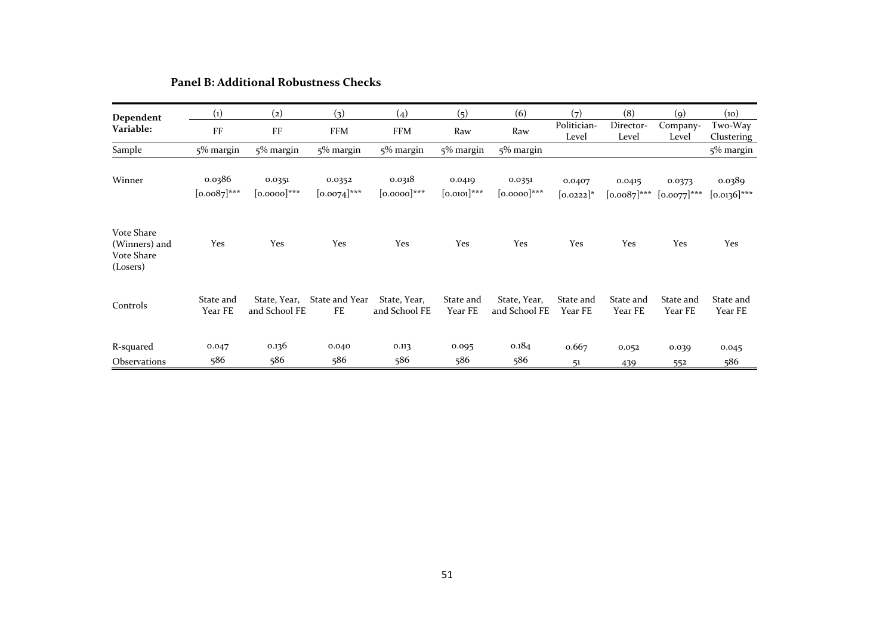**Panel B: Additional Robustness Checks**

| Dependent Variable: | (1) FF | (2) FF | (3) FFM | (4) FFM | (5) Raw | (6) Raw | (7) Politician-Level | (8) Director-Level | (9) Company-Level | (10) Two-Way Clustering |
|---|---|---|---|---|---|---|---|---|---|---|
| Sample | 5% margin | 5% margin | 5% margin | 5% margin | 5% margin | 5% margin | | | | 5% margin |
| Winner | 0.0386 | 0.0351 | 0.0352 | 0.0318 | 0.0419 | 0.0351 | 0.0407 | 0.0415 | 0.0373 | 0.0389 |
| | [0.0087]*** | [0.0000]*** | [0.0074]*** | [0.0000]*** | [0.0101]*** | [0.0000]*** | [0.0222]* | [0.0087]*** | [0.0077]*** | [0.0136]*** |
| Vote Share (Winners) and Vote Share (Losers) | Yes | Yes | Yes | Yes | Yes | Yes | Yes | Yes | Yes | Yes |
| Controls | State and Year FE | State, Year, and School FE | State and Year FE | State, Year, and School FE | State and Year FE | State, Year, and School FE | State and Year FE | State and Year FE | State and Year FE | State and Year FE |
| R-squared | 0.047 | 0.136 | 0.040 | 0.113 | 0.095 | 0.184 | 0.667 | 0.052 | 0.039 | 0.045 |
| Observations | 586 | 586 | 586 | 586 | 586 | 586 | 51 | 439 | 552 | 586 |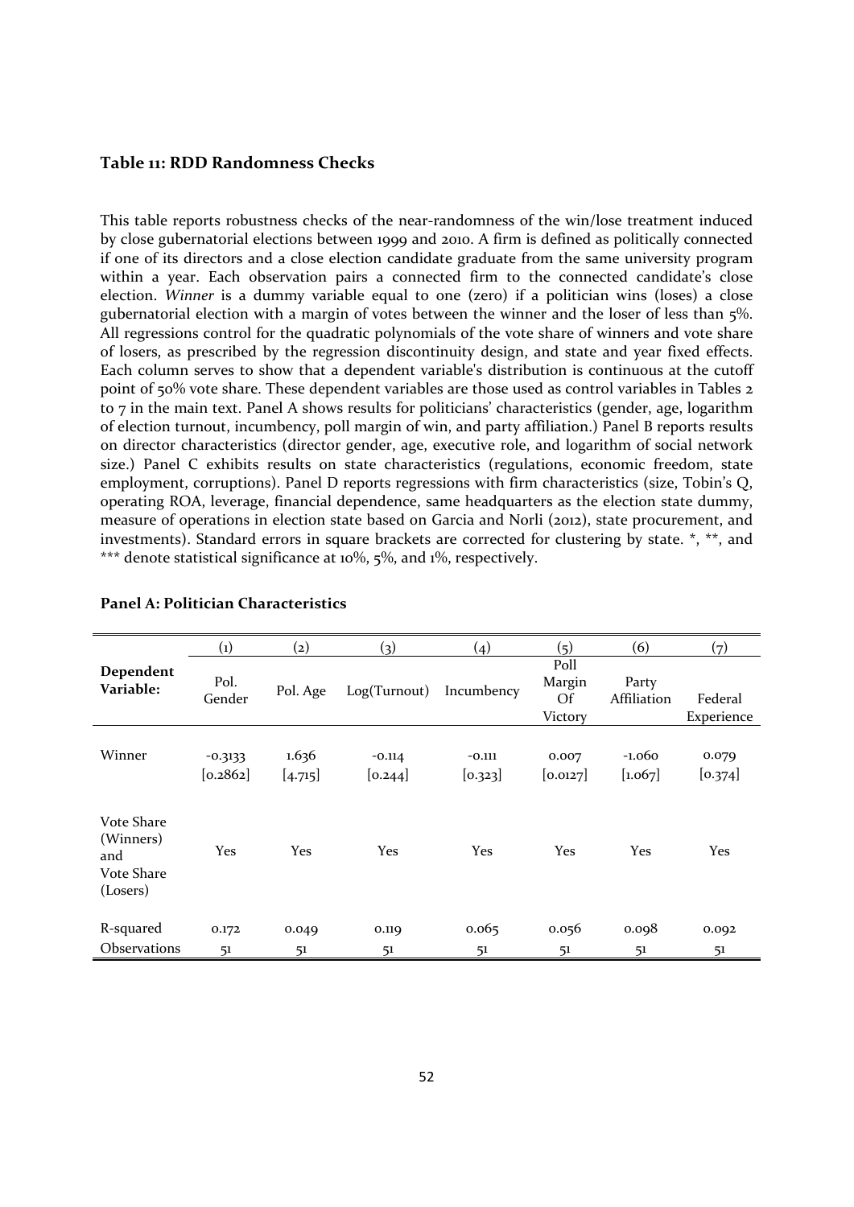### Table 11: RDD Randomness Checks

This table reports robustness checks of the near-randomness of the win/lose treatment induced by close gubernatorial elections between 1999 and 2010. A firm is defined as politically connected if one of its directors and a close election candidate graduate from the same university program within a year. Each observation pairs a connected firm to the connected candidate's close election. *Winner* is a dummy variable equal to one (zero) if a politician wins (loses) a close gubernatorial election with a margin of votes between the winner and the loser of less than 5%. All regressions control for the quadratic polynomials of the vote share of winners and vote share of losers, as prescribed by the regression discontinuity design, and state and year fixed effects. Each column serves to show that a dependent variable's distribution is continuous at the cutoff point of 50% vote share. These dependent variables are those used as control variables in Tables 2 to 7 in the main text. Panel A shows results for politicians' characteristics (gender, age, logarithm of election turnout, incumbency, poll margin of win, and party affiliation.) Panel B reports results on director characteristics (director gender, age, executive role, and logarithm of social network size.) Panel C exhibits results on state characteristics (regulations, economic freedom, state employment, corruptions). Panel D reports regressions with firm characteristics (size, Tobin's Q, operating ROA, leverage, financial dependence, same headquarters as the election state dummy, measure of operations in election state based on Garcia and Norli (2012), state procurement, and investments). Standard errors in square brackets are corrected for clustering by state. *, **, and *** denote statistical significance at 10%, 5%, and 1%, respectively.

**Panel A: Politician Characteristics**

| | (1) | (2) | (3) | (4) | (5) | (6) | (7) |
|---|---|---|---|---|---|---|---|
| **Dependent Variable:** | Pol. Gender | Pol. Age | Log(Turnout) | Incumbency | Poll Margin Of Victory | Party Affiliation | Federal Experience |
| Winner | -0.3133 | 1.636 | -0.114 | -0.111 | 0.007 | -1.060 | 0.079 |
| | [0.2862] | [4.715] | [0.244] | [0.323] | [0.0127] | [1.067] | [0.374] |
| Vote Share (Winners) and Vote Share (Losers) | Yes | Yes | Yes | Yes | Yes | Yes | Yes |
| R-squared | 0.172 | 0.049 | 0.119 | 0.065 | 0.056 | 0.098 | 0.092 |
| Observations | 51 | 51 | 51 | 51 | 51 | 51 | 51 |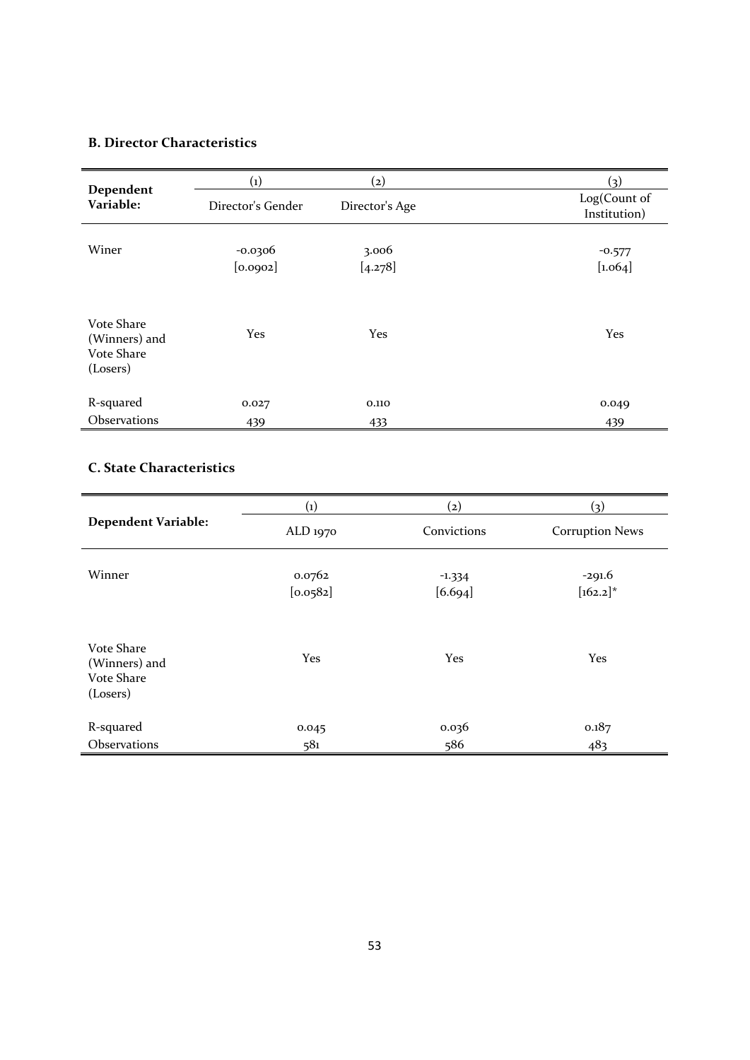### B. Director Characteristics

| Dependent Variable: | (1) Director's Gender | (2) Director's Age | (3) Log(Count of Institution) |
|---|---|---|---|
| Winer | -0.0306 | 3.006 | -0.577 |
| | [0.0902] | [4.278] | [1.064] |
| Vote Share (Winners) and Vote Share (Losers) | Yes | Yes | Yes |
| R-squared | 0.027 | 0.110 | 0.049 |
| Observations | 439 | 433 | 439 |

### C. State Characteristics

| Dependent Variable: | (1) ALD 1970 | (2) Convictions | (3) Corruption News |
|---|---|---|---|
| Winner | 0.0762 | -1.334 | -291.6 |
| | [0.0582] | [6.694] | [162.2]* |
| Vote Share (Winners) and Vote Share (Losers) | Yes | Yes | Yes |
| R-squared | 0.045 | 0.036 | 0.187 |
| Observations | 581 | 586 | 483 |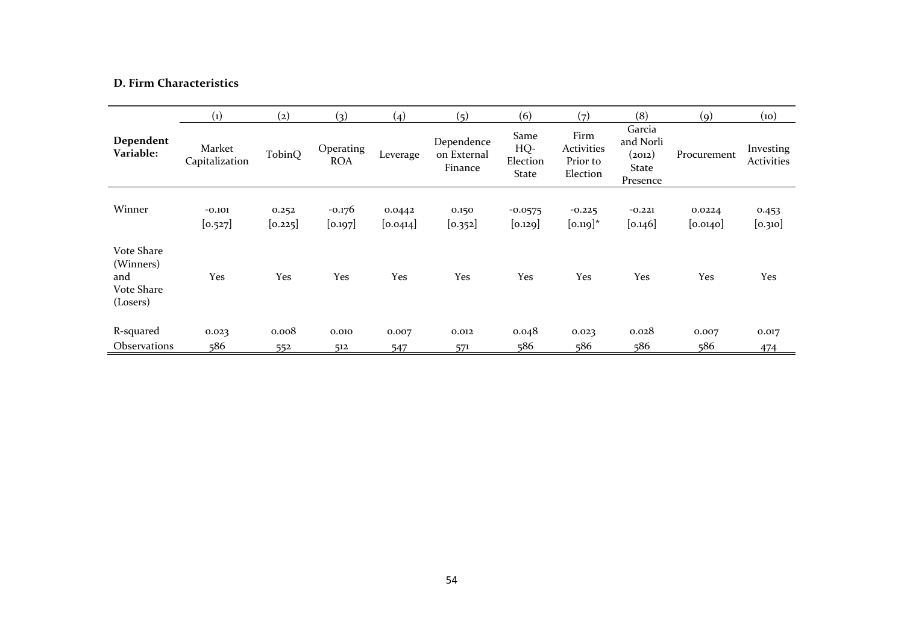**D. Firm Characteristics**

| | (1) | (2) | (3) | (4) | (5) | (6) | (7) | (8) | (9) | (10) |
|---|---|---|---|---|---|---|---|---|---|---|
| **Dependent Variable:** | Market Capitalization | TobinQ | Operating ROA | Leverage | Dependence on External Finance | Same HQ-Election State | Firm Activities Prior to Election | Garcia and Norli (2012) State Presence | Procurement | Investing Activities |
| Winner | -0.101<br>[0.527] | 0.252<br>[0.225] | -0.176<br>[0.197] | 0.0442<br>[0.0414] | 0.150<br>[0.352] | -0.0575<br>[0.129] | -0.225<br>[0.119]* | -0.221<br>[0.146] | 0.0224<br>[0.0140] | 0.453<br>[0.310] |
| Vote Share (Winners) and Vote Share (Losers) | Yes | Yes | Yes | Yes | Yes | Yes | Yes | Yes | Yes | Yes |
| R-squared | 0.023 | 0.008 | 0.010 | 0.007 | 0.012 | 0.048 | 0.023 | 0.028 | 0.007 | 0.017 |
| Observations | 586 | 552 | 512 | 547 | 571 | 586 | 586 | 586 | 586 | 474 |